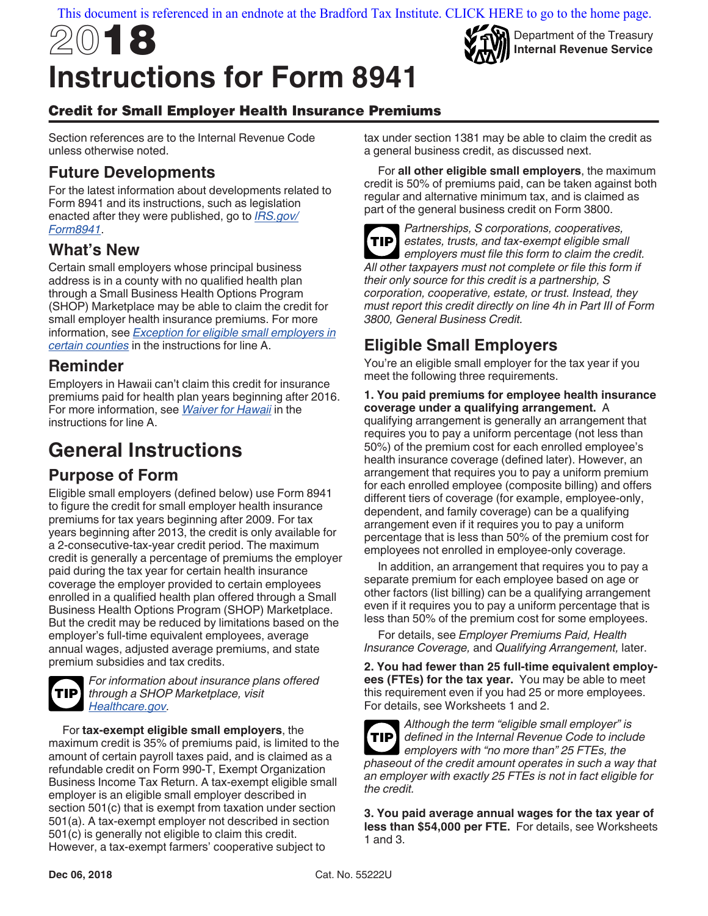This document is referenced in an endnote at the Bradford Tax Institute. CLICK HERE to go to the home page.

# 2018 Instructions for Form 8941

Department of the Treasury
Internal Revenue Service

## Credit for Small Employer Health Insurance Premiums

Section references are to the Internal Revenue Code unless otherwise noted.

## Future Developments

For the latest information about developments related to Form 8941 and its instructions, such as legislation enacted after they were published, go to *IRS.gov/Form8941*.

## What's New

Certain small employers whose principal business address is in a county with no qualified health plan through a Small Business Health Options Program (SHOP) Marketplace may be able to claim the credit for small employer health insurance premiums. For more information, see *Exception for eligible small employers in certain counties* in the instructions for line A.

## Reminder

Employers in Hawaii can't claim this credit for insurance premiums paid for health plan years beginning after 2016. For more information, see *Waiver for Hawaii* in the instructions for line A.

# General Instructions

## Purpose of Form

Eligible small employers (defined below) use Form 8941 to figure the credit for small employer health insurance premiums for tax years beginning after 2009. For tax years beginning after 2013, the credit is only available for a 2-consecutive-tax-year credit period. The maximum credit is generally a percentage of premiums the employer paid during the tax year for certain health insurance coverage the employer provided to certain employees enrolled in a qualified health plan offered through a Small Business Health Options Program (SHOP) Marketplace. But the credit may be reduced by limitations based on the employer's full-time equivalent employees, average annual wages, adjusted average premiums, and state premium subsidies and tax credits.

**TIP** *For information about insurance plans offered through a SHOP Marketplace, visit Healthcare.gov.*

For **tax-exempt eligible small employers**, the maximum credit is 35% of premiums paid, is limited to the amount of certain payroll taxes paid, and is claimed as a refundable credit on Form 990-T, Exempt Organization Business Income Tax Return. A tax-exempt eligible small employer is an eligible small employer described in section 501(c) that is exempt from taxation under section 501(a). A tax-exempt employer not described in section 501(c) is generally not eligible to claim this credit. However, a tax-exempt farmers' cooperative subject to tax under section 1381 may be able to claim the credit as a general business credit, as discussed next.

For **all other eligible small employers**, the maximum credit is 50% of premiums paid, can be taken against both regular and alternative minimum tax, and is claimed as part of the general business credit on Form 3800.

**TIP** *Partnerships, S corporations, cooperatives, estates, trusts, and tax-exempt eligible small employers must file this form to claim the credit. All other taxpayers must not complete or file this form if their only source for this credit is a partnership, S corporation, cooperative, estate, or trust. Instead, they must report this credit directly on line 4h in Part III of Form 3800, General Business Credit.*

## Eligible Small Employers

You're an eligible small employer for the tax year if you meet the following three requirements.

**1. You paid premiums for employee health insurance coverage under a qualifying arrangement.** A qualifying arrangement is generally an arrangement that requires you to pay a uniform percentage (not less than 50%) of the premium cost for each enrolled employee's health insurance coverage (defined later). However, an arrangement that requires you to pay a uniform premium for each enrolled employee (composite billing) and offers different tiers of coverage (for example, employee-only, dependent, and family coverage) can be a qualifying arrangement even if it requires you to pay a uniform percentage that is less than 50% of the premium cost for employees not enrolled in employee-only coverage.

In addition, an arrangement that requires you to pay a separate premium for each employee based on age or other factors (list billing) can be a qualifying arrangement even if it requires you to pay a uniform percentage that is less than 50% of the premium cost for some employees.

For details, see *Employer Premiums Paid, Health Insurance Coverage,* and *Qualifying Arrangement,* later.

**2. You had fewer than 25 full-time equivalent employees (FTEs) for the tax year.** You may be able to meet this requirement even if you had 25 or more employees. For details, see Worksheets 1 and 2.

**TIP** *Although the term "eligible small employer" is defined in the Internal Revenue Code to include employers with "no more than" 25 FTEs, the phaseout of the credit amount operates in such a way that an employer with exactly 25 FTEs is not in fact eligible for the credit.*

**3. You paid average annual wages for the tax year of less than $54,000 per FTE.** For details, see Worksheets 1 and 3.

Dec 06, 2018 Cat. No. 55222U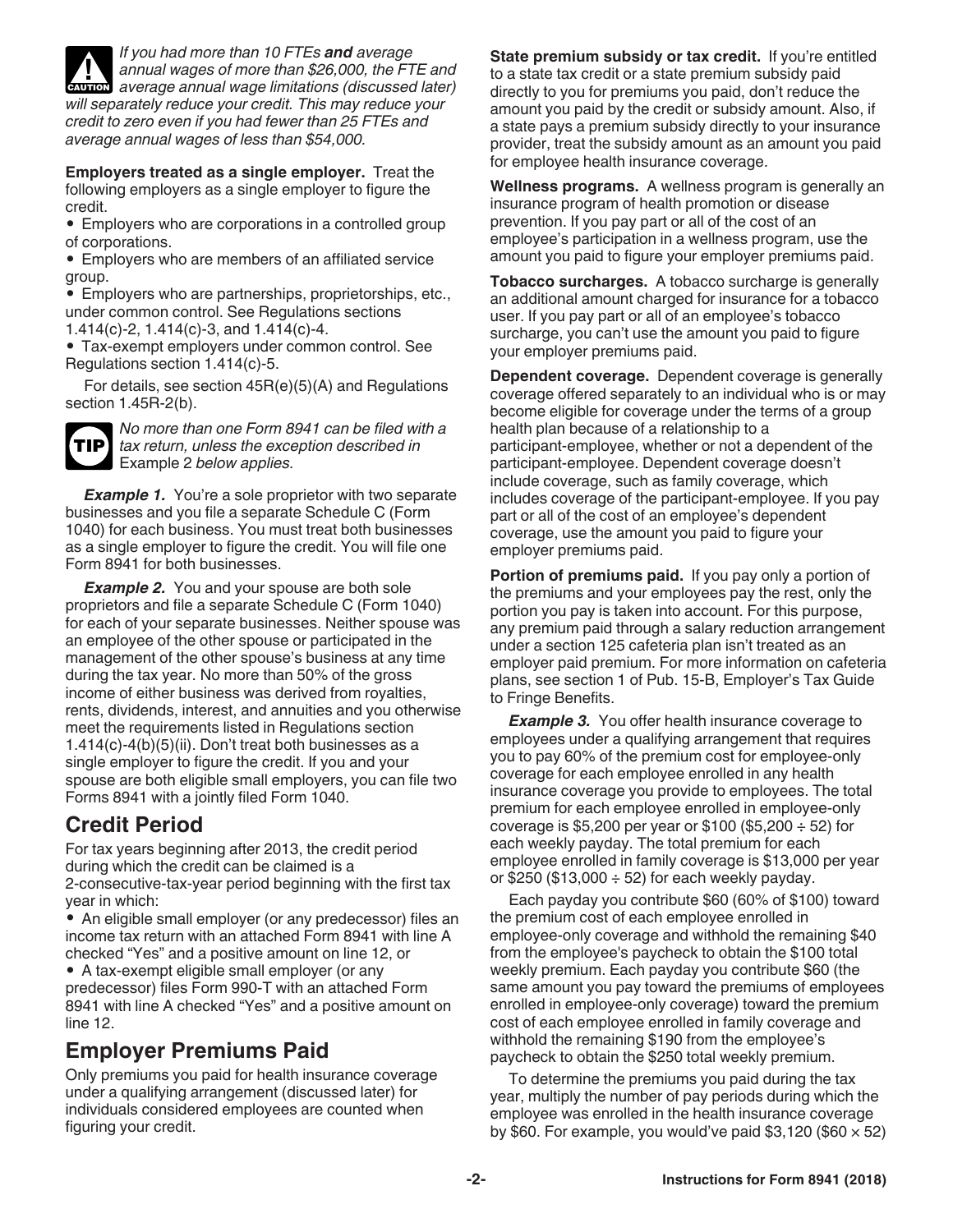**CAUTION** *If you had more than 10 FTEs **and** average annual wages of more than $26,000, the FTE and average annual wage limitations (discussed later) will separately reduce your credit. This may reduce your credit to zero even if you had fewer than 25 FTEs and average annual wages of less than $54,000.*

**Employers treated as a single employer.** Treat the following employers as a single employer to figure the credit.

- Employers who are corporations in a controlled group of corporations.
- Employers who are members of an affiliated service group.
- Employers who are partnerships, proprietorships, etc., under common control. See Regulations sections 1.414(c)-2, 1.414(c)-3, and 1.414(c)-4.
- Tax-exempt employers under common control. See Regulations section 1.414(c)-5.

For details, see section 45R(e)(5)(A) and Regulations section 1.45R-2(b).

**TIP** *No more than one Form 8941 can be filed with a tax return, unless the exception described in* Example 2 *below applies.*

***Example 1.*** You're a sole proprietor with two separate businesses and you file a separate Schedule C (Form 1040) for each business. You must treat both businesses as a single employer to figure the credit. You will file one Form 8941 for both businesses.

***Example 2.*** You and your spouse are both sole proprietors and file a separate Schedule C (Form 1040) for each of your separate businesses. Neither spouse was an employee of the other spouse or participated in the management of the other spouse's business at any time during the tax year. No more than 50% of the gross income of either business was derived from royalties, rents, dividends, interest, and annuities and you otherwise meet the requirements listed in Regulations section 1.414(c)-4(b)(5)(ii). Don't treat both businesses as a single employer to figure the credit. If you and your spouse are both eligible small employers, you can file two Forms 8941 with a jointly filed Form 1040.

## Credit Period

For tax years beginning after 2013, the credit period during which the credit can be claimed is a 2-consecutive-tax-year period beginning with the first tax year in which:

- An eligible small employer (or any predecessor) files an income tax return with an attached Form 8941 with line A checked "Yes" and a positive amount on line 12, or
- A tax-exempt eligible small employer (or any predecessor) files Form 990-T with an attached Form 8941 with line A checked "Yes" and a positive amount on line 12.

## Employer Premiums Paid

Only premiums you paid for health insurance coverage under a qualifying arrangement (discussed later) for individuals considered employees are counted when figuring your credit.

**State premium subsidy or tax credit.** If you're entitled to a state tax credit or a state premium subsidy paid directly to you for premiums you paid, don't reduce the amount you paid by the credit or subsidy amount. Also, if a state pays a premium subsidy directly to your insurance provider, treat the subsidy amount as an amount you paid for employee health insurance coverage.

**Wellness programs.** A wellness program is generally an insurance program of health promotion or disease prevention. If you pay part or all of the cost of an employee's participation in a wellness program, use the amount you paid to figure your employer premiums paid.

**Tobacco surcharges.** A tobacco surcharge is generally an additional amount charged for insurance for a tobacco user. If you pay part or all of an employee's tobacco surcharge, you can't use the amount you paid to figure your employer premiums paid.

**Dependent coverage.** Dependent coverage is generally coverage offered separately to an individual who is or may become eligible for coverage under the terms of a group health plan because of a relationship to a participant-employee, whether or not a dependent of the participant-employee. Dependent coverage doesn't include coverage, such as family coverage, which includes coverage of the participant-employee. If you pay part or all of the cost of an employee's dependent coverage, use the amount you paid to figure your employer premiums paid.

**Portion of premiums paid.** If you pay only a portion of the premiums and your employees pay the rest, only the portion you pay is taken into account. For this purpose, any premium paid through a salary reduction arrangement under a section 125 cafeteria plan isn't treated as an employer paid premium. For more information on cafeteria plans, see section 1 of Pub. 15-B, Employer's Tax Guide to Fringe Benefits.

***Example 3.*** You offer health insurance coverage to employees under a qualifying arrangement that requires you to pay 60% of the premium cost for employee-only coverage for each employee enrolled in any health insurance coverage you provide to employees. The total premium for each employee enrolled in employee-only coverage is $5,200 per year or $100 ($5,200 ÷ 52) for each weekly payday. The total premium for each employee enrolled in family coverage is $13,000 per year or $250 ($13,000 ÷ 52) for each weekly payday.

Each payday you contribute $60 (60% of $100) toward the premium cost of each employee enrolled in employee-only coverage and withhold the remaining $40 from the employee's paycheck to obtain the $100 total weekly premium. Each payday you contribute $60 (the same amount you pay toward the premiums of employees enrolled in employee-only coverage) toward the premium cost of each employee enrolled in family coverage and withhold the remaining $190 from the employee's paycheck to obtain the $250 total weekly premium.

To determine the premiums you paid during the tax year, multiply the number of pay periods during which the employee was enrolled in the health insurance coverage by $60. For example, you would've paid $3,120 ($60 × 52)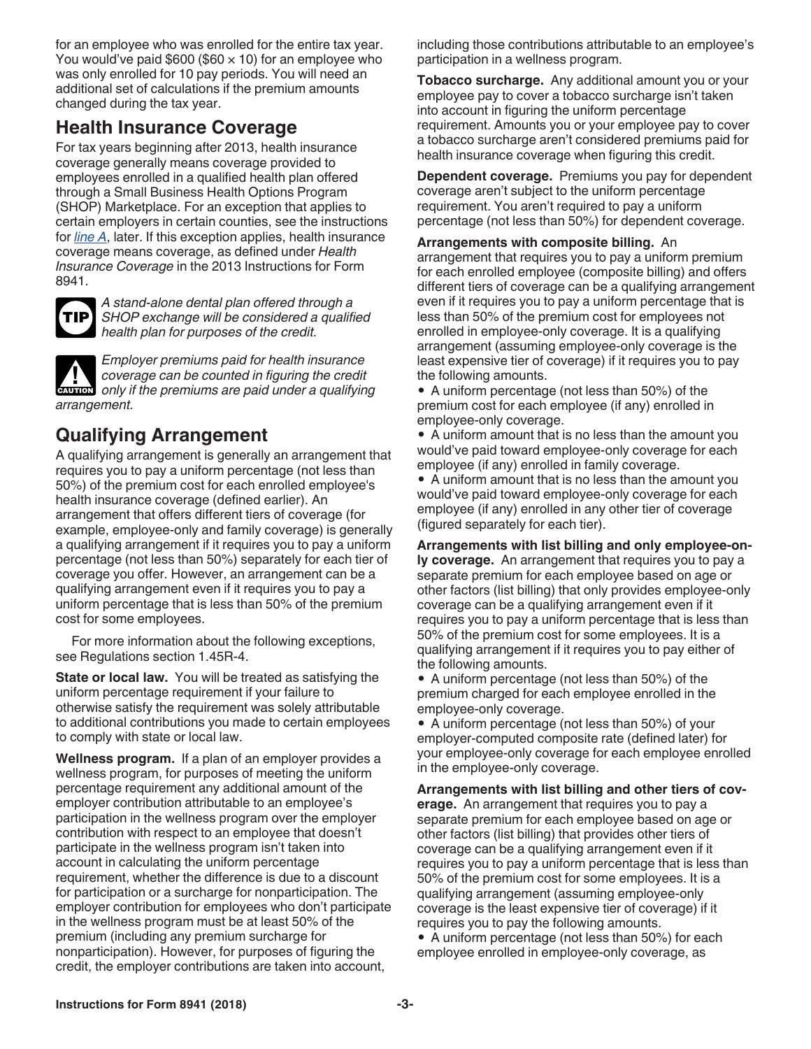for an employee who was enrolled for the entire tax year. You would've paid $600 ($60 × 10) for an employee who was only enrolled for 10 pay periods. You will need an additional set of calculations if the premium amounts changed during the tax year.

## Health Insurance Coverage

For tax years beginning after 2013, health insurance coverage generally means coverage provided to employees enrolled in a qualified health plan offered through a Small Business Health Options Program (SHOP) Marketplace. For an exception that applies to certain employers in certain counties, see the instructions for *line A*, later. If this exception applies, health insurance coverage means coverage, as defined under *Health Insurance Coverage* in the 2013 Instructions for Form 8941.

**TIP** *A stand-alone dental plan offered through a SHOP exchange will be considered a qualified health plan for purposes of the credit.*

**CAUTION** *Employer premiums paid for health insurance coverage can be counted in figuring the credit only if the premiums are paid under a qualifying arrangement.*

## Qualifying Arrangement

A qualifying arrangement is generally an arrangement that requires you to pay a uniform percentage (not less than 50%) of the premium cost for each enrolled employee's health insurance coverage (defined earlier). An arrangement that offers different tiers of coverage (for example, employee-only and family coverage) is generally a qualifying arrangement if it requires you to pay a uniform percentage (not less than 50%) separately for each tier of coverage you offer. However, an arrangement can be a qualifying arrangement even if it requires you to pay a uniform percentage that is less than 50% of the premium cost for some employees.

For more information about the following exceptions, see Regulations section 1.45R-4.

**State or local law.** You will be treated as satisfying the uniform percentage requirement if your failure to otherwise satisfy the requirement was solely attributable to additional contributions you made to certain employees to comply with state or local law.

**Wellness program.** If a plan of an employer provides a wellness program, for purposes of meeting the uniform percentage requirement any additional amount of the employer contribution attributable to an employee's participation in the wellness program over the employer contribution with respect to an employee that doesn't participate in the wellness program isn't taken into account in calculating the uniform percentage requirement, whether the difference is due to a discount for participation or a surcharge for nonparticipation. The employer contribution for employees who don't participate in the wellness program must be at least 50% of the premium (including any premium surcharge for nonparticipation). However, for purposes of figuring the credit, the employer contributions are taken into account, including those contributions attributable to an employee's participation in a wellness program.

**Tobacco surcharge.** Any additional amount you or your employee pay to cover a tobacco surcharge isn't taken into account in figuring the uniform percentage requirement. Amounts you or your employee pay to cover a tobacco surcharge aren't considered premiums paid for health insurance coverage when figuring this credit.

**Dependent coverage.** Premiums you pay for dependent coverage aren't subject to the uniform percentage requirement. You aren't required to pay a uniform percentage (not less than 50%) for dependent coverage.

**Arrangements with composite billing.** An arrangement that requires you to pay a uniform premium for each enrolled employee (composite billing) and offers different tiers of coverage can be a qualifying arrangement even if it requires you to pay a uniform percentage that is less than 50% of the premium cost for employees not enrolled in employee-only coverage. It is a qualifying arrangement (assuming employee-only coverage is the least expensive tier of coverage) if it requires you to pay the following amounts.

- A uniform percentage (not less than 50%) of the premium cost for each employee (if any) enrolled in employee-only coverage.
- A uniform amount that is no less than the amount you would've paid toward employee-only coverage for each employee (if any) enrolled in family coverage.
- A uniform amount that is no less than the amount you would've paid toward employee-only coverage for each employee (if any) enrolled in any other tier of coverage (figured separately for each tier).

**Arrangements with list billing and only employee-only coverage.** An arrangement that requires you to pay a separate premium for each employee based on age or other factors (list billing) that only provides employee-only coverage can be a qualifying arrangement even if it requires you to pay a uniform percentage that is less than 50% of the premium cost for some employees. It is a qualifying arrangement if it requires you to pay either of the following amounts.

- A uniform percentage (not less than 50%) of the premium charged for each employee enrolled in the employee-only coverage.
- A uniform percentage (not less than 50%) of your employer-computed composite rate (defined later) for your employee-only coverage for each employee enrolled in the employee-only coverage.

**Arrangements with list billing and other tiers of coverage.** An arrangement that requires you to pay a separate premium for each employee based on age or other factors (list billing) that provides other tiers of coverage can be a qualifying arrangement even if it requires you to pay a uniform percentage that is less than 50% of the premium cost for some employees. It is a qualifying arrangement (assuming employee-only coverage is the least expensive tier of coverage) if it requires you to pay the following amounts.

- A uniform percentage (not less than 50%) for each employee enrolled in employee-only coverage, as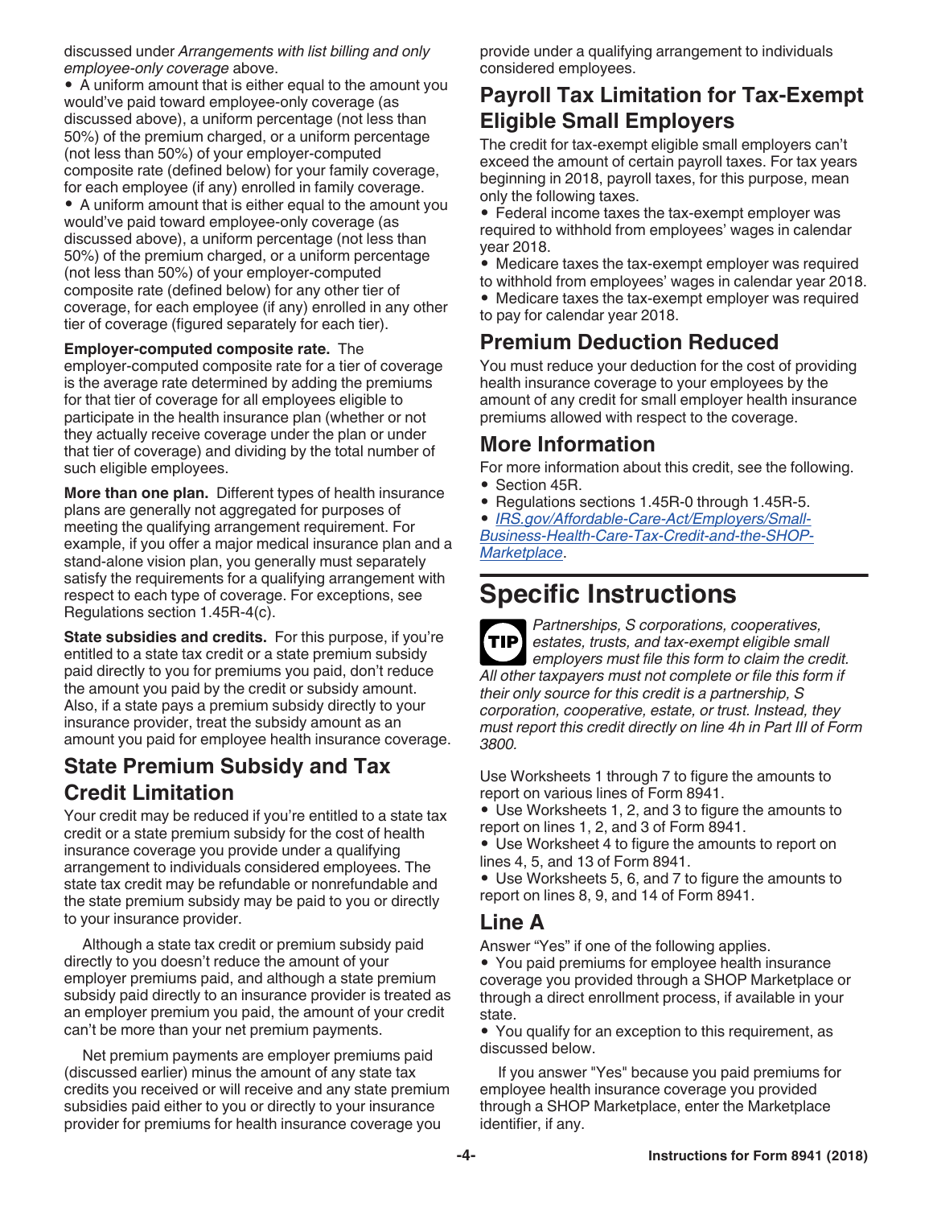discussed under *Arrangements with list billing and only employee-only coverage* above.

- A uniform amount that is either equal to the amount you would've paid toward employee-only coverage (as discussed above), a uniform percentage (not less than 50%) of the premium charged, or a uniform percentage (not less than 50%) of your employer-computed composite rate (defined below) for your family coverage, for each employee (if any) enrolled in family coverage.
- A uniform amount that is either equal to the amount you would've paid toward employee-only coverage (as discussed above), a uniform percentage (not less than 50%) of the premium charged, or a uniform percentage (not less than 50%) of your employer-computed composite rate (defined below) for any other tier of coverage, for each employee (if any) enrolled in any other tier of coverage (figured separately for each tier).

**Employer-computed composite rate.** The employer-computed composite rate for a tier of coverage is the average rate determined by adding the premiums for that tier of coverage for all employees eligible to participate in the health insurance plan (whether or not they actually receive coverage under the plan or under that tier of coverage) and dividing by the total number of such eligible employees.

**More than one plan.** Different types of health insurance plans are generally not aggregated for purposes of meeting the qualifying arrangement requirement. For example, if you offer a major medical insurance plan and a stand-alone vision plan, you generally must separately satisfy the requirements for a qualifying arrangement with respect to each type of coverage. For exceptions, see Regulations section 1.45R-4(c).

**State subsidies and credits.** For this purpose, if you're entitled to a state tax credit or a state premium subsidy paid directly to you for premiums you paid, don't reduce the amount you paid by the credit or subsidy amount. Also, if a state pays a premium subsidy directly to your insurance provider, treat the subsidy amount as an amount you paid for employee health insurance coverage.

## State Premium Subsidy and Tax Credit Limitation

Your credit may be reduced if you're entitled to a state tax credit or a state premium subsidy for the cost of health insurance coverage you provide under a qualifying arrangement to individuals considered employees. The state tax credit may be refundable or nonrefundable and the state premium subsidy may be paid to you or directly to your insurance provider.

Although a state tax credit or premium subsidy paid directly to you doesn't reduce the amount of your employer premiums paid, and although a state premium subsidy paid directly to an insurance provider is treated as an employer premium you paid, the amount of your credit can't be more than your net premium payments.

Net premium payments are employer premiums paid (discussed earlier) minus the amount of any state tax credits you received or will receive and any state premium subsidies paid either to you or directly to your insurance provider for premiums for health insurance coverage you provide under a qualifying arrangement to individuals considered employees.

## Payroll Tax Limitation for Tax-Exempt Eligible Small Employers

The credit for tax-exempt eligible small employers can't exceed the amount of certain payroll taxes. For tax years beginning in 2018, payroll taxes, for this purpose, mean only the following taxes.

- Federal income taxes the tax-exempt employer was required to withhold from employees' wages in calendar year 2018.
- Medicare taxes the tax-exempt employer was required to withhold from employees' wages in calendar year 2018.
- Medicare taxes the tax-exempt employer was required to pay for calendar year 2018.

## Premium Deduction Reduced

You must reduce your deduction for the cost of providing health insurance coverage to your employees by the amount of any credit for small employer health insurance premiums allowed with respect to the coverage.

## More Information

For more information about this credit, see the following.

- Section 45R.
- Regulations sections 1.45R-0 through 1.45R-5.
- *IRS.gov/Affordable-Care-Act/Employers/Small-Business-Health-Care-Tax-Credit-and-the-SHOP-Marketplace*.

# Specific Instructions

**TIP** *Partnerships, S corporations, cooperatives, estates, trusts, and tax-exempt eligible small employers must file this form to claim the credit. All other taxpayers must not complete or file this form if their only source for this credit is a partnership, S corporation, cooperative, estate, or trust. Instead, they must report this credit directly on line 4h in Part III of Form 3800.*

Use Worksheets 1 through 7 to figure the amounts to report on various lines of Form 8941.

- Use Worksheets 1, 2, and 3 to figure the amounts to report on lines 1, 2, and 3 of Form 8941.
- Use Worksheet 4 to figure the amounts to report on lines 4, 5, and 13 of Form 8941.
- Use Worksheets 5, 6, and 7 to figure the amounts to report on lines 8, 9, and 14 of Form 8941.

## Line A

Answer "Yes" if one of the following applies.

- You paid premiums for employee health insurance coverage you provided through a SHOP Marketplace or through a direct enrollment process, if available in your state.
- You qualify for an exception to this requirement, as discussed below.

If you answer "Yes" because you paid premiums for employee health insurance coverage you provided through a SHOP Marketplace, enter the Marketplace identifier, if any.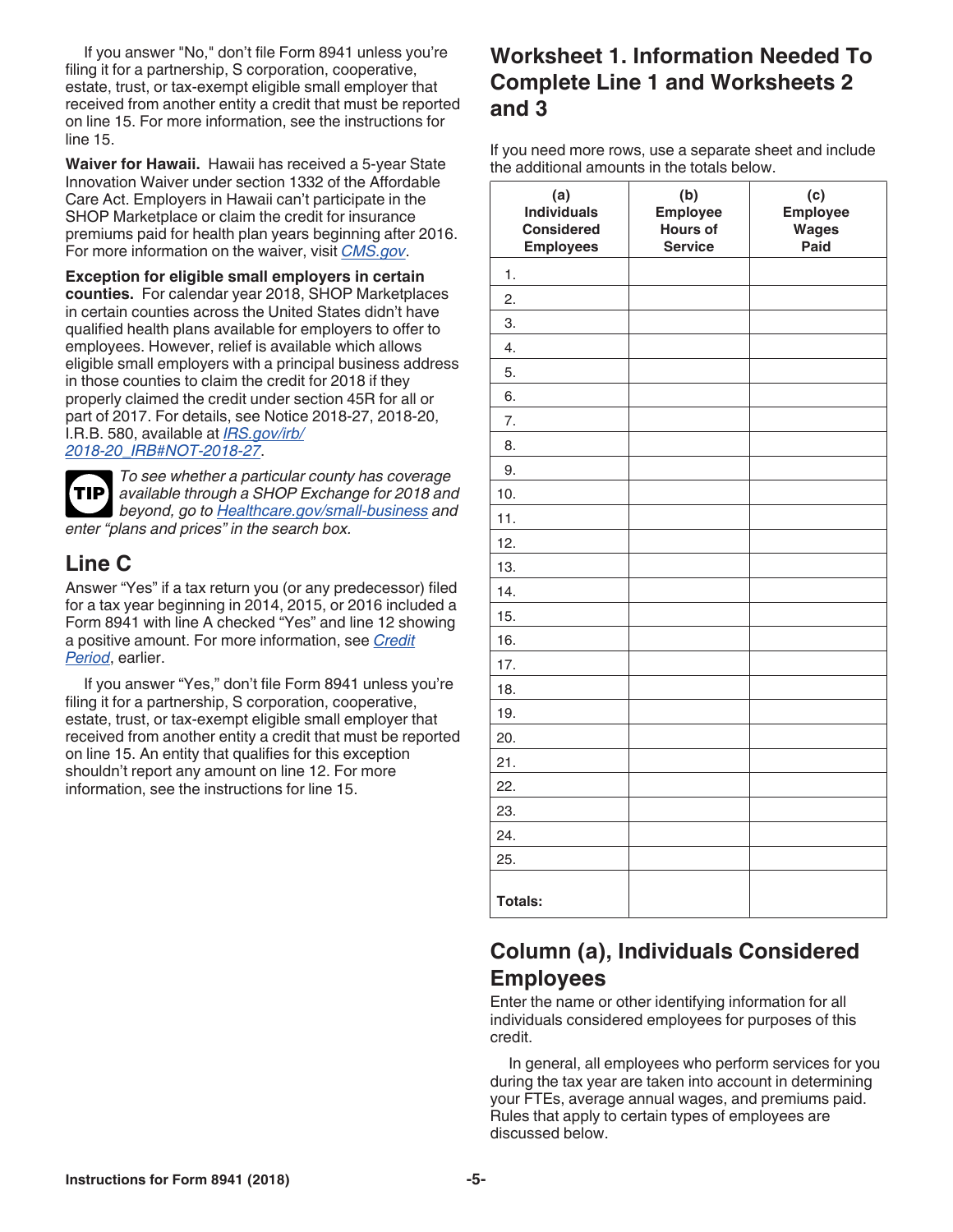If you answer "No," don't file Form 8941 unless you're filing it for a partnership, S corporation, cooperative, estate, trust, or tax-exempt eligible small employer that received from another entity a credit that must be reported on line 15. For more information, see the instructions for line 15.

**Waiver for Hawaii.** Hawaii has received a 5-year State Innovation Waiver under section 1332 of the Affordable Care Act. Employers in Hawaii can't participate in the SHOP Marketplace or claim the credit for insurance premiums paid for health plan years beginning after 2016. For more information on the waiver, visit CMS.gov.

**Exception for eligible small employers in certain counties.** For calendar year 2018, SHOP Marketplaces in certain counties across the United States didn't have qualified health plans available for employers to offer to employees. However, relief is available which allows eligible small employers with a principal business address in those counties to claim the credit for 2018 if they properly claimed the credit under section 45R for all or part of 2017. For details, see Notice 2018-27, 2018-20, I.R.B. 580, available at IRS.gov/irb/2018-20_IRB#NOT-2018-27.

**TIP** *To see whether a particular county has coverage available through a SHOP Exchange for 2018 and beyond, go to Healthcare.gov/small-business and enter "plans and prices" in the search box.*

## Line C

Answer "Yes" if a tax return you (or any predecessor) filed for a tax year beginning in 2014, 2015, or 2016 included a Form 8941 with line A checked "Yes" and line 12 showing a positive amount. For more information, see Credit Period, earlier.

If you answer "Yes," don't file Form 8941 unless you're filing it for a partnership, S corporation, cooperative, estate, trust, or tax-exempt eligible small employer that received from another entity a credit that must be reported on line 15. An entity that qualifies for this exception shouldn't report any amount on line 12. For more information, see the instructions for line 15.

## Worksheet 1. Information Needed To Complete Line 1 and Worksheets 2 and 3

If you need more rows, use a separate sheet and include the additional amounts in the totals below.

| (a) Individuals Considered Employees | (b) Employee Hours of Service | (c) Employee Wages Paid |
|---|---|---|
| 1. | | |
| 2. | | |
| 3. | | |
| 4. | | |
| 5. | | |
| 6. | | |
| 7. | | |
| 8. | | |
| 9. | | |
| 10. | | |
| 11. | | |
| 12. | | |
| 13. | | |
| 14. | | |
| 15. | | |
| 16. | | |
| 17. | | |
| 18. | | |
| 19. | | |
| 20. | | |
| 21. | | |
| 22. | | |
| 23. | | |
| 24. | | |
| 25. | | |
| **Totals:** | | |

## Column (a), Individuals Considered Employees

Enter the name or other identifying information for all individuals considered employees for purposes of this credit.

In general, all employees who perform services for you during the tax year are taken into account in determining your FTEs, average annual wages, and premiums paid. Rules that apply to certain types of employees are discussed below.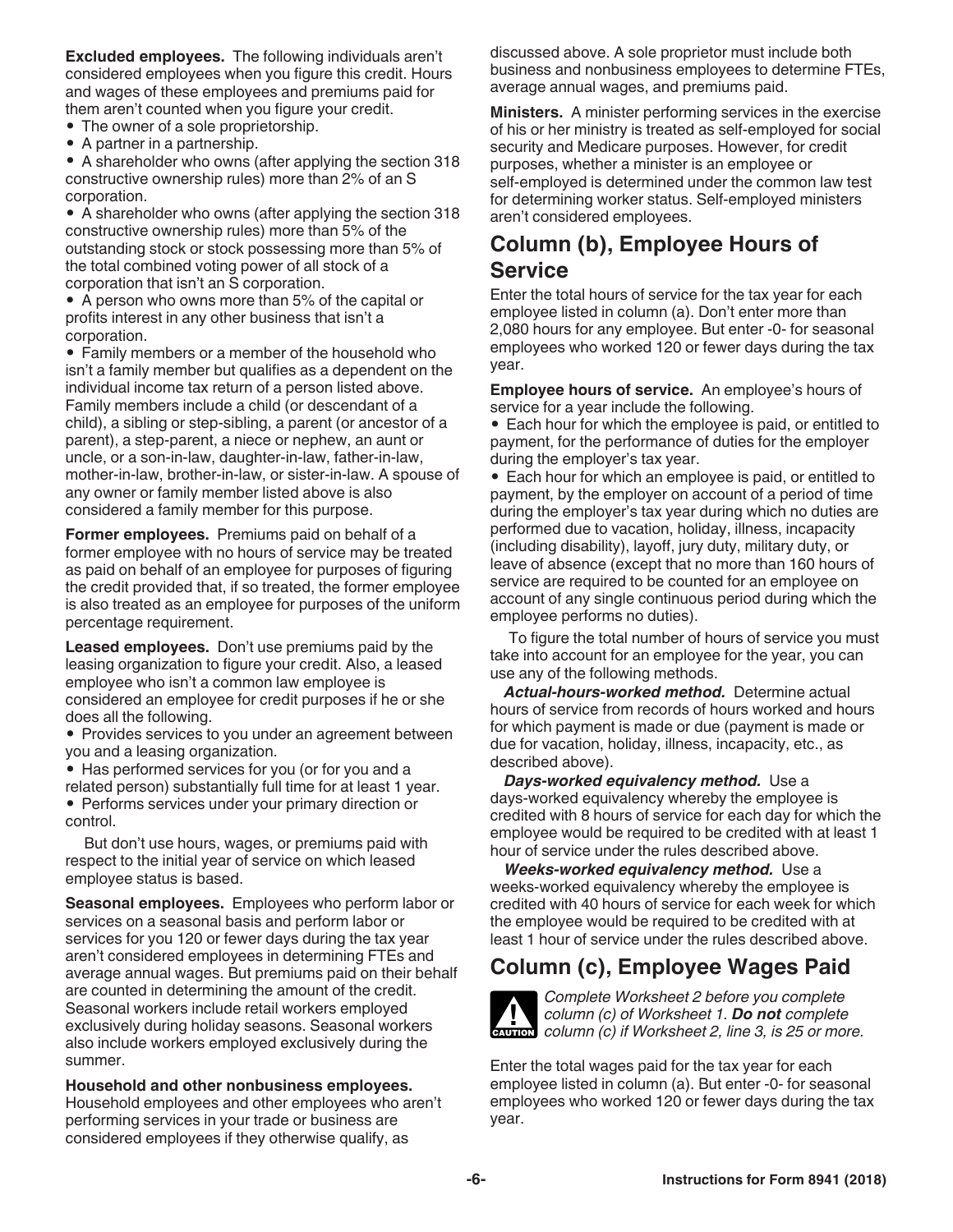**Excluded employees.** The following individuals aren't considered employees when you figure this credit. Hours and wages of these employees and premiums paid for them aren't counted when you figure your credit.

- The owner of a sole proprietorship.
- A partner in a partnership.
- A shareholder who owns (after applying the section 318 constructive ownership rules) more than 2% of an S corporation.
- A shareholder who owns (after applying the section 318 constructive ownership rules) more than 5% of the outstanding stock or stock possessing more than 5% of the total combined voting power of all stock of a corporation that isn't an S corporation.
- A person who owns more than 5% of the capital or profits interest in any other business that isn't a corporation.
- Family members or a member of the household who isn't a family member but qualifies as a dependent on the individual income tax return of a person listed above. Family members include a child (or descendant of a child), a sibling or step-sibling, a parent (or ancestor of a parent), a step-parent, a niece or nephew, an aunt or uncle, or a son-in-law, daughter-in-law, father-in-law, mother-in-law, brother-in-law, or sister-in-law. A spouse of any owner or family member listed above is also considered a family member for this purpose.

**Former employees.** Premiums paid on behalf of a former employee with no hours of service may be treated as paid on behalf of an employee for purposes of figuring the credit provided that, if so treated, the former employee is also treated as an employee for purposes of the uniform percentage requirement.

**Leased employees.** Don't use premiums paid by the leasing organization to figure your credit. Also, a leased employee who isn't a common law employee is considered an employee for credit purposes if he or she does all the following.

- Provides services to you under an agreement between you and a leasing organization.
- Has performed services for you (or for you and a related person) substantially full time for at least 1 year.
- Performs services under your primary direction or control.

But don't use hours, wages, or premiums paid with respect to the initial year of service on which leased employee status is based.

**Seasonal employees.** Employees who perform labor or services on a seasonal basis and perform labor or services for you 120 or fewer days during the tax year aren't considered employees in determining FTEs and average annual wages. But premiums paid on their behalf are counted in determining the amount of the credit. Seasonal workers include retail workers employed exclusively during holiday seasons. Seasonal workers also include workers employed exclusively during the summer.

**Household and other nonbusiness employees.** Household employees and other employees who aren't performing services in your trade or business are considered employees if they otherwise qualify, as discussed above. A sole proprietor must include both business and nonbusiness employees to determine FTEs, average annual wages, and premiums paid.

**Ministers.** A minister performing services in the exercise of his or her ministry is treated as self-employed for social security and Medicare purposes. However, for credit purposes, whether a minister is an employee or self-employed is determined under the common law test for determining worker status. Self-employed ministers aren't considered employees.

## Column (b), Employee Hours of Service

Enter the total hours of service for the tax year for each employee listed in column (a). Don't enter more than 2,080 hours for any employee. But enter -0- for seasonal employees who worked 120 or fewer days during the tax year.

**Employee hours of service.** An employee's hours of service for a year include the following.

- Each hour for which the employee is paid, or entitled to payment, for the performance of duties for the employer during the employer's tax year.
- Each hour for which an employee is paid, or entitled to payment, by the employer on account of a period of time during the employer's tax year during which no duties are performed due to vacation, holiday, illness, incapacity (including disability), layoff, jury duty, military duty, or leave of absence (except that no more than 160 hours of service are required to be counted for an employee on account of any single continuous period during which the employee performs no duties).

To figure the total number of hours of service you must take into account for an employee for the year, you can use any of the following methods.

***Actual-hours-worked method.*** Determine actual hours of service from records of hours worked and hours for which payment is made or due (payment is made or due for vacation, holiday, illness, incapacity, etc., as described above).

***Days-worked equivalency method.*** Use a days-worked equivalency whereby the employee is credited with 8 hours of service for each day for which the employee would be required to be credited with at least 1 hour of service under the rules described above.

***Weeks-worked equivalency method.*** Use a weeks-worked equivalency whereby the employee is credited with 40 hours of service for each week for which the employee would be required to be credited with at least 1 hour of service under the rules described above.

## Column (c), Employee Wages Paid

CAUTION: *Complete Worksheet 2 before you complete column (c) of Worksheet 1. **Do not** complete column (c) if Worksheet 2, line 3, is 25 or more.*

Enter the total wages paid for the tax year for each employee listed in column (a). But enter -0- for seasonal employees who worked 120 or fewer days during the tax year.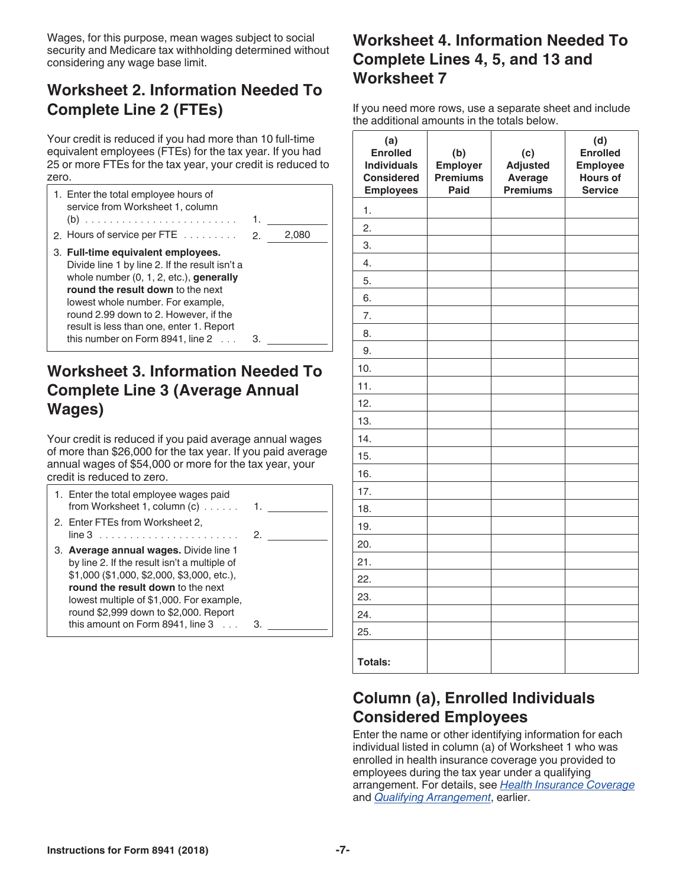Wages, for this purpose, mean wages subject to social security and Medicare tax withholding determined without considering any wage base limit.

## Worksheet 2. Information Needed To Complete Line 2 (FTEs)

Your credit is reduced if you had more than 10 full-time equivalent employees (FTEs) for the tax year. If you had 25 or more FTEs for the tax year, your credit is reduced to zero.

| | | |
|---|---|---|
| 1. Enter the total employee hours of service from Worksheet 1, column (b) . . . . . . . . . . . . . . . . . . . . . . . . . | 1. | |
| 2. Hours of service per FTE . . . . . . . . . | 2. | 2,080 |
| 3. **Full-time equivalent employees.** Divide line 1 by line 2. If the result isn't a whole number (0, 1, 2, etc.), **generally round the result down** to the next lowest whole number. For example, round 2.99 down to 2. However, if the result is less than one, enter 1. Report this number on Form 8941, line 2 . . . | 3. | |

## Worksheet 3. Information Needed To Complete Line 3 (Average Annual Wages)

Your credit is reduced if you paid average annual wages of more than $26,000 for the tax year. If you paid average annual wages of $54,000 or more for the tax year, your credit is reduced to zero.

| | | |
|---|---|---|
| 1. Enter the total employee wages paid from Worksheet 1, column (c) . . . . . . | 1. | |
| 2. Enter FTEs from Worksheet 2, line 3 . . . . . . . . . . . . . . . . . . . . . . . | 2. | |
| 3. **Average annual wages.** Divide line 1 by line 2. If the result isn't a multiple of $1,000 ($1,000, $2,000, $3,000, etc.), **round the result down** to the next lowest multiple of $1,000. For example, round $2,999 down to $2,000. Report this amount on Form 8941, line 3 . . . | 3. | |

## Worksheet 4. Information Needed To Complete Lines 4, 5, and 13 and Worksheet 7

If you need more rows, use a separate sheet and include the additional amounts in the totals below.

| (a) Enrolled Individuals Considered Employees | (b) Employer Premiums Paid | (c) Adjusted Average Premiums | (d) Enrolled Employee Hours of Service |
|---|---|---|---|
| 1. | | | |
| 2. | | | |
| 3. | | | |
| 4. | | | |
| 5. | | | |
| 6. | | | |
| 7. | | | |
| 8. | | | |
| 9. | | | |
| 10. | | | |
| 11. | | | |
| 12. | | | |
| 13. | | | |
| 14. | | | |
| 15. | | | |
| 16. | | | |
| 17. | | | |
| 18. | | | |
| 19. | | | |
| 20. | | | |
| 21. | | | |
| 22. | | | |
| 23. | | | |
| 24. | | | |
| 25. | | | |
| Totals: | | | |

## Column (a), Enrolled Individuals Considered Employees

Enter the name or other identifying information for each individual listed in column (a) of Worksheet 1 who was enrolled in health insurance coverage you provided to employees during the tax year under a qualifying arrangement. For details, see Health Insurance Coverage and Qualifying Arrangement, earlier.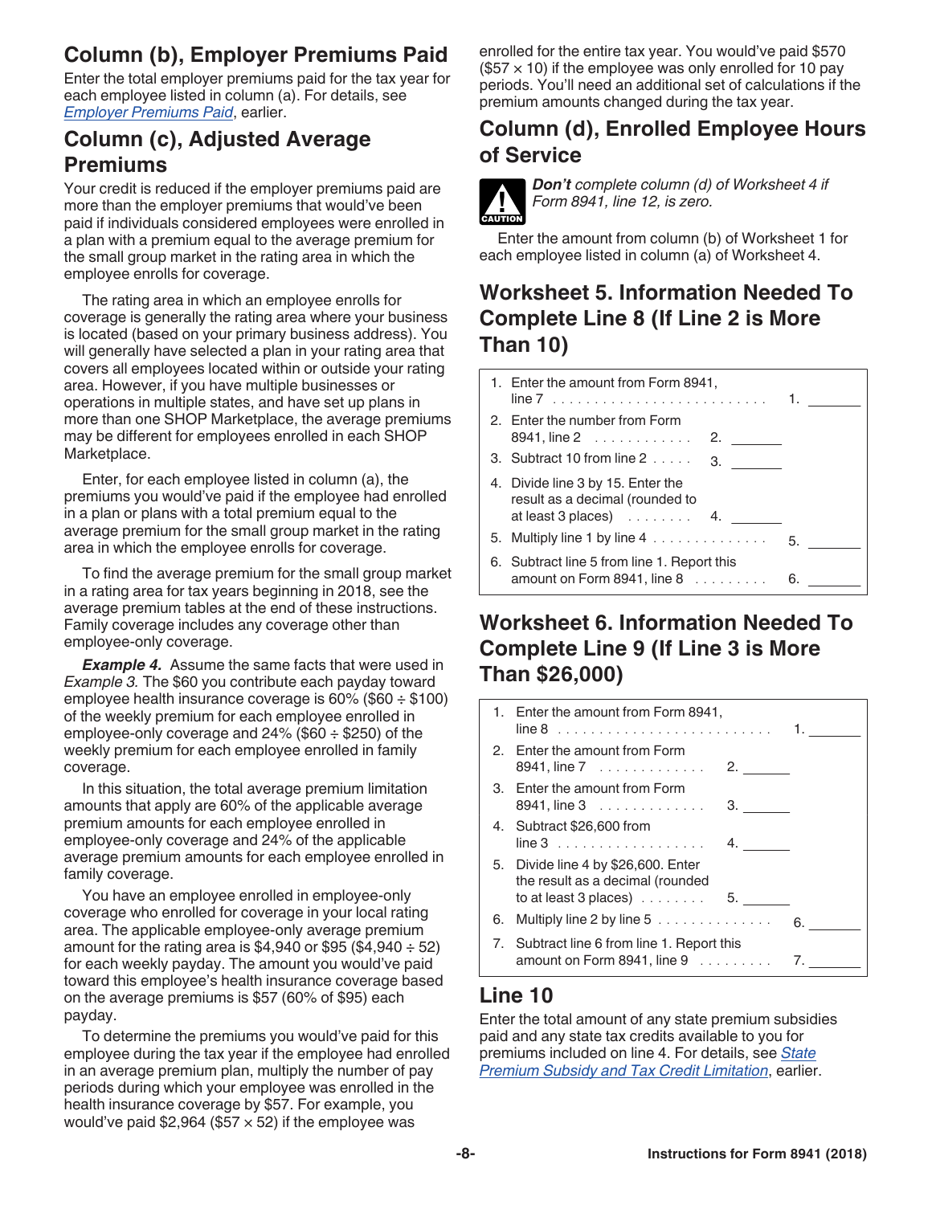## Column (b), Employer Premiums Paid

Enter the total employer premiums paid for the tax year for each employee listed in column (a). For details, see *Employer Premiums Paid*, earlier.

## Column (c), Adjusted Average Premiums

Your credit is reduced if the employer premiums paid are more than the employer premiums that would've been paid if individuals considered employees were enrolled in a plan with a premium equal to the average premium for the small group market in the rating area in which the employee enrolls for coverage.

The rating area in which an employee enrolls for coverage is generally the rating area where your business is located (based on your primary business address). You will generally have selected a plan in your rating area that covers all employees located within or outside your rating area. However, if you have multiple businesses or operations in multiple states, and have set up plans in more than one SHOP Marketplace, the average premiums may be different for employees enrolled in each SHOP Marketplace.

Enter, for each employee listed in column (a), the premiums you would've paid if the employee had enrolled in a plan or plans with a total premium equal to the average premium for the small group market in the rating area in which the employee enrolls for coverage.

To find the average premium for the small group market in a rating area for tax years beginning in 2018, see the average premium tables at the end of these instructions. Family coverage includes any coverage other than employee-only coverage.

***Example 4.*** Assume the same facts that were used in *Example 3.* The $60 you contribute each payday toward employee health insurance coverage is 60% ($60 ÷ $100) of the weekly premium for each employee enrolled in employee-only coverage and 24% ($60 ÷ $250) of the weekly premium for each employee enrolled in family coverage.

In this situation, the total average premium limitation amounts that apply are 60% of the applicable average premium amounts for each employee enrolled in employee-only coverage and 24% of the applicable average premium amounts for each employee enrolled in family coverage.

You have an employee enrolled in employee-only coverage who enrolled for coverage in your local rating area. The applicable employee-only average premium amount for the rating area is $4,940 or $95 ($4,940 ÷ 52) for each weekly payday. The amount you would've paid toward this employee's health insurance coverage based on the average premiums is $57 (60% of $95) each payday.

To determine the premiums you would've paid for this employee during the tax year if the employee had enrolled in an average premium plan, multiply the number of pay periods during which your employee was enrolled in the health insurance coverage by $57. For example, you would've paid $2,964 ($57 × 52) if the employee was enrolled for the entire tax year. You would've paid $570 ($57 × 10) if the employee was only enrolled for 10 pay periods. You'll need an additional set of calculations if the premium amounts changed during the tax year.

## Column (d), Enrolled Employee Hours of Service

CAUTION: ***Don't*** *complete column (d) of Worksheet 4 if Form 8941, line 12, is zero.*

Enter the amount from column (b) of Worksheet 1 for each employee listed in column (a) of Worksheet 4.

## Worksheet 5. Information Needed To Complete Line 8 (If Line 2 is More Than 10)

| | | |
|---|---|---|
| 1. Enter the amount from Form 8941, line 7 | | 1. ______ |
| 2. Enter the number from Form 8941, line 2 | 2. ______ | |
| 3. Subtract 10 from line 2 | 3. ______ | |
| 4. Divide line 3 by 15. Enter the result as a decimal (rounded to at least 3 places) | 4. ______ | |
| 5. Multiply line 1 by line 4 | | 5. ______ |
| 6. Subtract line 5 from line 1. Report this amount on Form 8941, line 8 | | 6. ______ |

## Worksheet 6. Information Needed To Complete Line 9 (If Line 3 is More Than $26,000)

| | | |
|---|---|---|
| 1. Enter the amount from Form 8941, line 8 | | 1. ______ |
| 2. Enter the amount from Form 8941, line 7 | 2. ______ | |
| 3. Enter the amount from Form 8941, line 3 | 3. ______ | |
| 4. Subtract $26,600 from line 3 | 4. ______ | |
| 5. Divide line 4 by $26,600. Enter the result as a decimal (rounded to at least 3 places) | 5. ______ | |
| 6. Multiply line 2 by line 5 | | 6. ______ |
| 7. Subtract line 6 from line 1. Report this amount on Form 8941, line 9 | | 7. ______ |

## Line 10

Enter the total amount of any state premium subsidies paid and any state tax credits available to you for premiums included on line 4. For details, see *State Premium Subsidy and Tax Credit Limitation*, earlier.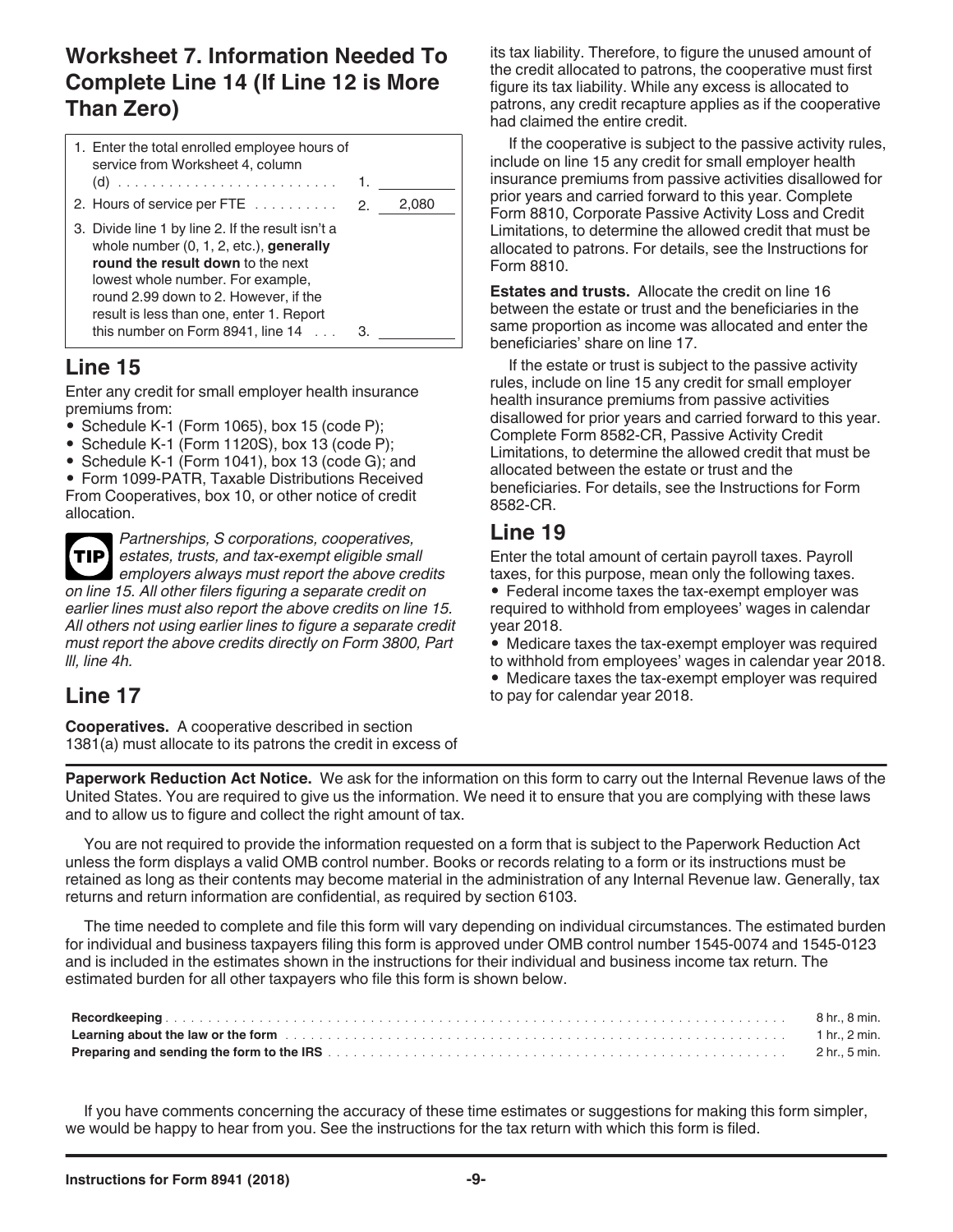## Worksheet 7. Information Needed To Complete Line 14 (If Line 12 is More Than Zero)

| | | |
|---|---|---|
| 1. Enter the total enrolled employee hours of service from Worksheet 4, column (d) . . . . . . . . . . . . . . . . . . . . . . . . . | 1. | |
| 2. Hours of service per FTE . . . . . . . . . . | 2. | 2,080 |
| 3. Divide line 1 by line 2. If the result isn't a whole number (0, 1, 2, etc.), **generally round the result down** to the next lowest whole number. For example, round 2.99 down to 2. However, if the result is less than one, enter 1. Report this number on Form 8941, line 14 . . . | 3. | |

## Line 15

Enter any credit for small employer health insurance premiums from:

- Schedule K-1 (Form 1065), box 15 (code P);
- Schedule K-1 (Form 1120S), box 13 (code P);
- Schedule K-1 (Form 1041), box 13 (code G); and
- Form 1099-PATR, Taxable Distributions Received From Cooperatives, box 10, or other notice of credit allocation.

**TIP** *Partnerships, S corporations, cooperatives, estates, trusts, and tax-exempt eligible small employers always must report the above credits on line 15. All other filers figuring a separate credit on earlier lines must also report the above credits on line 15. All others not using earlier lines to figure a separate credit must report the above credits directly on Form 3800, Part III, line 4h.*

## Line 17

**Cooperatives.** A cooperative described in section 1381(a) must allocate to its patrons the credit in excess of its tax liability. Therefore, to figure the unused amount of the credit allocated to patrons, the cooperative must first figure its tax liability. While any excess is allocated to patrons, any credit recapture applies as if the cooperative had claimed the entire credit.

If the cooperative is subject to the passive activity rules, include on line 15 any credit for small employer health insurance premiums from passive activities disallowed for prior years and carried forward to this year. Complete Form 8810, Corporate Passive Activity Loss and Credit Limitations, to determine the allowed credit that must be allocated to patrons. For details, see the Instructions for Form 8810.

**Estates and trusts.** Allocate the credit on line 16 between the estate or trust and the beneficiaries in the same proportion as income was allocated and enter the beneficiaries' share on line 17.

If the estate or trust is subject to the passive activity rules, include on line 15 any credit for small employer health insurance premiums from passive activities disallowed for prior years and carried forward to this year. Complete Form 8582-CR, Passive Activity Credit Limitations, to determine the allowed credit that must be allocated between the estate or trust and the beneficiaries. For details, see the Instructions for Form 8582-CR.

## Line 19

Enter the total amount of certain payroll taxes. Payroll taxes, for this purpose, mean only the following taxes.

- Federal income taxes the tax-exempt employer was required to withhold from employees' wages in calendar year 2018.
- Medicare taxes the tax-exempt employer was required to withhold from employees' wages in calendar year 2018.
- Medicare taxes the tax-exempt employer was required to pay for calendar year 2018.

**Paperwork Reduction Act Notice.** We ask for the information on this form to carry out the Internal Revenue laws of the United States. You are required to give us the information. We need it to ensure that you are complying with these laws and to allow us to figure and collect the right amount of tax.

You are not required to provide the information requested on a form that is subject to the Paperwork Reduction Act unless the form displays a valid OMB control number. Books or records relating to a form or its instructions must be retained as long as their contents may become material in the administration of any Internal Revenue law. Generally, tax returns and return information are confidential, as required by section 6103.

The time needed to complete and file this form will vary depending on individual circumstances. The estimated burden for individual and business taxpayers filing this form is approved under OMB control number 1545-0074 and 1545-0123 and is included in the estimates shown in the instructions for their individual and business income tax return. The estimated burden for all other taxpayers who file this form is shown below.

| | |
|---|---|
| **Recordkeeping** . . . . . . . . . . . . . . . . . . . . . . . . . . . . . . . . . . . . . . . . . . | 8 hr., 8 min. |
| **Learning about the law or the form** . . . . . . . . . . . . . . . . . . . . . . . . . . . . . | 1 hr., 2 min. |
| **Preparing and sending the form to the IRS** . . . . . . . . . . . . . . . . . . . . . . . . . | 2 hr., 5 min. |

If you have comments concerning the accuracy of these time estimates or suggestions for making this form simpler, we would be happy to hear from you. See the instructions for the tax return with which this form is filed.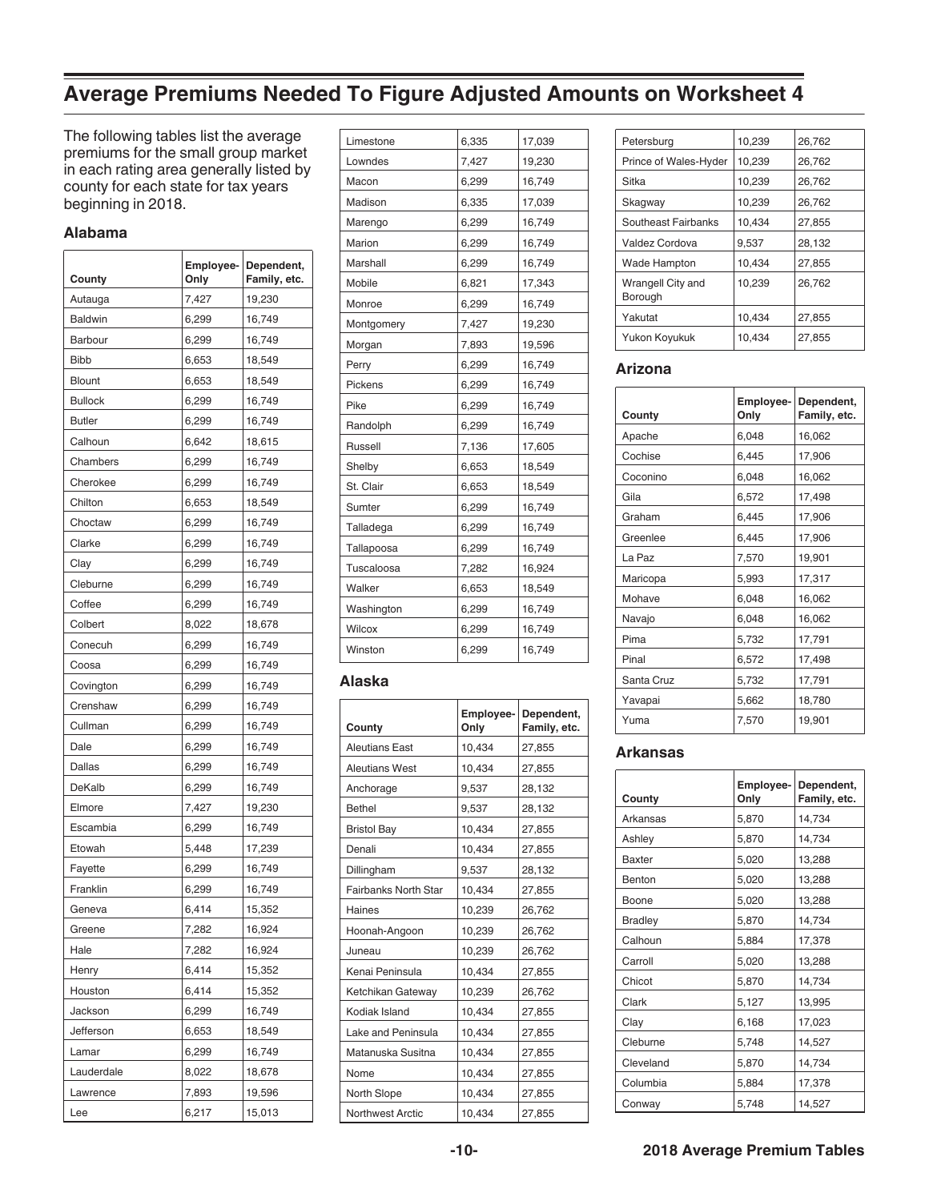# Average Premiums Needed To Figure Adjusted Amounts on Worksheet 4

The following tables list the average premiums for the small group market in each rating area generally listed by county for each state for tax years beginning in 2018.

### Alabama

| County | Employee-Only | Dependent, Family, etc. |
|---|---|---|
| Autauga | 7,427 | 19,230 |
| Baldwin | 6,299 | 16,749 |
| Barbour | 6,299 | 16,749 |
| Bibb | 6,653 | 18,549 |
| Blount | 6,653 | 18,549 |
| Bullock | 6,299 | 16,749 |
| Butler | 6,299 | 16,749 |
| Calhoun | 6,642 | 18,615 |
| Chambers | 6,299 | 16,749 |
| Cherokee | 6,299 | 16,749 |
| Chilton | 6,653 | 18,549 |
| Choctaw | 6,299 | 16,749 |
| Clarke | 6,299 | 16,749 |
| Clay | 6,299 | 16,749 |
| Cleburne | 6,299 | 16,749 |
| Coffee | 6,299 | 16,749 |
| Colbert | 8,022 | 18,678 |
| Conecuh | 6,299 | 16,749 |
| Coosa | 6,299 | 16,749 |
| Covington | 6,299 | 16,749 |
| Crenshaw | 6,299 | 16,749 |
| Cullman | 6,299 | 16,749 |
| Dale | 6,299 | 16,749 |
| Dallas | 6,299 | 16,749 |
| DeKalb | 6,299 | 16,749 |
| Elmore | 7,427 | 19,230 |
| Escambia | 6,299 | 16,749 |
| Etowah | 5,448 | 17,239 |
| Fayette | 6,299 | 16,749 |
| Franklin | 6,299 | 16,749 |
| Geneva | 6,414 | 15,352 |
| Greene | 7,282 | 16,924 |
| Hale | 7,282 | 16,924 |
| Henry | 6,414 | 15,352 |
| Houston | 6,414 | 15,352 |
| Jackson | 6,299 | 16,749 |
| Jefferson | 6,653 | 18,549 |
| Lamar | 6,299 | 16,749 |
| Lauderdale | 8,022 | 18,678 |
| Lawrence | 7,893 | 19,596 |
| Lee | 6,217 | 15,013 |
| Limestone | 6,335 | 17,039 |
| Lowndes | 7,427 | 19,230 |
| Macon | 6,299 | 16,749 |
| Madison | 6,335 | 17,039 |
| Marengo | 6,299 | 16,749 |
| Marion | 6,299 | 16,749 |
| Marshall | 6,299 | 16,749 |
| Mobile | 6,821 | 17,343 |
| Monroe | 6,299 | 16,749 |
| Montgomery | 7,427 | 19,230 |
| Morgan | 7,893 | 19,596 |
| Perry | 6,299 | 16,749 |
| Pickens | 6,299 | 16,749 |
| Pike | 6,299 | 16,749 |
| Randolph | 6,299 | 16,749 |
| Russell | 7,136 | 17,605 |
| Shelby | 6,653 | 18,549 |
| St. Clair | 6,653 | 18,549 |
| Sumter | 6,299 | 16,749 |
| Talladega | 6,299 | 16,749 |
| Tallapoosa | 6,299 | 16,749 |
| Tuscaloosa | 7,282 | 16,924 |
| Walker | 6,653 | 18,549 |
| Washington | 6,299 | 16,749 |
| Wilcox | 6,299 | 16,749 |
| Winston | 6,299 | 16,749 |

### Alaska

| County | Employee-Only | Dependent, Family, etc. |
|---|---|---|
| Aleutians East | 10,434 | 27,855 |
| Aleutians West | 10,434 | 27,855 |
| Anchorage | 9,537 | 28,132 |
| Bethel | 9,537 | 28,132 |
| Bristol Bay | 10,434 | 27,855 |
| Denali | 10,434 | 27,855 |
| Dillingham | 9,537 | 28,132 |
| Fairbanks North Star | 10,434 | 27,855 |
| Haines | 10,239 | 26,762 |
| Hoonah-Angoon | 10,239 | 26,762 |
| Juneau | 10,239 | 26,762 |
| Kenai Peninsula | 10,434 | 27,855 |
| Ketchikan Gateway | 10,239 | 26,762 |
| Kodiak Island | 10,434 | 27,855 |
| Lake and Peninsula | 10,434 | 27,855 |
| Matanuska Susitna | 10,434 | 27,855 |
| Nome | 10,434 | 27,855 |
| North Slope | 10,434 | 27,855 |
| Northwest Arctic | 10,434 | 27,855 |
| Petersburg | 10,239 | 26,762 |
| Prince of Wales-Hyder | 10,239 | 26,762 |
| Sitka | 10,239 | 26,762 |
| Skagway | 10,239 | 26,762 |
| Southeast Fairbanks | 10,434 | 27,855 |
| Valdez Cordova | 9,537 | 28,132 |
| Wade Hampton | 10,434 | 27,855 |
| Wrangell City and Borough | 10,239 | 26,762 |
| Yakutat | 10,434 | 27,855 |
| Yukon Koyukuk | 10,434 | 27,855 |

### Arizona

| County | Employee-Only | Dependent, Family, etc. |
|---|---|---|
| Apache | 6,048 | 16,062 |
| Cochise | 6,445 | 17,906 |
| Coconino | 6,048 | 16,062 |
| Gila | 6,572 | 17,498 |
| Graham | 6,445 | 17,906 |
| Greenlee | 6,445 | 17,906 |
| La Paz | 7,570 | 19,901 |
| Maricopa | 5,993 | 17,317 |
| Mohave | 6,048 | 16,062 |
| Navajo | 6,048 | 16,062 |
| Pima | 5,732 | 17,791 |
| Pinal | 6,572 | 17,498 |
| Santa Cruz | 5,732 | 17,791 |
| Yavapai | 5,662 | 18,780 |
| Yuma | 7,570 | 19,901 |

### Arkansas

| County | Employee-Only | Dependent, Family, etc. |
|---|---|---|
| Arkansas | 5,870 | 14,734 |
| Ashley | 5,870 | 14,734 |
| Baxter | 5,020 | 13,288 |
| Benton | 5,020 | 13,288 |
| Boone | 5,020 | 13,288 |
| Bradley | 5,870 | 14,734 |
| Calhoun | 5,884 | 17,378 |
| Carroll | 5,020 | 13,288 |
| Chicot | 5,870 | 14,734 |
| Clark | 5,127 | 13,995 |
| Clay | 6,168 | 17,023 |
| Cleburne | 5,748 | 14,527 |
| Cleveland | 5,870 | 14,734 |
| Columbia | 5,884 | 17,378 |
| Conway | 5,748 | 14,527 |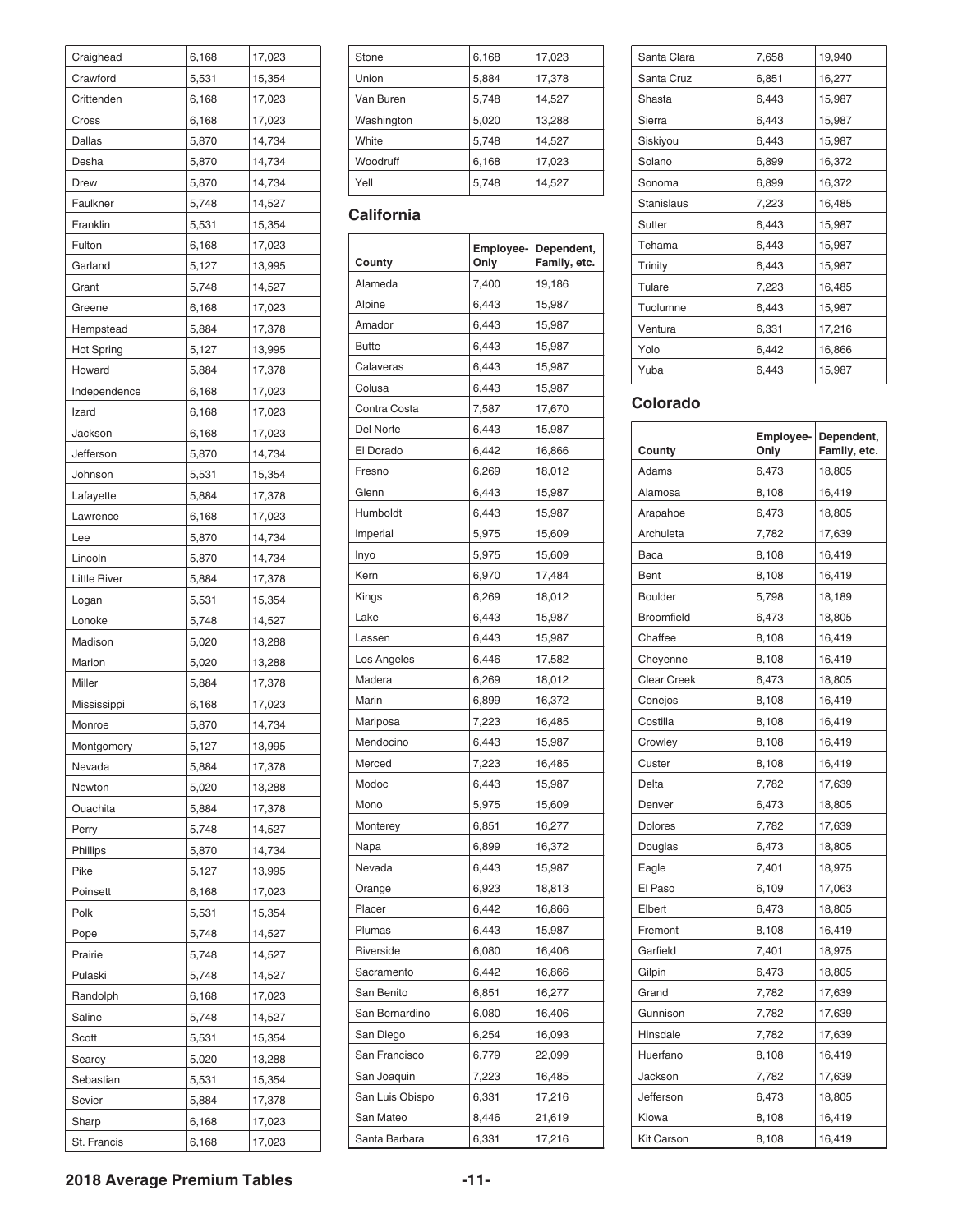| | | |
|---|---|---|
| Craighead | 6,168 | 17,023 |
| Crawford | 5,531 | 15,354 |
| Crittenden | 6,168 | 17,023 |
| Cross | 6,168 | 17,023 |
| Dallas | 5,870 | 14,734 |
| Desha | 5,870 | 14,734 |
| Drew | 5,870 | 14,734 |
| Faulkner | 5,748 | 14,527 |
| Franklin | 5,531 | 15,354 |
| Fulton | 6,168 | 17,023 |
| Garland | 5,127 | 13,995 |
| Grant | 5,748 | 14,527 |
| Greene | 6,168 | 17,023 |
| Hempstead | 5,884 | 17,378 |
| Hot Spring | 5,127 | 13,995 |
| Howard | 5,884 | 17,378 |
| Independence | 6,168 | 17,023 |
| Izard | 6,168 | 17,023 |
| Jackson | 6,168 | 17,023 |
| Jefferson | 5,870 | 14,734 |
| Johnson | 5,531 | 15,354 |
| Lafayette | 5,884 | 17,378 |
| Lawrence | 6,168 | 17,023 |
| Lee | 5,870 | 14,734 |
| Lincoln | 5,870 | 14,734 |
| Little River | 5,884 | 17,378 |
| Logan | 5,531 | 15,354 |
| Lonoke | 5,748 | 14,527 |
| Madison | 5,020 | 13,288 |
| Marion | 5,020 | 13,288 |
| Miller | 5,884 | 17,378 |
| Mississippi | 6,168 | 17,023 |
| Monroe | 5,870 | 14,734 |
| Montgomery | 5,127 | 13,995 |
| Nevada | 5,884 | 17,378 |
| Newton | 5,020 | 13,288 |
| Ouachita | 5,884 | 17,378 |
| Perry | 5,748 | 14,527 |
| Phillips | 5,870 | 14,734 |
| Pike | 5,127 | 13,995 |
| Poinsett | 6,168 | 17,023 |
| Polk | 5,531 | 15,354 |
| Pope | 5,748 | 14,527 |
| Prairie | 5,748 | 14,527 |
| Pulaski | 5,748 | 14,527 |
| Randolph | 6,168 | 17,023 |
| Saline | 5,748 | 14,527 |
| Scott | 5,531 | 15,354 |
| Searcy | 5,020 | 13,288 |
| Sebastian | 5,531 | 15,354 |
| Sevier | 5,884 | 17,378 |
| Sharp | 6,168 | 17,023 |
| St. Francis | 6,168 | 17,023 |
| Stone | 6,168 | 17,023 |
| Union | 5,884 | 17,378 |
| Van Buren | 5,748 | 14,527 |
| Washington | 5,020 | 13,288 |
| White | 5,748 | 14,527 |
| Woodruff | 6,168 | 17,023 |
| Yell | 5,748 | 14,527 |

## California

| County | Employee-Only | Dependent, Family, etc. |
|---|---|---|
| Alameda | 7,400 | 19,186 |
| Alpine | 6,443 | 15,987 |
| Amador | 6,443 | 15,987 |
| Butte | 6,443 | 15,987 |
| Calaveras | 6,443 | 15,987 |
| Colusa | 6,443 | 15,987 |
| Contra Costa | 7,587 | 17,670 |
| Del Norte | 6,443 | 15,987 |
| El Dorado | 6,442 | 16,866 |
| Fresno | 6,269 | 18,012 |
| Glenn | 6,443 | 15,987 |
| Humboldt | 6,443 | 15,987 |
| Imperial | 5,975 | 15,609 |
| Inyo | 5,975 | 15,609 |
| Kern | 6,970 | 17,484 |
| Kings | 6,269 | 18,012 |
| Lake | 6,443 | 15,987 |
| Lassen | 6,443 | 15,987 |
| Los Angeles | 6,446 | 17,582 |
| Madera | 6,269 | 18,012 |
| Marin | 6,899 | 16,372 |
| Mariposa | 7,223 | 16,485 |
| Mendocino | 6,443 | 15,987 |
| Merced | 7,223 | 16,485 |
| Modoc | 6,443 | 15,987 |
| Mono | 5,975 | 15,609 |
| Monterey | 6,851 | 16,277 |
| Napa | 6,899 | 16,372 |
| Nevada | 6,443 | 15,987 |
| Orange | 6,923 | 18,813 |
| Placer | 6,442 | 16,866 |
| Plumas | 6,443 | 15,987 |
| Riverside | 6,080 | 16,406 |
| Sacramento | 6,442 | 16,866 |
| San Benito | 6,851 | 16,277 |
| San Bernardino | 6,080 | 16,406 |
| San Diego | 6,254 | 16,093 |
| San Francisco | 6,779 | 22,099 |
| San Joaquin | 7,223 | 16,485 |
| San Luis Obispo | 6,331 | 17,216 |
| San Mateo | 8,446 | 21,619 |
| Santa Barbara | 6,331 | 17,216 |
| Santa Clara | 7,658 | 19,940 |
| Santa Cruz | 6,851 | 16,277 |
| Shasta | 6,443 | 15,987 |
| Sierra | 6,443 | 15,987 |
| Siskiyou | 6,443 | 15,987 |
| Solano | 6,899 | 16,372 |
| Sonoma | 6,899 | 16,372 |
| Stanislaus | 7,223 | 16,485 |
| Sutter | 6,443 | 15,987 |
| Tehama | 6,443 | 15,987 |
| Trinity | 6,443 | 15,987 |
| Tulare | 7,223 | 16,485 |
| Tuolumne | 6,443 | 15,987 |
| Ventura | 6,331 | 17,216 |
| Yolo | 6,442 | 16,866 |
| Yuba | 6,443 | 15,987 |

## Colorado

| County | Employee-Only | Dependent, Family, etc. |
|---|---|---|
| Adams | 6,473 | 18,805 |
| Alamosa | 8,108 | 16,419 |
| Arapahoe | 6,473 | 18,805 |
| Archuleta | 7,782 | 17,639 |
| Baca | 8,108 | 16,419 |
| Bent | 8,108 | 16,419 |
| Boulder | 5,798 | 18,189 |
| Broomfield | 6,473 | 18,805 |
| Chaffee | 8,108 | 16,419 |
| Cheyenne | 8,108 | 16,419 |
| Clear Creek | 6,473 | 18,805 |
| Conejos | 8,108 | 16,419 |
| Costilla | 8,108 | 16,419 |
| Crowley | 8,108 | 16,419 |
| Custer | 8,108 | 16,419 |
| Delta | 7,782 | 17,639 |
| Denver | 6,473 | 18,805 |
| Dolores | 7,782 | 17,639 |
| Douglas | 6,473 | 18,805 |
| Eagle | 7,401 | 18,975 |
| El Paso | 6,109 | 17,063 |
| Elbert | 6,473 | 18,805 |
| Fremont | 8,108 | 16,419 |
| Garfield | 7,401 | 18,975 |
| Gilpin | 6,473 | 18,805 |
| Grand | 7,782 | 17,639 |
| Gunnison | 7,782 | 17,639 |
| Hinsdale | 7,782 | 17,639 |
| Huerfano | 8,108 | 16,419 |
| Jackson | 7,782 | 17,639 |
| Jefferson | 6,473 | 18,805 |
| Kiowa | 8,108 | 16,419 |
| Kit Carson | 8,108 | 16,419 |

2018 Average Premium Tables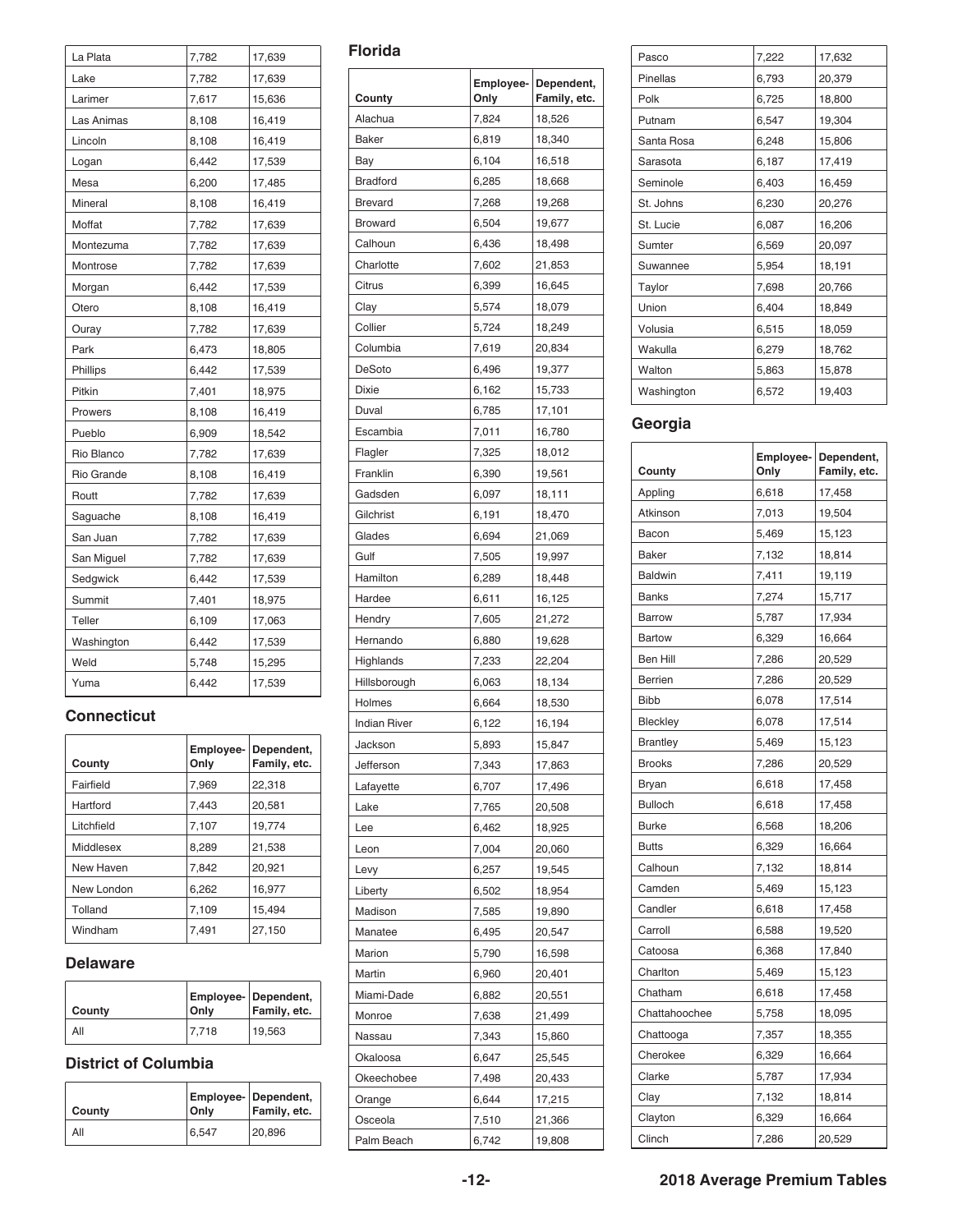| | | |
|---|---|---|
| La Plata | 7,782 | 17,639 |
| Lake | 7,782 | 17,639 |
| Larimer | 7,617 | 15,636 |
| Las Animas | 8,108 | 16,419 |
| Lincoln | 8,108 | 16,419 |
| Logan | 6,442 | 17,539 |
| Mesa | 6,200 | 17,485 |
| Mineral | 8,108 | 16,419 |
| Moffat | 7,782 | 17,639 |
| Montezuma | 7,782 | 17,639 |
| Montrose | 7,782 | 17,639 |
| Morgan | 6,442 | 17,539 |
| Otero | 8,108 | 16,419 |
| Ouray | 7,782 | 17,639 |
| Park | 6,473 | 18,805 |
| Phillips | 6,442 | 17,539 |
| Pitkin | 7,401 | 18,975 |
| Prowers | 8,108 | 16,419 |
| Pueblo | 6,909 | 18,542 |
| Rio Blanco | 7,782 | 17,639 |
| Rio Grande | 8,108 | 16,419 |
| Routt | 7,782 | 17,639 |
| Saguache | 8,108 | 16,419 |
| San Juan | 7,782 | 17,639 |
| San Miguel | 7,782 | 17,639 |
| Sedgwick | 6,442 | 17,539 |
| Summit | 7,401 | 18,975 |
| Teller | 6,109 | 17,063 |
| Washington | 6,442 | 17,539 |
| Weld | 5,748 | 15,295 |
| Yuma | 6,442 | 17,539 |

## Connecticut

| County | Employee-Only | Dependent, Family, etc. |
|---|---|---|
| Fairfield | 7,969 | 22,318 |
| Hartford | 7,443 | 20,581 |
| Litchfield | 7,107 | 19,774 |
| Middlesex | 8,289 | 21,538 |
| New Haven | 7,842 | 20,921 |
| New London | 6,262 | 16,977 |
| Tolland | 7,109 | 15,494 |
| Windham | 7,491 | 27,150 |

## Delaware

| County | Employee-Only | Dependent, Family, etc. |
|---|---|---|
| All | 7,718 | 19,563 |

## District of Columbia

| County | Employee-Only | Dependent, Family, etc. |
|---|---|---|
| All | 6,547 | 20,896 |

## Florida

| County | Employee-Only | Dependent, Family, etc. |
|---|---|---|
| Alachua | 7,824 | 18,526 |
| Baker | 6,819 | 18,340 |
| Bay | 6,104 | 16,518 |
| Bradford | 6,285 | 18,668 |
| Brevard | 7,268 | 19,268 |
| Broward | 6,504 | 19,677 |
| Calhoun | 6,436 | 18,498 |
| Charlotte | 7,602 | 21,853 |
| Citrus | 6,399 | 16,645 |
| Clay | 5,574 | 18,079 |
| Collier | 5,724 | 18,249 |
| Columbia | 7,619 | 20,834 |
| DeSoto | 6,496 | 19,377 |
| Dixie | 6,162 | 15,733 |
| Duval | 6,785 | 17,101 |
| Escambia | 7,011 | 16,780 |
| Flagler | 7,325 | 18,012 |
| Franklin | 6,390 | 19,561 |
| Gadsden | 6,097 | 18,111 |
| Gilchrist | 6,191 | 18,470 |
| Glades | 6,694 | 21,069 |
| Gulf | 7,505 | 19,997 |
| Hamilton | 6,289 | 18,448 |
| Hardee | 6,611 | 16,125 |
| Hendry | 7,605 | 21,272 |
| Hernando | 6,880 | 19,628 |
| Highlands | 7,233 | 22,204 |
| Hillsborough | 6,063 | 18,134 |
| Holmes | 6,664 | 18,530 |
| Indian River | 6,122 | 16,194 |
| Jackson | 5,893 | 15,847 |
| Jefferson | 7,343 | 17,863 |
| Lafayette | 6,707 | 17,496 |
| Lake | 7,765 | 20,508 |
| Lee | 6,462 | 18,925 |
| Leon | 7,004 | 20,060 |
| Levy | 6,257 | 19,545 |
| Liberty | 6,502 | 18,954 |
| Madison | 7,585 | 19,890 |
| Manatee | 6,495 | 20,547 |
| Marion | 5,790 | 16,598 |
| Martin | 6,960 | 20,401 |
| Miami-Dade | 6,882 | 20,551 |
| Monroe | 7,638 | 21,499 |
| Nassau | 7,343 | 15,860 |
| Okaloosa | 6,647 | 25,545 |
| Okeechobee | 7,498 | 20,433 |
| Orange | 6,644 | 17,215 |
| Osceola | 7,510 | 21,366 |
| Palm Beach | 6,742 | 19,808 |
| Pasco | 7,222 | 17,632 |
| Pinellas | 6,793 | 20,379 |
| Polk | 6,725 | 18,800 |
| Putnam | 6,547 | 19,304 |
| Santa Rosa | 6,248 | 15,806 |
| Sarasota | 6,187 | 17,419 |
| Seminole | 6,403 | 16,459 |
| St. Johns | 6,230 | 20,276 |
| St. Lucie | 6,087 | 16,206 |
| Sumter | 6,569 | 20,097 |
| Suwannee | 5,954 | 18,191 |
| Taylor | 7,698 | 20,766 |
| Union | 6,404 | 18,849 |
| Volusia | 6,515 | 18,059 |
| Wakulla | 6,279 | 18,762 |
| Walton | 5,863 | 15,878 |
| Washington | 6,572 | 19,403 |

## Georgia

| County | Employee-Only | Dependent, Family, etc. |
|---|---|---|
| Appling | 6,618 | 17,458 |
| Atkinson | 7,013 | 19,504 |
| Bacon | 5,469 | 15,123 |
| Baker | 7,132 | 18,814 |
| Baldwin | 7,411 | 19,119 |
| Banks | 7,274 | 15,717 |
| Barrow | 5,787 | 17,934 |
| Bartow | 6,329 | 16,664 |
| Ben Hill | 7,286 | 20,529 |
| Berrien | 7,286 | 20,529 |
| Bibb | 6,078 | 17,514 |
| Bleckley | 6,078 | 17,514 |
| Brantley | 5,469 | 15,123 |
| Brooks | 7,286 | 20,529 |
| Bryan | 6,618 | 17,458 |
| Bulloch | 6,618 | 17,458 |
| Burke | 6,568 | 18,206 |
| Butts | 6,329 | 16,664 |
| Calhoun | 7,132 | 18,814 |
| Camden | 5,469 | 15,123 |
| Candler | 6,618 | 17,458 |
| Carroll | 6,588 | 19,520 |
| Catoosa | 6,368 | 17,840 |
| Charlton | 5,469 | 15,123 |
| Chatham | 6,618 | 17,458 |
| Chattahoochee | 5,758 | 18,095 |
| Chattooga | 7,357 | 18,355 |
| Cherokee | 6,329 | 16,664 |
| Clarke | 5,787 | 17,934 |
| Clay | 7,132 | 18,814 |
| Clayton | 6,329 | 16,664 |
| Clinch | 7,286 | 20,529 |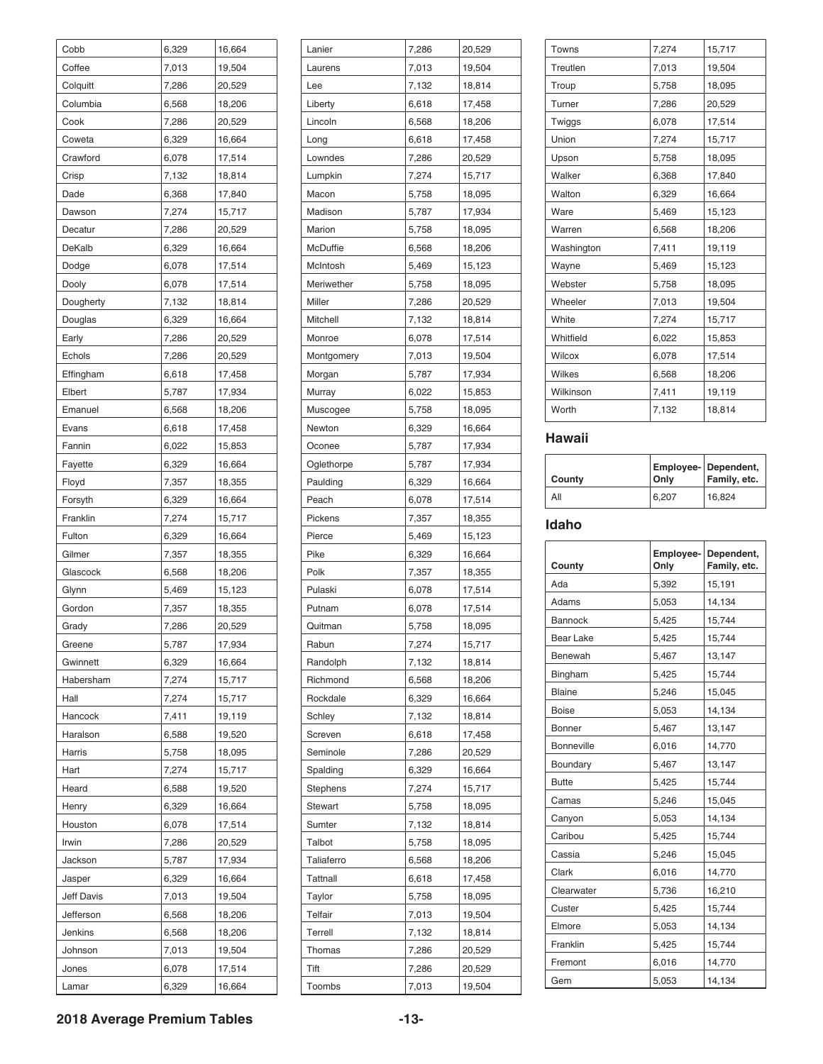| | | |
|---|---|---|
| Cobb | 6,329 | 16,664 |
| Coffee | 7,013 | 19,504 |
| Colquitt | 7,286 | 20,529 |
| Columbia | 6,568 | 18,206 |
| Cook | 7,286 | 20,529 |
| Coweta | 6,329 | 16,664 |
| Crawford | 6,078 | 17,514 |
| Crisp | 7,132 | 18,814 |
| Dade | 6,368 | 17,840 |
| Dawson | 7,274 | 15,717 |
| Decatur | 7,286 | 20,529 |
| DeKalb | 6,329 | 16,664 |
| Dodge | 6,078 | 17,514 |
| Dooly | 6,078 | 17,514 |
| Dougherty | 7,132 | 18,814 |
| Douglas | 6,329 | 16,664 |
| Early | 7,286 | 20,529 |
| Echols | 7,286 | 20,529 |
| Effingham | 6,618 | 17,458 |
| Elbert | 5,787 | 17,934 |
| Emanuel | 6,568 | 18,206 |
| Evans | 6,618 | 17,458 |
| Fannin | 6,022 | 15,853 |
| Fayette | 6,329 | 16,664 |
| Floyd | 7,357 | 18,355 |
| Forsyth | 6,329 | 16,664 |
| Franklin | 7,274 | 15,717 |
| Fulton | 6,329 | 16,664 |
| Gilmer | 7,357 | 18,355 |
| Glascock | 6,568 | 18,206 |
| Glynn | 5,469 | 15,123 |
| Gordon | 7,357 | 18,355 |
| Grady | 7,286 | 20,529 |
| Greene | 5,787 | 17,934 |
| Gwinnett | 6,329 | 16,664 |
| Habersham | 7,274 | 15,717 |
| Hall | 7,274 | 15,717 |
| Hancock | 7,411 | 19,119 |
| Haralson | 6,588 | 19,520 |
| Harris | 5,758 | 18,095 |
| Hart | 7,274 | 15,717 |
| Heard | 6,588 | 19,520 |
| Henry | 6,329 | 16,664 |
| Houston | 6,078 | 17,514 |
| Irwin | 7,286 | 20,529 |
| Jackson | 5,787 | 17,934 |
| Jasper | 6,329 | 16,664 |
| Jeff Davis | 7,013 | 19,504 |
| Jefferson | 6,568 | 18,206 |
| Jenkins | 6,568 | 18,206 |
| Johnson | 7,013 | 19,504 |
| Jones | 6,078 | 17,514 |
| Lamar | 6,329 | 16,664 |
| Lanier | 7,286 | 20,529 |
| Laurens | 7,013 | 19,504 |
| Lee | 7,132 | 18,814 |
| Liberty | 6,618 | 17,458 |
| Lincoln | 6,568 | 18,206 |
| Long | 6,618 | 17,458 |
| Lowndes | 7,286 | 20,529 |
| Lumpkin | 7,274 | 15,717 |
| Macon | 5,758 | 18,095 |
| Madison | 5,787 | 17,934 |
| Marion | 5,758 | 18,095 |
| McDuffie | 6,568 | 18,206 |
| McIntosh | 5,469 | 15,123 |
| Meriwether | 5,758 | 18,095 |
| Miller | 7,286 | 20,529 |
| Mitchell | 7,132 | 18,814 |
| Monroe | 6,078 | 17,514 |
| Montgomery | 7,013 | 19,504 |
| Morgan | 5,787 | 17,934 |
| Murray | 6,022 | 15,853 |
| Muscogee | 5,758 | 18,095 |
| Newton | 6,329 | 16,664 |
| Oconee | 5,787 | 17,934 |
| Oglethorpe | 5,787 | 17,934 |
| Paulding | 6,329 | 16,664 |
| Peach | 6,078 | 17,514 |
| Pickens | 7,357 | 18,355 |
| Pierce | 5,469 | 15,123 |
| Pike | 6,329 | 16,664 |
| Polk | 7,357 | 18,355 |
| Pulaski | 6,078 | 17,514 |
| Putnam | 6,078 | 17,514 |
| Quitman | 5,758 | 18,095 |
| Rabun | 7,274 | 15,717 |
| Randolph | 7,132 | 18,814 |
| Richmond | 6,568 | 18,206 |
| Rockdale | 6,329 | 16,664 |
| Schley | 7,132 | 18,814 |
| Screven | 6,618 | 17,458 |
| Seminole | 7,286 | 20,529 |
| Spalding | 6,329 | 16,664 |
| Stephens | 7,274 | 15,717 |
| Stewart | 5,758 | 18,095 |
| Sumter | 7,132 | 18,814 |
| Talbot | 5,758 | 18,095 |
| Taliaferro | 6,568 | 18,206 |
| Tattnall | 6,618 | 17,458 |
| Taylor | 5,758 | 18,095 |
| Telfair | 7,013 | 19,504 |
| Terrell | 7,132 | 18,814 |
| Thomas | 7,286 | 20,529 |
| Tift | 7,286 | 20,529 |
| Toombs | 7,013 | 19,504 |
| Towns | 7,274 | 15,717 |
| Treutlen | 7,013 | 19,504 |
| Troup | 5,758 | 18,095 |
| Turner | 7,286 | 20,529 |
| Twiggs | 6,078 | 17,514 |
| Union | 7,274 | 15,717 |
| Upson | 5,758 | 18,095 |
| Walker | 6,368 | 17,840 |
| Walton | 6,329 | 16,664 |
| Ware | 5,469 | 15,123 |
| Warren | 6,568 | 18,206 |
| Washington | 7,411 | 19,119 |
| Wayne | 5,469 | 15,123 |
| Webster | 5,758 | 18,095 |
| Wheeler | 7,013 | 19,504 |
| White | 7,274 | 15,717 |
| Whitfield | 6,022 | 15,853 |
| Wilcox | 6,078 | 17,514 |
| Wilkes | 6,568 | 18,206 |
| Wilkinson | 7,411 | 19,119 |
| Worth | 7,132 | 18,814 |

## Hawaii

| County | Employee-Only | Dependent, Family, etc. |
|---|---|---|
| All | 6,207 | 16,824 |

## Idaho

| County | Employee-Only | Dependent, Family, etc. |
|---|---|---|
| Ada | 5,392 | 15,191 |
| Adams | 5,053 | 14,134 |
| Bannock | 5,425 | 15,744 |
| Bear Lake | 5,425 | 15,744 |
| Benewah | 5,467 | 13,147 |
| Bingham | 5,425 | 15,744 |
| Blaine | 5,246 | 15,045 |
| Boise | 5,053 | 14,134 |
| Bonner | 5,467 | 13,147 |
| Bonneville | 6,016 | 14,770 |
| Boundary | 5,467 | 13,147 |
| Butte | 5,425 | 15,744 |
| Camas | 5,246 | 15,045 |
| Canyon | 5,053 | 14,134 |
| Caribou | 5,425 | 15,744 |
| Cassia | 5,246 | 15,045 |
| Clark | 6,016 | 14,770 |
| Clearwater | 5,736 | 16,210 |
| Custer | 5,425 | 15,744 |
| Elmore | 5,053 | 14,134 |
| Franklin | 5,425 | 15,744 |
| Fremont | 6,016 | 14,770 |
| Gem | 5,053 | 14,134 |

**2018 Average Premium Tables**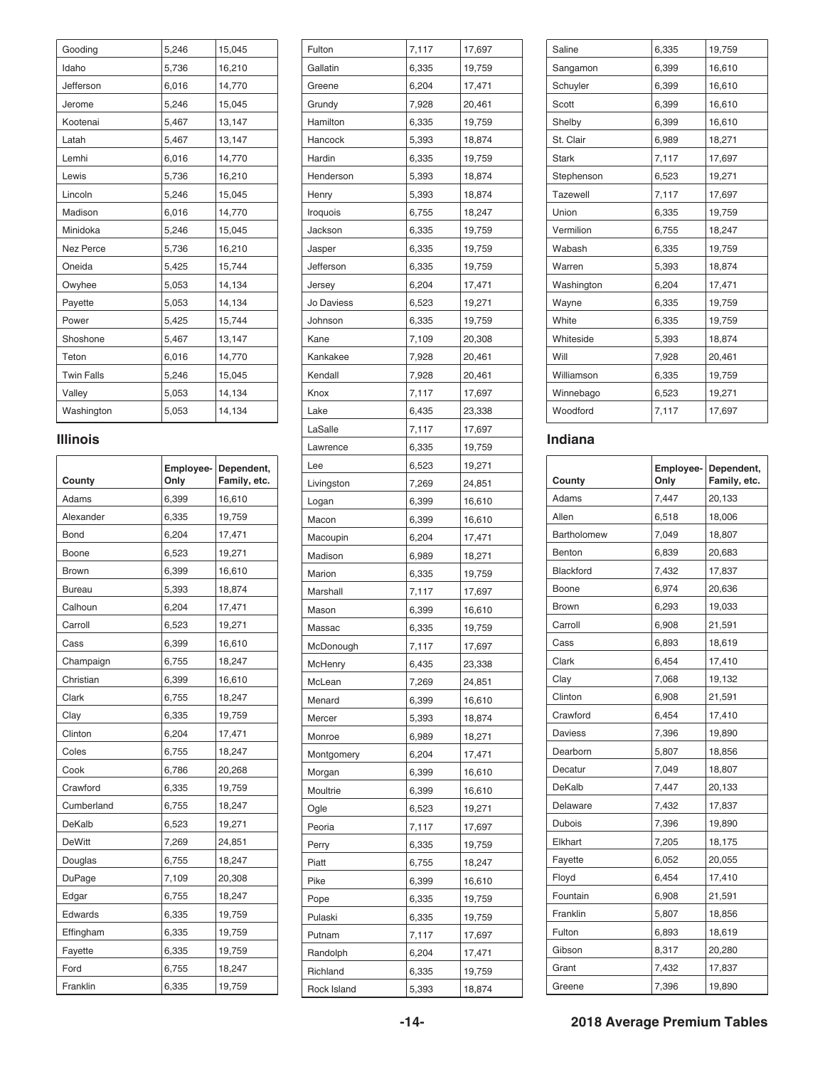| | | |
|---|---|---|
| Gooding | 5,246 | 15,045 |
| Idaho | 5,736 | 16,210 |
| Jefferson | 6,016 | 14,770 |
| Jerome | 5,246 | 15,045 |
| Kootenai | 5,467 | 13,147 |
| Latah | 5,467 | 13,147 |
| Lemhi | 6,016 | 14,770 |
| Lewis | 5,736 | 16,210 |
| Lincoln | 5,246 | 15,045 |
| Madison | 6,016 | 14,770 |
| Minidoka | 5,246 | 15,045 |
| Nez Perce | 5,736 | 16,210 |
| Oneida | 5,425 | 15,744 |
| Owyhee | 5,053 | 14,134 |
| Payette | 5,053 | 14,134 |
| Power | 5,425 | 15,744 |
| Shoshone | 5,467 | 13,147 |
| Teton | 6,016 | 14,770 |
| Twin Falls | 5,246 | 15,045 |
| Valley | 5,053 | 14,134 |
| Washington | 5,053 | 14,134 |

## Illinois

| County | Employee-Only | Dependent, Family, etc. |
|---|---|---|
| Adams | 6,399 | 16,610 |
| Alexander | 6,335 | 19,759 |
| Bond | 6,204 | 17,471 |
| Boone | 6,523 | 19,271 |
| Brown | 6,399 | 16,610 |
| Bureau | 5,393 | 18,874 |
| Calhoun | 6,204 | 17,471 |
| Carroll | 6,523 | 19,271 |
| Cass | 6,399 | 16,610 |
| Champaign | 6,755 | 18,247 |
| Christian | 6,399 | 16,610 |
| Clark | 6,755 | 18,247 |
| Clay | 6,335 | 19,759 |
| Clinton | 6,204 | 17,471 |
| Coles | 6,755 | 18,247 |
| Cook | 6,786 | 20,268 |
| Crawford | 6,335 | 19,759 |
| Cumberland | 6,755 | 18,247 |
| DeKalb | 6,523 | 19,271 |
| DeWitt | 7,269 | 24,851 |
| Douglas | 6,755 | 18,247 |
| DuPage | 7,109 | 20,308 |
| Edgar | 6,755 | 18,247 |
| Edwards | 6,335 | 19,759 |
| Effingham | 6,335 | 19,759 |
| Fayette | 6,335 | 19,759 |
| Ford | 6,755 | 18,247 |
| Franklin | 6,335 | 19,759 |
| Fulton | 7,117 | 17,697 |
| Gallatin | 6,335 | 19,759 |
| Greene | 6,204 | 17,471 |
| Grundy | 7,928 | 20,461 |
| Hamilton | 6,335 | 19,759 |
| Hancock | 5,393 | 18,874 |
| Hardin | 6,335 | 19,759 |
| Henderson | 5,393 | 18,874 |
| Henry | 5,393 | 18,874 |
| Iroquois | 6,755 | 18,247 |
| Jackson | 6,335 | 19,759 |
| Jasper | 6,335 | 19,759 |
| Jefferson | 6,335 | 19,759 |
| Jersey | 6,204 | 17,471 |
| Jo Daviess | 6,523 | 19,271 |
| Johnson | 6,335 | 19,759 |
| Kane | 7,109 | 20,308 |
| Kankakee | 7,928 | 20,461 |
| Kendall | 7,928 | 20,461 |
| Knox | 7,117 | 17,697 |
| Lake | 6,435 | 23,338 |
| LaSalle | 7,117 | 17,697 |
| Lawrence | 6,335 | 19,759 |
| Lee | 6,523 | 19,271 |
| Livingston | 7,269 | 24,851 |
| Logan | 6,399 | 16,610 |
| Macon | 6,399 | 16,610 |
| Macoupin | 6,204 | 17,471 |
| Madison | 6,989 | 18,271 |
| Marion | 6,335 | 19,759 |
| Marshall | 7,117 | 17,697 |
| Mason | 6,399 | 16,610 |
| Massac | 6,335 | 19,759 |
| McDonough | 7,117 | 17,697 |
| McHenry | 6,435 | 23,338 |
| McLean | 7,269 | 24,851 |
| Menard | 6,399 | 16,610 |
| Mercer | 5,393 | 18,874 |
| Monroe | 6,989 | 18,271 |
| Montgomery | 6,204 | 17,471 |
| Morgan | 6,399 | 16,610 |
| Moultrie | 6,399 | 16,610 |
| Ogle | 6,523 | 19,271 |
| Peoria | 7,117 | 17,697 |
| Perry | 6,335 | 19,759 |
| Piatt | 6,755 | 18,247 |
| Pike | 6,399 | 16,610 |
| Pope | 6,335 | 19,759 |
| Pulaski | 6,335 | 19,759 |
| Putnam | 7,117 | 17,697 |
| Randolph | 6,204 | 17,471 |
| Richland | 6,335 | 19,759 |
| Rock Island | 5,393 | 18,874 |
| Saline | 6,335 | 19,759 |
| Sangamon | 6,399 | 16,610 |
| Schuyler | 6,399 | 16,610 |
| Scott | 6,399 | 16,610 |
| Shelby | 6,399 | 16,610 |
| St. Clair | 6,989 | 18,271 |
| Stark | 7,117 | 17,697 |
| Stephenson | 6,523 | 19,271 |
| Tazewell | 7,117 | 17,697 |
| Union | 6,335 | 19,759 |
| Vermilion | 6,755 | 18,247 |
| Wabash | 6,335 | 19,759 |
| Warren | 5,393 | 18,874 |
| Washington | 6,204 | 17,471 |
| Wayne | 6,335 | 19,759 |
| White | 6,335 | 19,759 |
| Whiteside | 5,393 | 18,874 |
| Will | 7,928 | 20,461 |
| Williamson | 6,335 | 19,759 |
| Winnebago | 6,523 | 19,271 |
| Woodford | 7,117 | 17,697 |

## Indiana

| County | Employee-Only | Dependent, Family, etc. |
|---|---|---|
| Adams | 7,447 | 20,133 |
| Allen | 6,518 | 18,006 |
| Bartholomew | 7,049 | 18,807 |
| Benton | 6,839 | 20,683 |
| Blackford | 7,432 | 17,837 |
| Boone | 6,974 | 20,636 |
| Brown | 6,293 | 19,033 |
| Carroll | 6,908 | 21,591 |
| Cass | 6,893 | 18,619 |
| Clark | 6,454 | 17,410 |
| Clay | 7,068 | 19,132 |
| Clinton | 6,908 | 21,591 |
| Crawford | 6,454 | 17,410 |
| Daviess | 7,396 | 19,890 |
| Dearborn | 5,807 | 18,856 |
| Decatur | 7,049 | 18,807 |
| DeKalb | 7,447 | 20,133 |
| Delaware | 7,432 | 17,837 |
| Dubois | 7,396 | 19,890 |
| Elkhart | 7,205 | 18,175 |
| Fayette | 6,052 | 20,055 |
| Floyd | 6,454 | 17,410 |
| Fountain | 6,908 | 21,591 |
| Franklin | 5,807 | 18,856 |
| Fulton | 6,893 | 18,619 |
| Gibson | 8,317 | 20,280 |
| Grant | 7,432 | 17,837 |
| Greene | 7,396 | 19,890 |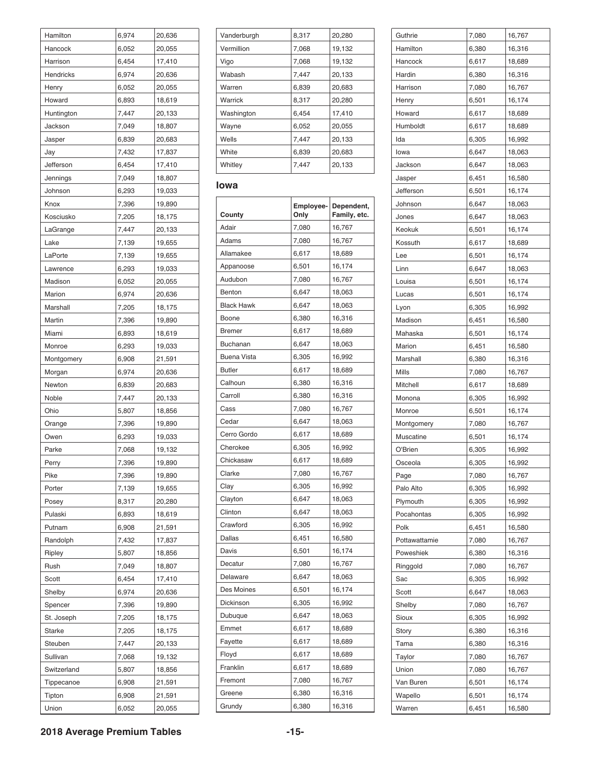| | | |
|---|---|---|
| Hamilton | 6,974 | 20,636 |
| Hancock | 6,052 | 20,055 |
| Harrison | 6,454 | 17,410 |
| Hendricks | 6,974 | 20,636 |
| Henry | 6,052 | 20,055 |
| Howard | 6,893 | 18,619 |
| Huntington | 7,447 | 20,133 |
| Jackson | 7,049 | 18,807 |
| Jasper | 6,839 | 20,683 |
| Jay | 7,432 | 17,837 |
| Jefferson | 6,454 | 17,410 |
| Jennings | 7,049 | 18,807 |
| Johnson | 6,293 | 19,033 |
| Knox | 7,396 | 19,890 |
| Kosciusko | 7,205 | 18,175 |
| LaGrange | 7,447 | 20,133 |
| Lake | 7,139 | 19,655 |
| LaPorte | 7,139 | 19,655 |
| Lawrence | 6,293 | 19,033 |
| Madison | 6,052 | 20,055 |
| Marion | 6,974 | 20,636 |
| Marshall | 7,205 | 18,175 |
| Martin | 7,396 | 19,890 |
| Miami | 6,893 | 18,619 |
| Monroe | 6,293 | 19,033 |
| Montgomery | 6,908 | 21,591 |
| Morgan | 6,974 | 20,636 |
| Newton | 6,839 | 20,683 |
| Noble | 7,447 | 20,133 |
| Ohio | 5,807 | 18,856 |
| Orange | 7,396 | 19,890 |
| Owen | 6,293 | 19,033 |
| Parke | 7,068 | 19,132 |
| Perry | 7,396 | 19,890 |
| Pike | 7,396 | 19,890 |
| Porter | 7,139 | 19,655 |
| Posey | 8,317 | 20,280 |
| Pulaski | 6,893 | 18,619 |
| Putnam | 6,908 | 21,591 |
| Randolph | 7,432 | 17,837 |
| Ripley | 5,807 | 18,856 |
| Rush | 7,049 | 18,807 |
| Scott | 6,454 | 17,410 |
| Shelby | 6,974 | 20,636 |
| Spencer | 7,396 | 19,890 |
| St. Joseph | 7,205 | 18,175 |
| Starke | 7,205 | 18,175 |
| Steuben | 7,447 | 20,133 |
| Sullivan | 7,068 | 19,132 |
| Switzerland | 5,807 | 18,856 |
| Tippecanoe | 6,908 | 21,591 |
| Tipton | 6,908 | 21,591 |
| Union | 6,052 | 20,055 |
| Vanderburgh | 8,317 | 20,280 |
| Vermillion | 7,068 | 19,132 |
| Vigo | 7,068 | 19,132 |
| Wabash | 7,447 | 20,133 |
| Warren | 6,839 | 20,683 |
| Warrick | 8,317 | 20,280 |
| Washington | 6,454 | 17,410 |
| Wayne | 6,052 | 20,055 |
| Wells | 7,447 | 20,133 |
| White | 6,839 | 20,683 |
| Whitley | 7,447 | 20,133 |

## Iowa

| County | Employee-Only | Dependent, Family, etc. |
|---|---|---|
| Adair | 7,080 | 16,767 |
| Adams | 7,080 | 16,767 |
| Allamakee | 6,617 | 18,689 |
| Appanoose | 6,501 | 16,174 |
| Audubon | 7,080 | 16,767 |
| Benton | 6,647 | 18,063 |
| Black Hawk | 6,647 | 18,063 |
| Boone | 6,380 | 16,316 |
| Bremer | 6,617 | 18,689 |
| Buchanan | 6,647 | 18,063 |
| Buena Vista | 6,305 | 16,992 |
| Butler | 6,617 | 18,689 |
| Calhoun | 6,380 | 16,316 |
| Carroll | 6,380 | 16,316 |
| Cass | 7,080 | 16,767 |
| Cedar | 6,647 | 18,063 |
| Cerro Gordo | 6,617 | 18,689 |
| Cherokee | 6,305 | 16,992 |
| Chickasaw | 6,617 | 18,689 |
| Clarke | 7,080 | 16,767 |
| Clay | 6,305 | 16,992 |
| Clayton | 6,647 | 18,063 |
| Clinton | 6,647 | 18,063 |
| Crawford | 6,305 | 16,992 |
| Dallas | 6,451 | 16,580 |
| Davis | 6,501 | 16,174 |
| Decatur | 7,080 | 16,767 |
| Delaware | 6,647 | 18,063 |
| Des Moines | 6,501 | 16,174 |
| Dickinson | 6,305 | 16,992 |
| Dubuque | 6,647 | 18,063 |
| Emmet | 6,617 | 18,689 |
| Fayette | 6,617 | 18,689 |
| Floyd | 6,617 | 18,689 |
| Franklin | 6,617 | 18,689 |
| Fremont | 7,080 | 16,767 |
| Greene | 6,380 | 16,316 |
| Grundy | 6,380 | 16,316 |
| Guthrie | 7,080 | 16,767 |
| Hamilton | 6,380 | 16,316 |
| Hancock | 6,617 | 18,689 |
| Hardin | 6,380 | 16,316 |
| Harrison | 7,080 | 16,767 |
| Henry | 6,501 | 16,174 |
| Howard | 6,617 | 18,689 |
| Humboldt | 6,617 | 18,689 |
| Ida | 6,305 | 16,992 |
| Iowa | 6,647 | 18,063 |
| Jackson | 6,647 | 18,063 |
| Jasper | 6,451 | 16,580 |
| Jefferson | 6,501 | 16,174 |
| Johnson | 6,647 | 18,063 |
| Jones | 6,647 | 18,063 |
| Keokuk | 6,501 | 16,174 |
| Kossuth | 6,617 | 18,689 |
| Lee | 6,501 | 16,174 |
| Linn | 6,647 | 18,063 |
| Louisa | 6,501 | 16,174 |
| Lucas | 6,501 | 16,174 |
| Lyon | 6,305 | 16,992 |
| Madison | 6,451 | 16,580 |
| Mahaska | 6,501 | 16,174 |
| Marion | 6,451 | 16,580 |
| Marshall | 6,380 | 16,316 |
| Mills | 7,080 | 16,767 |
| Mitchell | 6,617 | 18,689 |
| Monona | 6,305 | 16,992 |
| Monroe | 6,501 | 16,174 |
| Montgomery | 7,080 | 16,767 |
| Muscatine | 6,501 | 16,174 |
| O'Brien | 6,305 | 16,992 |
| Osceola | 6,305 | 16,992 |
| Page | 7,080 | 16,767 |
| Palo Alto | 6,305 | 16,992 |
| Plymouth | 6,305 | 16,992 |
| Pocahontas | 6,305 | 16,992 |
| Polk | 6,451 | 16,580 |
| Pottawattamie | 7,080 | 16,767 |
| Poweshiek | 6,380 | 16,316 |
| Ringgold | 7,080 | 16,767 |
| Sac | 6,305 | 16,992 |
| Scott | 6,647 | 18,063 |
| Shelby | 7,080 | 16,767 |
| Sioux | 6,305 | 16,992 |
| Story | 6,380 | 16,316 |
| Tama | 6,380 | 16,316 |
| Taylor | 7,080 | 16,767 |
| Union | 7,080 | 16,767 |
| Van Buren | 6,501 | 16,174 |
| Wapello | 6,501 | 16,174 |
| Warren | 6,451 | 16,580 |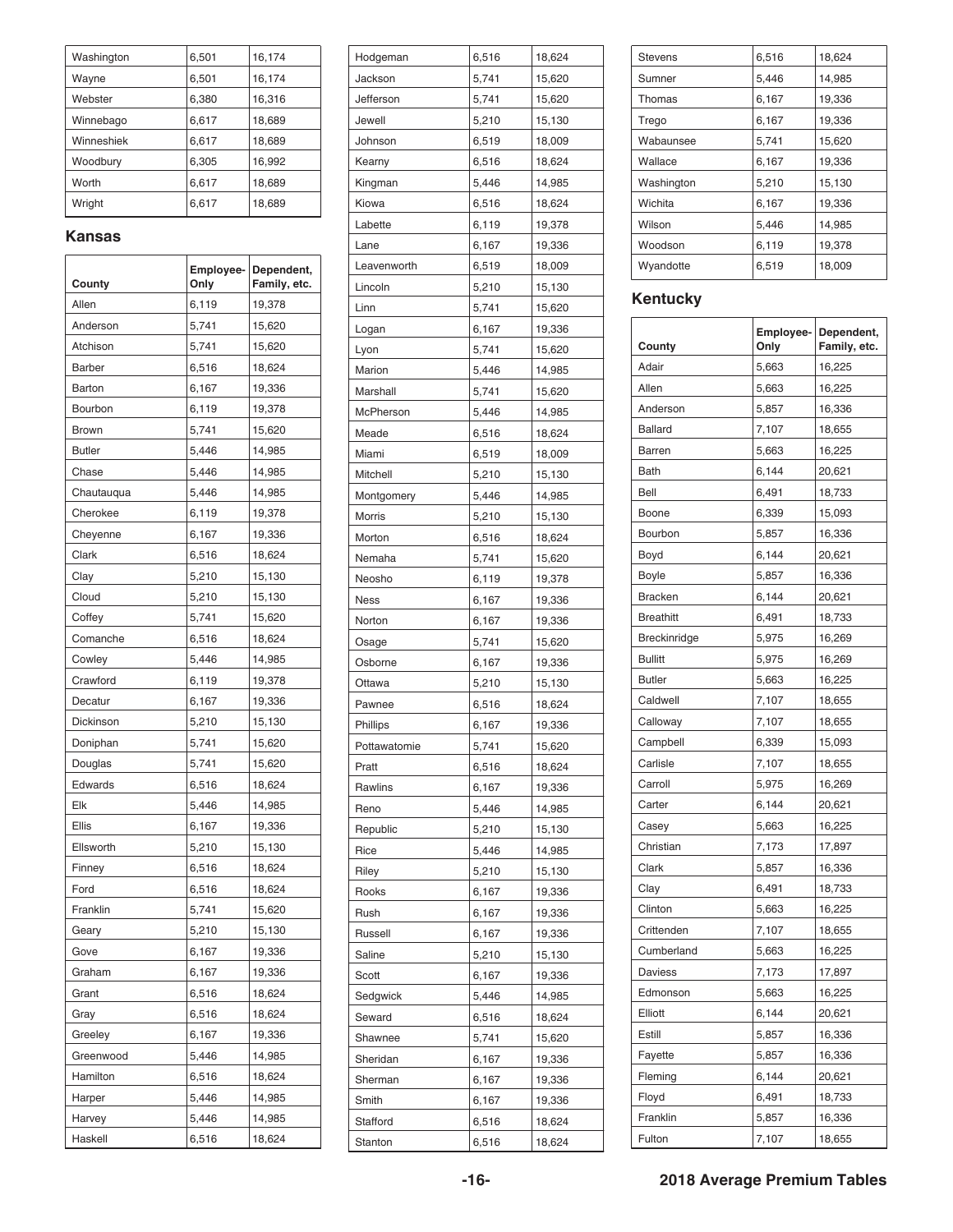| | | |
|---|---|---|
| Washington | 6,501 | 16,174 |
| Wayne | 6,501 | 16,174 |
| Webster | 6,380 | 16,316 |
| Winnebago | 6,617 | 18,689 |
| Winneshiek | 6,617 | 18,689 |
| Woodbury | 6,305 | 16,992 |
| Worth | 6,617 | 18,689 |
| Wright | 6,617 | 18,689 |

### Kansas

| County | Employee-Only | Dependent, Family, etc. |
|---|---|---|
| Allen | 6,119 | 19,378 |
| Anderson | 5,741 | 15,620 |
| Atchison | 5,741 | 15,620 |
| Barber | 6,516 | 18,624 |
| Barton | 6,167 | 19,336 |
| Bourbon | 6,119 | 19,378 |
| Brown | 5,741 | 15,620 |
| Butler | 5,446 | 14,985 |
| Chase | 5,446 | 14,985 |
| Chautauqua | 5,446 | 14,985 |
| Cherokee | 6,119 | 19,378 |
| Cheyenne | 6,167 | 19,336 |
| Clark | 6,516 | 18,624 |
| Clay | 5,210 | 15,130 |
| Cloud | 5,210 | 15,130 |
| Coffey | 5,741 | 15,620 |
| Comanche | 6,516 | 18,624 |
| Cowley | 5,446 | 14,985 |
| Crawford | 6,119 | 19,378 |
| Decatur | 6,167 | 19,336 |
| Dickinson | 5,210 | 15,130 |
| Doniphan | 5,741 | 15,620 |
| Douglas | 5,741 | 15,620 |
| Edwards | 6,516 | 18,624 |
| Elk | 5,446 | 14,985 |
| Ellis | 6,167 | 19,336 |
| Ellsworth | 5,210 | 15,130 |
| Finney | 6,516 | 18,624 |
| Ford | 6,516 | 18,624 |
| Franklin | 5,741 | 15,620 |
| Geary | 5,210 | 15,130 |
| Gove | 6,167 | 19,336 |
| Graham | 6,167 | 19,336 |
| Grant | 6,516 | 18,624 |
| Gray | 6,516 | 18,624 |
| Greeley | 6,167 | 19,336 |
| Greenwood | 5,446 | 14,985 |
| Hamilton | 6,516 | 18,624 |
| Harper | 5,446 | 14,985 |
| Harvey | 5,446 | 14,985 |
| Haskell | 6,516 | 18,624 |
| Hodgeman | 6,516 | 18,624 |
| Jackson | 5,741 | 15,620 |
| Jefferson | 5,741 | 15,620 |
| Jewell | 5,210 | 15,130 |
| Johnson | 6,519 | 18,009 |
| Kearny | 6,516 | 18,624 |
| Kingman | 5,446 | 14,985 |
| Kiowa | 6,516 | 18,624 |
| Labette | 6,119 | 19,378 |
| Lane | 6,167 | 19,336 |
| Leavenworth | 6,519 | 18,009 |
| Lincoln | 5,210 | 15,130 |
| Linn | 5,741 | 15,620 |
| Logan | 6,167 | 19,336 |
| Lyon | 5,741 | 15,620 |
| Marion | 5,446 | 14,985 |
| Marshall | 5,741 | 15,620 |
| McPherson | 5,446 | 14,985 |
| Meade | 6,516 | 18,624 |
| Miami | 6,519 | 18,009 |
| Mitchell | 5,210 | 15,130 |
| Montgomery | 5,446 | 14,985 |
| Morris | 5,210 | 15,130 |
| Morton | 6,516 | 18,624 |
| Nemaha | 5,741 | 15,620 |
| Neosho | 6,119 | 19,378 |
| Ness | 6,167 | 19,336 |
| Norton | 6,167 | 19,336 |
| Osage | 5,741 | 15,620 |
| Osborne | 6,167 | 19,336 |
| Ottawa | 5,210 | 15,130 |
| Pawnee | 6,516 | 18,624 |
| Phillips | 6,167 | 19,336 |
| Pottawatomie | 5,741 | 15,620 |
| Pratt | 6,516 | 18,624 |
| Rawlins | 6,167 | 19,336 |
| Reno | 5,446 | 14,985 |
| Republic | 5,210 | 15,130 |
| Rice | 5,446 | 14,985 |
| Riley | 5,210 | 15,130 |
| Rooks | 6,167 | 19,336 |
| Rush | 6,167 | 19,336 |
| Russell | 6,167 | 19,336 |
| Saline | 5,210 | 15,130 |
| Scott | 6,167 | 19,336 |
| Sedgwick | 5,446 | 14,985 |
| Seward | 6,516 | 18,624 |
| Shawnee | 5,741 | 15,620 |
| Sheridan | 6,167 | 19,336 |
| Sherman | 6,167 | 19,336 |
| Smith | 6,167 | 19,336 |
| Stafford | 6,516 | 18,624 |
| Stanton | 6,516 | 18,624 |
| Stevens | 6,516 | 18,624 |
| Sumner | 5,446 | 14,985 |
| Thomas | 6,167 | 19,336 |
| Trego | 6,167 | 19,336 |
| Wabaunsee | 5,741 | 15,620 |
| Wallace | 6,167 | 19,336 |
| Washington | 5,210 | 15,130 |
| Wichita | 6,167 | 19,336 |
| Wilson | 5,446 | 14,985 |
| Woodson | 6,119 | 19,378 |
| Wyandotte | 6,519 | 18,009 |

### Kentucky

| County | Employee-Only | Dependent, Family, etc. |
|---|---|---|
| Adair | 5,663 | 16,225 |
| Allen | 5,663 | 16,225 |
| Anderson | 5,857 | 16,336 |
| Ballard | 7,107 | 18,655 |
| Barren | 5,663 | 16,225 |
| Bath | 6,144 | 20,621 |
| Bell | 6,491 | 18,733 |
| Boone | 6,339 | 15,093 |
| Bourbon | 5,857 | 16,336 |
| Boyd | 6,144 | 20,621 |
| Boyle | 5,857 | 16,336 |
| Bracken | 6,144 | 20,621 |
| Breathitt | 6,491 | 18,733 |
| Breckinridge | 5,975 | 16,269 |
| Bullitt | 5,975 | 16,269 |
| Butler | 5,663 | 16,225 |
| Caldwell | 7,107 | 18,655 |
| Calloway | 7,107 | 18,655 |
| Campbell | 6,339 | 15,093 |
| Carlisle | 7,107 | 18,655 |
| Carroll | 5,975 | 16,269 |
| Carter | 6,144 | 20,621 |
| Casey | 5,663 | 16,225 |
| Christian | 7,173 | 17,897 |
| Clark | 5,857 | 16,336 |
| Clay | 6,491 | 18,733 |
| Clinton | 5,663 | 16,225 |
| Crittenden | 7,107 | 18,655 |
| Cumberland | 5,663 | 16,225 |
| Daviess | 7,173 | 17,897 |
| Edmonson | 5,663 | 16,225 |
| Elliott | 6,144 | 20,621 |
| Estill | 5,857 | 16,336 |
| Fayette | 5,857 | 16,336 |
| Fleming | 6,144 | 20,621 |
| Floyd | 6,491 | 18,733 |
| Franklin | 5,857 | 16,336 |
| Fulton | 7,107 | 18,655 |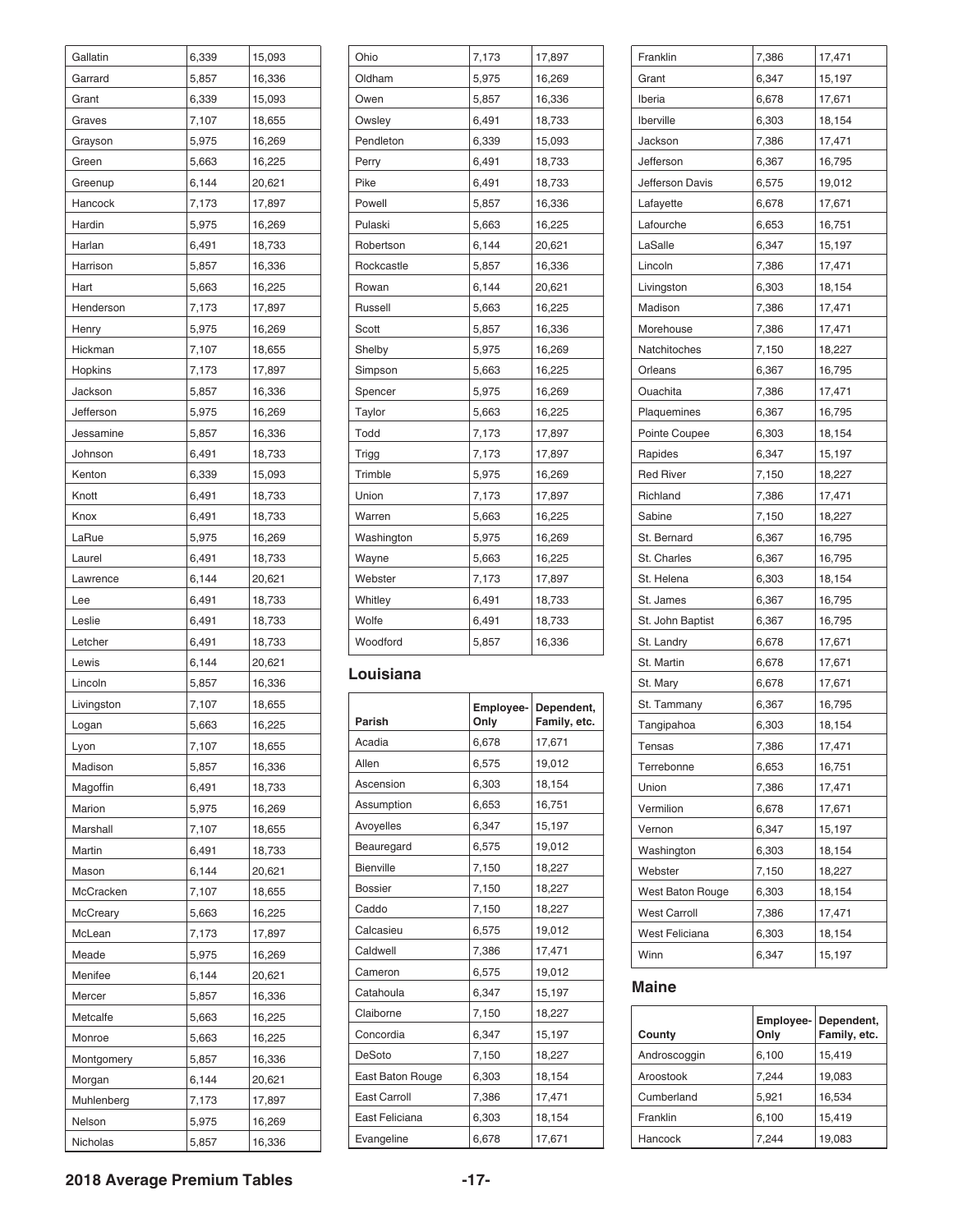| | | |
|---|---|---|
| Gallatin | 6,339 | 15,093 |
| Garrard | 5,857 | 16,336 |
| Grant | 6,339 | 15,093 |
| Graves | 7,107 | 18,655 |
| Grayson | 5,975 | 16,269 |
| Green | 5,663 | 16,225 |
| Greenup | 6,144 | 20,621 |
| Hancock | 7,173 | 17,897 |
| Hardin | 5,975 | 16,269 |
| Harlan | 6,491 | 18,733 |
| Harrison | 5,857 | 16,336 |
| Hart | 5,663 | 16,225 |
| Henderson | 7,173 | 17,897 |
| Henry | 5,975 | 16,269 |
| Hickman | 7,107 | 18,655 |
| Hopkins | 7,173 | 17,897 |
| Jackson | 5,857 | 16,336 |
| Jefferson | 5,975 | 16,269 |
| Jessamine | 5,857 | 16,336 |
| Johnson | 6,491 | 18,733 |
| Kenton | 6,339 | 15,093 |
| Knott | 6,491 | 18,733 |
| Knox | 6,491 | 18,733 |
| LaRue | 5,975 | 16,269 |
| Laurel | 6,491 | 18,733 |
| Lawrence | 6,144 | 20,621 |
| Lee | 6,491 | 18,733 |
| Leslie | 6,491 | 18,733 |
| Letcher | 6,491 | 18,733 |
| Lewis | 6,144 | 20,621 |
| Lincoln | 5,857 | 16,336 |
| Livingston | 7,107 | 18,655 |
| Logan | 5,663 | 16,225 |
| Lyon | 7,107 | 18,655 |
| Madison | 5,857 | 16,336 |
| Magoffin | 6,491 | 18,733 |
| Marion | 5,975 | 16,269 |
| Marshall | 7,107 | 18,655 |
| Martin | 6,491 | 18,733 |
| Mason | 6,144 | 20,621 |
| McCracken | 7,107 | 18,655 |
| McCreary | 5,663 | 16,225 |
| McLean | 7,173 | 17,897 |
| Meade | 5,975 | 16,269 |
| Menifee | 6,144 | 20,621 |
| Mercer | 5,857 | 16,336 |
| Metcalfe | 5,663 | 16,225 |
| Monroe | 5,663 | 16,225 |
| Montgomery | 5,857 | 16,336 |
| Morgan | 6,144 | 20,621 |
| Muhlenberg | 7,173 | 17,897 |
| Nelson | 5,975 | 16,269 |
| Nicholas | 5,857 | 16,336 |
| Ohio | 7,173 | 17,897 |
| Oldham | 5,975 | 16,269 |
| Owen | 5,857 | 16,336 |
| Owsley | 6,491 | 18,733 |
| Pendleton | 6,339 | 15,093 |
| Perry | 6,491 | 18,733 |
| Pike | 6,491 | 18,733 |
| Powell | 5,857 | 16,336 |
| Pulaski | 5,663 | 16,225 |
| Robertson | 6,144 | 20,621 |
| Rockcastle | 5,857 | 16,336 |
| Rowan | 6,144 | 20,621 |
| Russell | 5,663 | 16,225 |
| Scott | 5,857 | 16,336 |
| Shelby | 5,975 | 16,269 |
| Simpson | 5,663 | 16,225 |
| Spencer | 5,975 | 16,269 |
| Taylor | 5,663 | 16,225 |
| Todd | 7,173 | 17,897 |
| Trigg | 7,173 | 17,897 |
| Trimble | 5,975 | 16,269 |
| Union | 7,173 | 17,897 |
| Warren | 5,663 | 16,225 |
| Washington | 5,975 | 16,269 |
| Wayne | 5,663 | 16,225 |
| Webster | 7,173 | 17,897 |
| Whitley | 6,491 | 18,733 |
| Wolfe | 6,491 | 18,733 |
| Woodford | 5,857 | 16,336 |

## Louisiana

| Parish | Employee-Only | Dependent, Family, etc. |
|---|---|---|
| Acadia | 6,678 | 17,671 |
| Allen | 6,575 | 19,012 |
| Ascension | 6,303 | 18,154 |
| Assumption | 6,653 | 16,751 |
| Avoyelles | 6,347 | 15,197 |
| Beauregard | 6,575 | 19,012 |
| Bienville | 7,150 | 18,227 |
| Bossier | 7,150 | 18,227 |
| Caddo | 7,150 | 18,227 |
| Calcasieu | 6,575 | 19,012 |
| Caldwell | 7,386 | 17,471 |
| Cameron | 6,575 | 19,012 |
| Catahoula | 6,347 | 15,197 |
| Claiborne | 7,150 | 18,227 |
| Concordia | 6,347 | 15,197 |
| DeSoto | 7,150 | 18,227 |
| East Baton Rouge | 6,303 | 18,154 |
| East Carroll | 7,386 | 17,471 |
| East Feliciana | 6,303 | 18,154 |
| Evangeline | 6,678 | 17,671 |
| Franklin | 7,386 | 17,471 |
| Grant | 6,347 | 15,197 |
| Iberia | 6,678 | 17,671 |
| Iberville | 6,303 | 18,154 |
| Jackson | 7,386 | 17,471 |
| Jefferson | 6,367 | 16,795 |
| Jefferson Davis | 6,575 | 19,012 |
| Lafayette | 6,678 | 17,671 |
| Lafourche | 6,653 | 16,751 |
| LaSalle | 6,347 | 15,197 |
| Lincoln | 7,386 | 17,471 |
| Livingston | 6,303 | 18,154 |
| Madison | 7,386 | 17,471 |
| Morehouse | 7,386 | 17,471 |
| Natchitoches | 7,150 | 18,227 |
| Orleans | 6,367 | 16,795 |
| Ouachita | 7,386 | 17,471 |
| Plaquemines | 6,367 | 16,795 |
| Pointe Coupee | 6,303 | 18,154 |
| Rapides | 6,347 | 15,197 |
| Red River | 7,150 | 18,227 |
| Richland | 7,386 | 17,471 |
| Sabine | 7,150 | 18,227 |
| St. Bernard | 6,367 | 16,795 |
| St. Charles | 6,367 | 16,795 |
| St. Helena | 6,303 | 18,154 |
| St. James | 6,367 | 16,795 |
| St. John Baptist | 6,367 | 16,795 |
| St. Landry | 6,678 | 17,671 |
| St. Martin | 6,678 | 17,671 |
| St. Mary | 6,678 | 17,671 |
| St. Tammany | 6,367 | 16,795 |
| Tangipahoa | 6,303 | 18,154 |
| Tensas | 7,386 | 17,471 |
| Terrebonne | 6,653 | 16,751 |
| Union | 7,386 | 17,471 |
| Vermilion | 6,678 | 17,671 |
| Vernon | 6,347 | 15,197 |
| Washington | 6,303 | 18,154 |
| Webster | 7,150 | 18,227 |
| West Baton Rouge | 6,303 | 18,154 |
| West Carroll | 7,386 | 17,471 |
| West Feliciana | 6,303 | 18,154 |
| Winn | 6,347 | 15,197 |

## Maine

| County | Employee-Only | Dependent, Family, etc. |
|---|---|---|
| Androscoggin | 6,100 | 15,419 |
| Aroostook | 7,244 | 19,083 |
| Cumberland | 5,921 | 16,534 |
| Franklin | 6,100 | 15,419 |
| Hancock | 7,244 | 19,083 |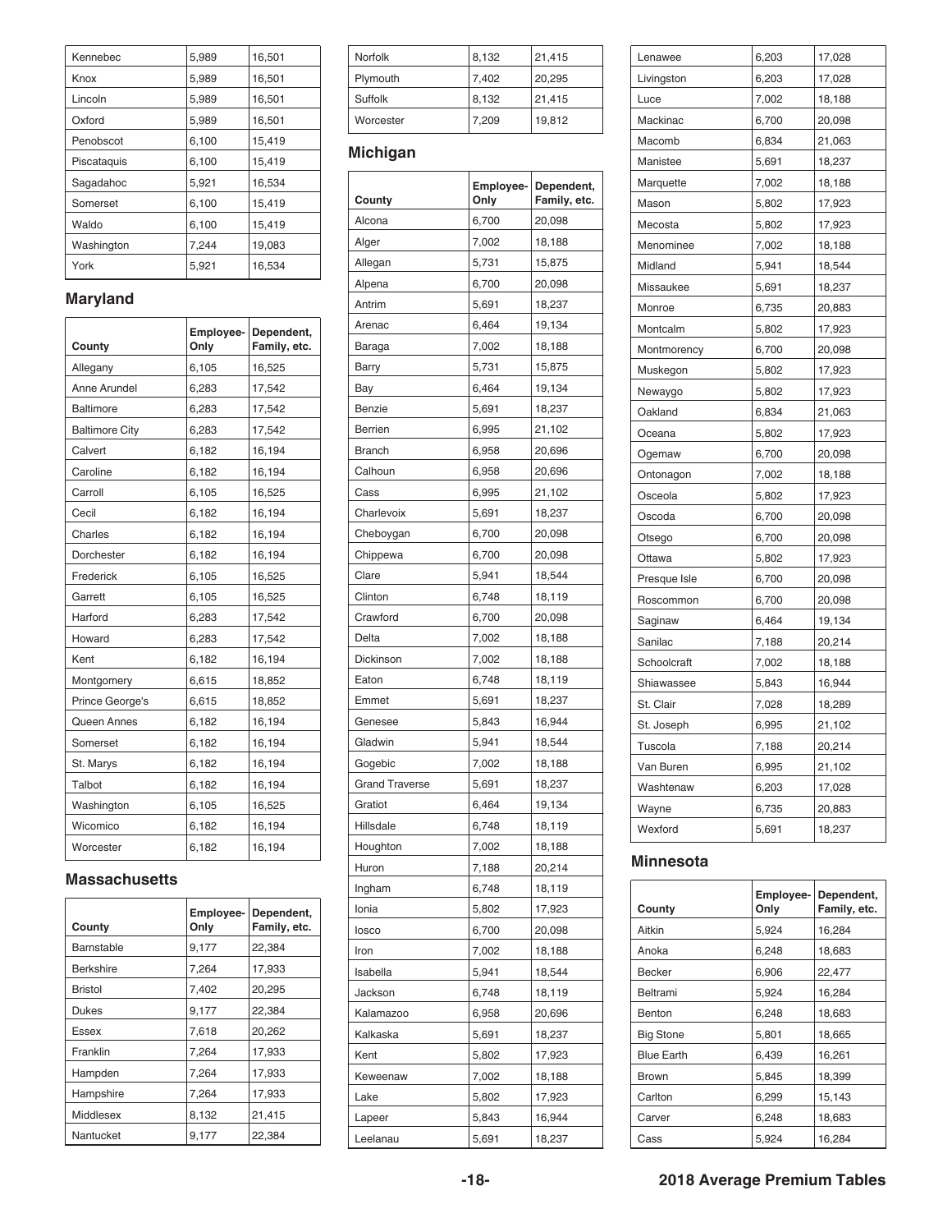| | | |
|---|---|---|
| Kennebec | 5,989 | 16,501 |
| Knox | 5,989 | 16,501 |
| Lincoln | 5,989 | 16,501 |
| Oxford | 5,989 | 16,501 |
| Penobscot | 6,100 | 15,419 |
| Piscataquis | 6,100 | 15,419 |
| Sagadahoc | 5,921 | 16,534 |
| Somerset | 6,100 | 15,419 |
| Waldo | 6,100 | 15,419 |
| Washington | 7,244 | 19,083 |
| York | 5,921 | 16,534 |

## Maryland

| County | Employee-Only | Dependent, Family, etc. |
|---|---|---|
| Allegany | 6,105 | 16,525 |
| Anne Arundel | 6,283 | 17,542 |
| Baltimore | 6,283 | 17,542 |
| Baltimore City | 6,283 | 17,542 |
| Calvert | 6,182 | 16,194 |
| Caroline | 6,182 | 16,194 |
| Carroll | 6,105 | 16,525 |
| Cecil | 6,182 | 16,194 |
| Charles | 6,182 | 16,194 |
| Dorchester | 6,182 | 16,194 |
| Frederick | 6,105 | 16,525 |
| Garrett | 6,105 | 16,525 |
| Harford | 6,283 | 17,542 |
| Howard | 6,283 | 17,542 |
| Kent | 6,182 | 16,194 |
| Montgomery | 6,615 | 18,852 |
| Prince George's | 6,615 | 18,852 |
| Queen Annes | 6,182 | 16,194 |
| Somerset | 6,182 | 16,194 |
| St. Marys | 6,182 | 16,194 |
| Talbot | 6,182 | 16,194 |
| Washington | 6,105 | 16,525 |
| Wicomico | 6,182 | 16,194 |
| Worcester | 6,182 | 16,194 |

## Massachusetts

| County | Employee-Only | Dependent, Family, etc. |
|---|---|---|
| Barnstable | 9,177 | 22,384 |
| Berkshire | 7,264 | 17,933 |
| Bristol | 7,402 | 20,295 |
| Dukes | 9,177 | 22,384 |
| Essex | 7,618 | 20,262 |
| Franklin | 7,264 | 17,933 |
| Hampden | 7,264 | 17,933 |
| Hampshire | 7,264 | 17,933 |
| Middlesex | 8,132 | 21,415 |
| Nantucket | 9,177 | 22,384 |
| Norfolk | 8,132 | 21,415 |
| Plymouth | 7,402 | 20,295 |
| Suffolk | 8,132 | 21,415 |
| Worcester | 7,209 | 19,812 |

## Michigan

| County | Employee-Only | Dependent, Family, etc. |
|---|---|---|
| Alcona | 6,700 | 20,098 |
| Alger | 7,002 | 18,188 |
| Allegan | 5,731 | 15,875 |
| Alpena | 6,700 | 20,098 |
| Antrim | 5,691 | 18,237 |
| Arenac | 6,464 | 19,134 |
| Baraga | 7,002 | 18,188 |
| Barry | 5,731 | 15,875 |
| Bay | 6,464 | 19,134 |
| Benzie | 5,691 | 18,237 |
| Berrien | 6,995 | 21,102 |
| Branch | 6,958 | 20,696 |
| Calhoun | 6,958 | 20,696 |
| Cass | 6,995 | 21,102 |
| Charlevoix | 5,691 | 18,237 |
| Cheboygan | 6,700 | 20,098 |
| Chippewa | 6,700 | 20,098 |
| Clare | 5,941 | 18,544 |
| Clinton | 6,748 | 18,119 |
| Crawford | 6,700 | 20,098 |
| Delta | 7,002 | 18,188 |
| Dickinson | 7,002 | 18,188 |
| Eaton | 6,748 | 18,119 |
| Emmet | 5,691 | 18,237 |
| Genesee | 5,843 | 16,944 |
| Gladwin | 5,941 | 18,544 |
| Gogebic | 7,002 | 18,188 |
| Grand Traverse | 5,691 | 18,237 |
| Gratiot | 6,464 | 19,134 |
| Hillsdale | 6,748 | 18,119 |
| Houghton | 7,002 | 18,188 |
| Huron | 7,188 | 20,214 |
| Ingham | 6,748 | 18,119 |
| Ionia | 5,802 | 17,923 |
| Iosco | 6,700 | 20,098 |
| Iron | 7,002 | 18,188 |
| Isabella | 5,941 | 18,544 |
| Jackson | 6,748 | 18,119 |
| Kalamazoo | 6,958 | 20,696 |
| Kalkaska | 5,691 | 18,237 |
| Kent | 5,802 | 17,923 |
| Keweenaw | 7,002 | 18,188 |
| Lake | 5,802 | 17,923 |
| Lapeer | 5,843 | 16,944 |
| Leelanau | 5,691 | 18,237 |
| Lenawee | 6,203 | 17,028 |
| Livingston | 6,203 | 17,028 |
| Luce | 7,002 | 18,188 |
| Mackinac | 6,700 | 20,098 |
| Macomb | 6,834 | 21,063 |
| Manistee | 5,691 | 18,237 |
| Marquette | 7,002 | 18,188 |
| Mason | 5,802 | 17,923 |
| Mecosta | 5,802 | 17,923 |
| Menominee | 7,002 | 18,188 |
| Midland | 5,941 | 18,544 |
| Missaukee | 5,691 | 18,237 |
| Monroe | 6,735 | 20,883 |
| Montcalm | 5,802 | 17,923 |
| Montmorency | 6,700 | 20,098 |
| Muskegon | 5,802 | 17,923 |
| Newaygo | 5,802 | 17,923 |
| Oakland | 6,834 | 21,063 |
| Oceana | 5,802 | 17,923 |
| Ogemaw | 6,700 | 20,098 |
| Ontonagon | 7,002 | 18,188 |
| Osceola | 5,802 | 17,923 |
| Oscoda | 6,700 | 20,098 |
| Otsego | 6,700 | 20,098 |
| Ottawa | 5,802 | 17,923 |
| Presque Isle | 6,700 | 20,098 |
| Roscommon | 6,700 | 20,098 |
| Saginaw | 6,464 | 19,134 |
| Sanilac | 7,188 | 20,214 |
| Schoolcraft | 7,002 | 18,188 |
| Shiawassee | 5,843 | 16,944 |
| St. Clair | 7,028 | 18,289 |
| St. Joseph | 6,995 | 21,102 |
| Tuscola | 7,188 | 20,214 |
| Van Buren | 6,995 | 21,102 |
| Washtenaw | 6,203 | 17,028 |
| Wayne | 6,735 | 20,883 |
| Wexford | 5,691 | 18,237 |

## Minnesota

| County | Employee-Only | Dependent, Family, etc. |
|---|---|---|
| Aitkin | 5,924 | 16,284 |
| Anoka | 6,248 | 18,683 |
| Becker | 6,906 | 22,477 |
| Beltrami | 5,924 | 16,284 |
| Benton | 6,248 | 18,683 |
| Big Stone | 5,801 | 18,665 |
| Blue Earth | 6,439 | 16,261 |
| Brown | 5,845 | 18,399 |
| Carlton | 6,299 | 15,143 |
| Carver | 6,248 | 18,683 |
| Cass | 5,924 | 16,284 |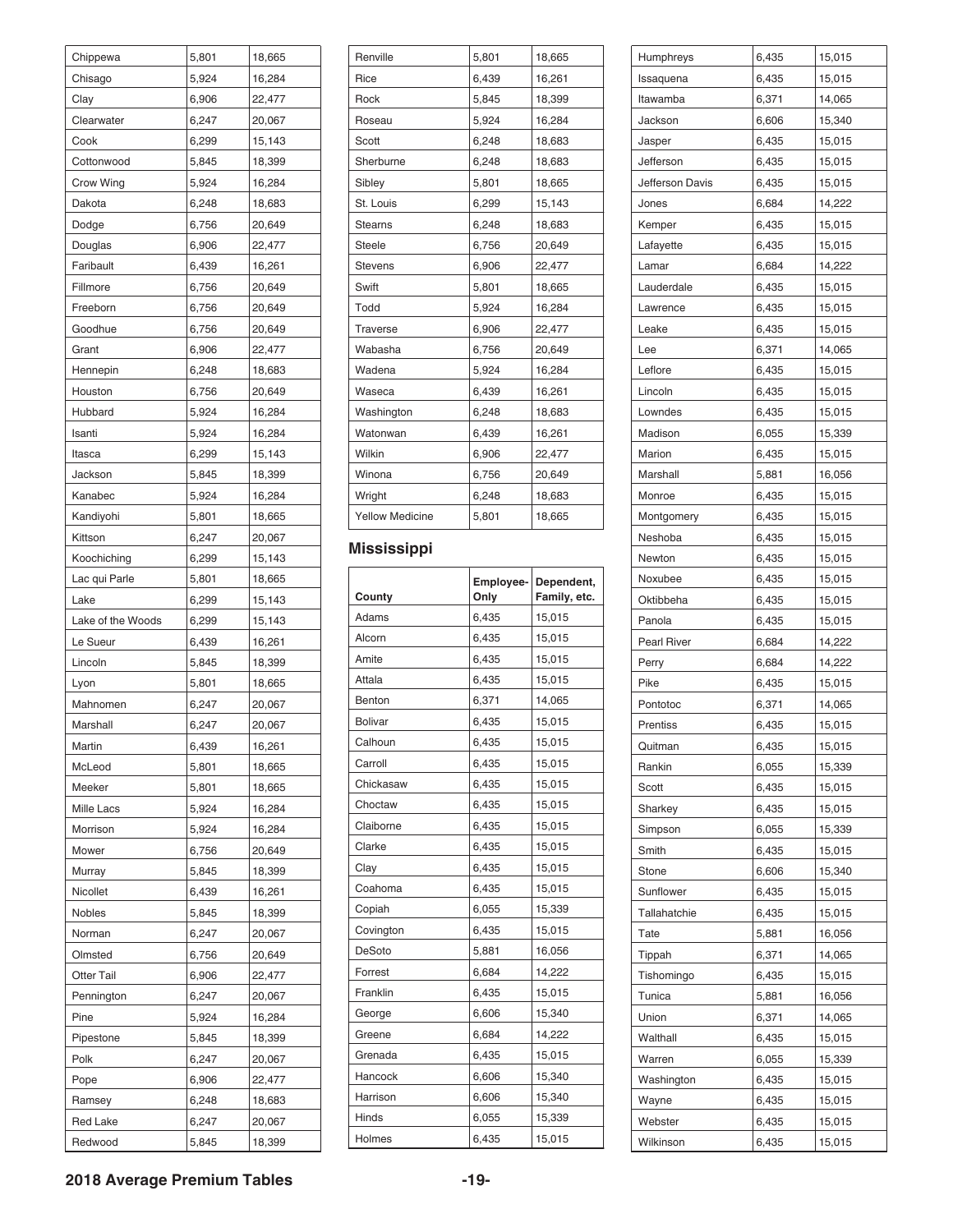| | | |
|---|---|---|
| Chippewa | 5,801 | 18,665 |
| Chisago | 5,924 | 16,284 |
| Clay | 6,906 | 22,477 |
| Clearwater | 6,247 | 20,067 |
| Cook | 6,299 | 15,143 |
| Cottonwood | 5,845 | 18,399 |
| Crow Wing | 5,924 | 16,284 |
| Dakota | 6,248 | 18,683 |
| Dodge | 6,756 | 20,649 |
| Douglas | 6,906 | 22,477 |
| Faribault | 6,439 | 16,261 |
| Fillmore | 6,756 | 20,649 |
| Freeborn | 6,756 | 20,649 |
| Goodhue | 6,756 | 20,649 |
| Grant | 6,906 | 22,477 |
| Hennepin | 6,248 | 18,683 |
| Houston | 6,756 | 20,649 |
| Hubbard | 5,924 | 16,284 |
| Isanti | 5,924 | 16,284 |
| Itasca | 6,299 | 15,143 |
| Jackson | 5,845 | 18,399 |
| Kanabec | 5,924 | 16,284 |
| Kandiyohi | 5,801 | 18,665 |
| Kittson | 6,247 | 20,067 |
| Koochiching | 6,299 | 15,143 |
| Lac qui Parle | 5,801 | 18,665 |
| Lake | 6,299 | 15,143 |
| Lake of the Woods | 6,299 | 15,143 |
| Le Sueur | 6,439 | 16,261 |
| Lincoln | 5,845 | 18,399 |
| Lyon | 5,801 | 18,665 |
| Mahnomen | 6,247 | 20,067 |
| Marshall | 6,247 | 20,067 |
| Martin | 6,439 | 16,261 |
| McLeod | 5,801 | 18,665 |
| Meeker | 5,801 | 18,665 |
| Mille Lacs | 5,924 | 16,284 |
| Morrison | 5,924 | 16,284 |
| Mower | 6,756 | 20,649 |
| Murray | 5,845 | 18,399 |
| Nicollet | 6,439 | 16,261 |
| Nobles | 5,845 | 18,399 |
| Norman | 6,247 | 20,067 |
| Olmsted | 6,756 | 20,649 |
| Otter Tail | 6,906 | 22,477 |
| Pennington | 6,247 | 20,067 |
| Pine | 5,924 | 16,284 |
| Pipestone | 5,845 | 18,399 |
| Polk | 6,247 | 20,067 |
| Pope | 6,906 | 22,477 |
| Ramsey | 6,248 | 18,683 |
| Red Lake | 6,247 | 20,067 |
| Redwood | 5,845 | 18,399 |
| Renville | 5,801 | 18,665 |
| Rice | 6,439 | 16,261 |
| Rock | 5,845 | 18,399 |
| Roseau | 5,924 | 16,284 |
| Scott | 6,248 | 18,683 |
| Sherburne | 6,248 | 18,683 |
| Sibley | 5,801 | 18,665 |
| St. Louis | 6,299 | 15,143 |
| Stearns | 6,248 | 18,683 |
| Steele | 6,756 | 20,649 |
| Stevens | 6,906 | 22,477 |
| Swift | 5,801 | 18,665 |
| Todd | 5,924 | 16,284 |
| Traverse | 6,906 | 22,477 |
| Wabasha | 6,756 | 20,649 |
| Wadena | 5,924 | 16,284 |
| Waseca | 6,439 | 16,261 |
| Washington | 6,248 | 18,683 |
| Watonwan | 6,439 | 16,261 |
| Wilkin | 6,906 | 22,477 |
| Winona | 6,756 | 20,649 |
| Wright | 6,248 | 18,683 |
| Yellow Medicine | 5,801 | 18,665 |

## Mississippi

| County | Employee-Only | Dependent, Family, etc. |
|---|---|---|
| Adams | 6,435 | 15,015 |
| Alcorn | 6,435 | 15,015 |
| Amite | 6,435 | 15,015 |
| Attala | 6,435 | 15,015 |
| Benton | 6,371 | 14,065 |
| Bolivar | 6,435 | 15,015 |
| Calhoun | 6,435 | 15,015 |
| Carroll | 6,435 | 15,015 |
| Chickasaw | 6,435 | 15,015 |
| Choctaw | 6,435 | 15,015 |
| Claiborne | 6,435 | 15,015 |
| Clarke | 6,435 | 15,015 |
| Clay | 6,435 | 15,015 |
| Coahoma | 6,435 | 15,015 |
| Copiah | 6,055 | 15,339 |
| Covington | 6,435 | 15,015 |
| DeSoto | 5,881 | 16,056 |
| Forrest | 6,684 | 14,222 |
| Franklin | 6,435 | 15,015 |
| George | 6,606 | 15,340 |
| Greene | 6,684 | 14,222 |
| Grenada | 6,435 | 15,015 |
| Hancock | 6,606 | 15,340 |
| Harrison | 6,606 | 15,340 |
| Hinds | 6,055 | 15,339 |
| Holmes | 6,435 | 15,015 |
| Humphreys | 6,435 | 15,015 |
| Issaquena | 6,435 | 15,015 |
| Itawamba | 6,371 | 14,065 |
| Jackson | 6,606 | 15,340 |
| Jasper | 6,435 | 15,015 |
| Jefferson | 6,435 | 15,015 |
| Jefferson Davis | 6,435 | 15,015 |
| Jones | 6,684 | 14,222 |
| Kemper | 6,435 | 15,015 |
| Lafayette | 6,435 | 15,015 |
| Lamar | 6,684 | 14,222 |
| Lauderdale | 6,435 | 15,015 |
| Lawrence | 6,435 | 15,015 |
| Leake | 6,435 | 15,015 |
| Lee | 6,371 | 14,065 |
| Leflore | 6,435 | 15,015 |
| Lincoln | 6,435 | 15,015 |
| Lowndes | 6,435 | 15,015 |
| Madison | 6,055 | 15,339 |
| Marion | 6,435 | 15,015 |
| Marshall | 5,881 | 16,056 |
| Monroe | 6,435 | 15,015 |
| Montgomery | 6,435 | 15,015 |
| Neshoba | 6,435 | 15,015 |
| Newton | 6,435 | 15,015 |
| Noxubee | 6,435 | 15,015 |
| Oktibbeha | 6,435 | 15,015 |
| Panola | 6,435 | 15,015 |
| Pearl River | 6,684 | 14,222 |
| Perry | 6,684 | 14,222 |
| Pike | 6,435 | 15,015 |
| Pontotoc | 6,371 | 14,065 |
| Prentiss | 6,435 | 15,015 |
| Quitman | 6,435 | 15,015 |
| Rankin | 6,055 | 15,339 |
| Scott | 6,435 | 15,015 |
| Sharkey | 6,435 | 15,015 |
| Simpson | 6,055 | 15,339 |
| Smith | 6,435 | 15,015 |
| Stone | 6,606 | 15,340 |
| Sunflower | 6,435 | 15,015 |
| Tallahatchie | 6,435 | 15,015 |
| Tate | 5,881 | 16,056 |
| Tippah | 6,371 | 14,065 |
| Tishomingo | 6,435 | 15,015 |
| Tunica | 5,881 | 16,056 |
| Union | 6,371 | 14,065 |
| Walthall | 6,435 | 15,015 |
| Warren | 6,055 | 15,339 |
| Washington | 6,435 | 15,015 |
| Wayne | 6,435 | 15,015 |
| Webster | 6,435 | 15,015 |
| Wilkinson | 6,435 | 15,015 |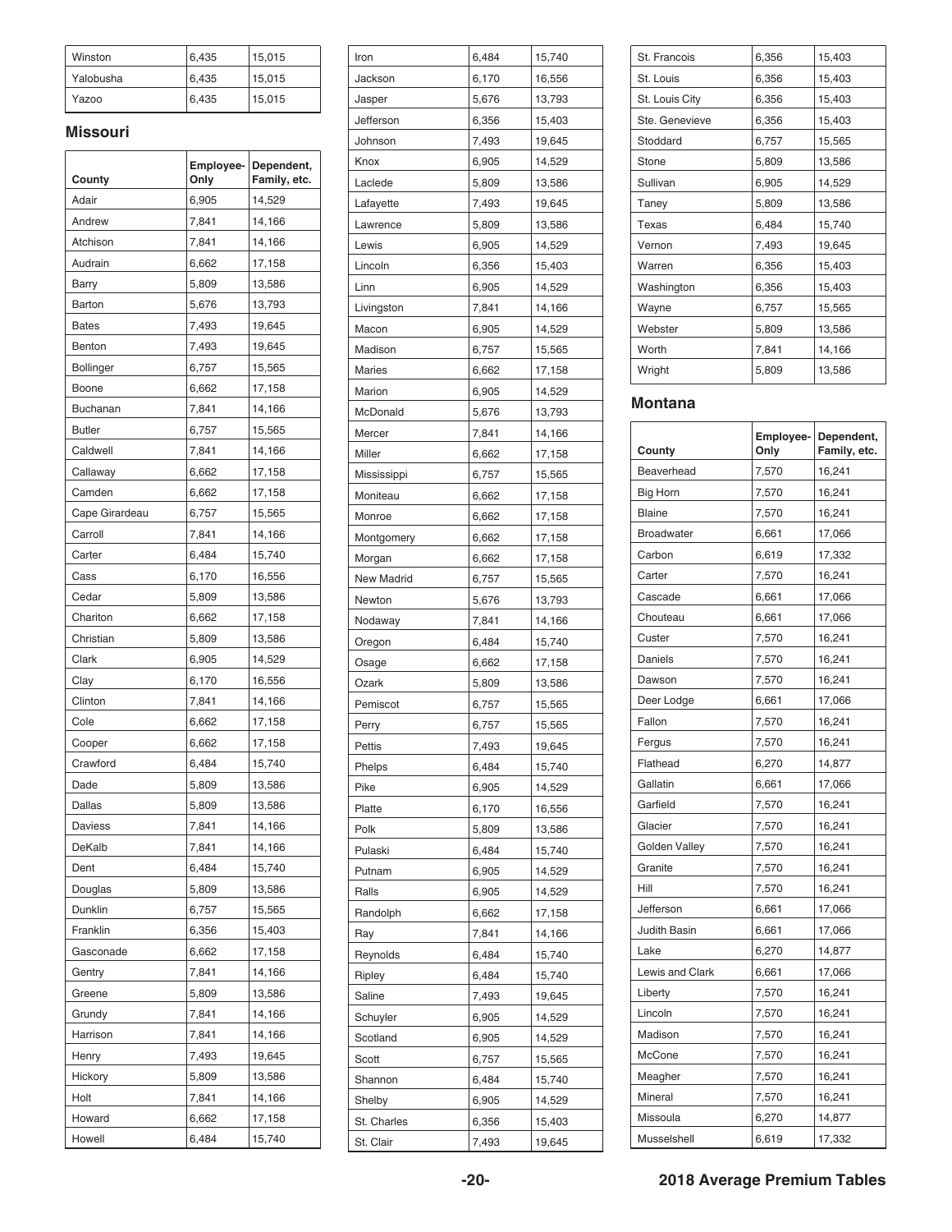| | | |
|---|---|---|
| Winston | 6,435 | 15,015 |
| Yalobusha | 6,435 | 15,015 |
| Yazoo | 6,435 | 15,015 |

### Missouri

| County | Employee-Only | Dependent, Family, etc. |
|---|---|---|
| Adair | 6,905 | 14,529 |
| Andrew | 7,841 | 14,166 |
| Atchison | 7,841 | 14,166 |
| Audrain | 6,662 | 17,158 |
| Barry | 5,809 | 13,586 |
| Barton | 5,676 | 13,793 |
| Bates | 7,493 | 19,645 |
| Benton | 7,493 | 19,645 |
| Bollinger | 6,757 | 15,565 |
| Boone | 6,662 | 17,158 |
| Buchanan | 7,841 | 14,166 |
| Butler | 6,757 | 15,565 |
| Caldwell | 7,841 | 14,166 |
| Callaway | 6,662 | 17,158 |
| Camden | 6,662 | 17,158 |
| Cape Girardeau | 6,757 | 15,565 |
| Carroll | 7,841 | 14,166 |
| Carter | 6,484 | 15,740 |
| Cass | 6,170 | 16,556 |
| Cedar | 5,809 | 13,586 |
| Chariton | 6,662 | 17,158 |
| Christian | 5,809 | 13,586 |
| Clark | 6,905 | 14,529 |
| Clay | 6,170 | 16,556 |
| Clinton | 7,841 | 14,166 |
| Cole | 6,662 | 17,158 |
| Cooper | 6,662 | 17,158 |
| Crawford | 6,484 | 15,740 |
| Dade | 5,809 | 13,586 |
| Dallas | 5,809 | 13,586 |
| Daviess | 7,841 | 14,166 |
| DeKalb | 7,841 | 14,166 |
| Dent | 6,484 | 15,740 |
| Douglas | 5,809 | 13,586 |
| Dunklin | 6,757 | 15,565 |
| Franklin | 6,356 | 15,403 |
| Gasconade | 6,662 | 17,158 |
| Gentry | 7,841 | 14,166 |
| Greene | 5,809 | 13,586 |
| Grundy | 7,841 | 14,166 |
| Harrison | 7,841 | 14,166 |
| Henry | 7,493 | 19,645 |
| Hickory | 5,809 | 13,586 |
| Holt | 7,841 | 14,166 |
| Howard | 6,662 | 17,158 |
| Howell | 6,484 | 15,740 |
| Iron | 6,484 | 15,740 |
| Jackson | 6,170 | 16,556 |
| Jasper | 5,676 | 13,793 |
| Jefferson | 6,356 | 15,403 |
| Johnson | 7,493 | 19,645 |
| Knox | 6,905 | 14,529 |
| Laclede | 5,809 | 13,586 |
| Lafayette | 7,493 | 19,645 |
| Lawrence | 5,809 | 13,586 |
| Lewis | 6,905 | 14,529 |
| Lincoln | 6,356 | 15,403 |
| Linn | 6,905 | 14,529 |
| Livingston | 7,841 | 14,166 |
| Macon | 6,905 | 14,529 |
| Madison | 6,757 | 15,565 |
| Maries | 6,662 | 17,158 |
| Marion | 6,905 | 14,529 |
| McDonald | 5,676 | 13,793 |
| Mercer | 7,841 | 14,166 |
| Miller | 6,662 | 17,158 |
| Mississippi | 6,757 | 15,565 |
| Moniteau | 6,662 | 17,158 |
| Monroe | 6,662 | 17,158 |
| Montgomery | 6,662 | 17,158 |
| Morgan | 6,662 | 17,158 |
| New Madrid | 6,757 | 15,565 |
| Newton | 5,676 | 13,793 |
| Nodaway | 7,841 | 14,166 |
| Oregon | 6,484 | 15,740 |
| Osage | 6,662 | 17,158 |
| Ozark | 5,809 | 13,586 |
| Pemiscot | 6,757 | 15,565 |
| Perry | 6,757 | 15,565 |
| Pettis | 7,493 | 19,645 |
| Phelps | 6,484 | 15,740 |
| Pike | 6,905 | 14,529 |
| Platte | 6,170 | 16,556 |
| Polk | 5,809 | 13,586 |
| Pulaski | 6,484 | 15,740 |
| Putnam | 6,905 | 14,529 |
| Ralls | 6,905 | 14,529 |
| Randolph | 6,662 | 17,158 |
| Ray | 7,841 | 14,166 |
| Reynolds | 6,484 | 15,740 |
| Ripley | 6,484 | 15,740 |
| Saline | 7,493 | 19,645 |
| Schuyler | 6,905 | 14,529 |
| Scotland | 6,905 | 14,529 |
| Scott | 6,757 | 15,565 |
| Shannon | 6,484 | 15,740 |
| Shelby | 6,905 | 14,529 |
| St. Charles | 6,356 | 15,403 |
| St. Clair | 7,493 | 19,645 |
| St. Francois | 6,356 | 15,403 |
| St. Louis | 6,356 | 15,403 |
| St. Louis City | 6,356 | 15,403 |
| Ste. Genevieve | 6,356 | 15,403 |
| Stoddard | 6,757 | 15,565 |
| Stone | 5,809 | 13,586 |
| Sullivan | 6,905 | 14,529 |
| Taney | 5,809 | 13,586 |
| Texas | 6,484 | 15,740 |
| Vernon | 7,493 | 19,645 |
| Warren | 6,356 | 15,403 |
| Washington | 6,356 | 15,403 |
| Wayne | 6,757 | 15,565 |
| Webster | 5,809 | 13,586 |
| Worth | 7,841 | 14,166 |
| Wright | 5,809 | 13,586 |

### Montana

| County | Employee-Only | Dependent, Family, etc. |
|---|---|---|
| Beaverhead | 7,570 | 16,241 |
| Big Horn | 7,570 | 16,241 |
| Blaine | 7,570 | 16,241 |
| Broadwater | 6,661 | 17,066 |
| Carbon | 6,619 | 17,332 |
| Carter | 7,570 | 16,241 |
| Cascade | 6,661 | 17,066 |
| Chouteau | 6,661 | 17,066 |
| Custer | 7,570 | 16,241 |
| Daniels | 7,570 | 16,241 |
| Dawson | 7,570 | 16,241 |
| Deer Lodge | 6,661 | 17,066 |
| Fallon | 7,570 | 16,241 |
| Fergus | 7,570 | 16,241 |
| Flathead | 6,270 | 14,877 |
| Gallatin | 6,661 | 17,066 |
| Garfield | 7,570 | 16,241 |
| Glacier | 7,570 | 16,241 |
| Golden Valley | 7,570 | 16,241 |
| Granite | 7,570 | 16,241 |
| Hill | 7,570 | 16,241 |
| Jefferson | 6,661 | 17,066 |
| Judith Basin | 6,661 | 17,066 |
| Lake | 6,270 | 14,877 |
| Lewis and Clark | 6,661 | 17,066 |
| Liberty | 7,570 | 16,241 |
| Lincoln | 7,570 | 16,241 |
| Madison | 7,570 | 16,241 |
| McCone | 7,570 | 16,241 |
| Meagher | 7,570 | 16,241 |
| Mineral | 7,570 | 16,241 |
| Missoula | 6,270 | 14,877 |
| Musselshell | 6,619 | 17,332 |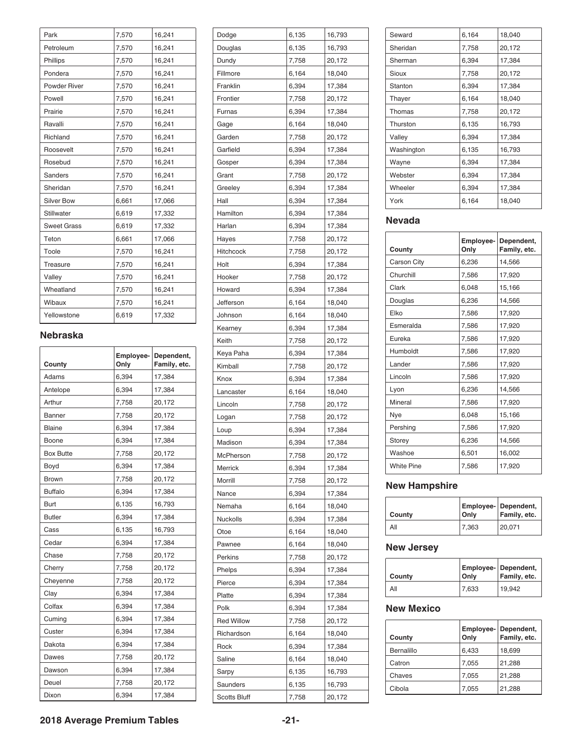| | | |
|---|---|---|
| Park | 7,570 | 16,241 |
| Petroleum | 7,570 | 16,241 |
| Phillips | 7,570 | 16,241 |
| Pondera | 7,570 | 16,241 |
| Powder River | 7,570 | 16,241 |
| Powell | 7,570 | 16,241 |
| Prairie | 7,570 | 16,241 |
| Ravalli | 7,570 | 16,241 |
| Richland | 7,570 | 16,241 |
| Roosevelt | 7,570 | 16,241 |
| Rosebud | 7,570 | 16,241 |
| Sanders | 7,570 | 16,241 |
| Sheridan | 7,570 | 16,241 |
| Silver Bow | 6,661 | 17,066 |
| Stillwater | 6,619 | 17,332 |
| Sweet Grass | 6,619 | 17,332 |
| Teton | 6,661 | 17,066 |
| Toole | 7,570 | 16,241 |
| Treasure | 7,570 | 16,241 |
| Valley | 7,570 | 16,241 |
| Wheatland | 7,570 | 16,241 |
| Wibaux | 7,570 | 16,241 |
| Yellowstone | 6,619 | 17,332 |

### Nebraska

| County | Employee-Only | Dependent, Family, etc. |
|---|---|---|
| Adams | 6,394 | 17,384 |
| Antelope | 6,394 | 17,384 |
| Arthur | 7,758 | 20,172 |
| Banner | 7,758 | 20,172 |
| Blaine | 6,394 | 17,384 |
| Boone | 6,394 | 17,384 |
| Box Butte | 7,758 | 20,172 |
| Boyd | 6,394 | 17,384 |
| Brown | 7,758 | 20,172 |
| Buffalo | 6,394 | 17,384 |
| Burt | 6,135 | 16,793 |
| Butler | 6,394 | 17,384 |
| Cass | 6,135 | 16,793 |
| Cedar | 6,394 | 17,384 |
| Chase | 7,758 | 20,172 |
| Cherry | 7,758 | 20,172 |
| Cheyenne | 7,758 | 20,172 |
| Clay | 6,394 | 17,384 |
| Colfax | 6,394 | 17,384 |
| Cuming | 6,394 | 17,384 |
| Custer | 6,394 | 17,384 |
| Dakota | 6,394 | 17,384 |
| Dawes | 7,758 | 20,172 |
| Dawson | 6,394 | 17,384 |
| Deuel | 7,758 | 20,172 |
| Dixon | 6,394 | 17,384 |
| Dodge | 6,135 | 16,793 |
| Douglas | 6,135 | 16,793 |
| Dundy | 7,758 | 20,172 |
| Fillmore | 6,164 | 18,040 |
| Franklin | 6,394 | 17,384 |
| Frontier | 7,758 | 20,172 |
| Furnas | 6,394 | 17,384 |
| Gage | 6,164 | 18,040 |
| Garden | 7,758 | 20,172 |
| Garfield | 6,394 | 17,384 |
| Gosper | 6,394 | 17,384 |
| Grant | 7,758 | 20,172 |
| Greeley | 6,394 | 17,384 |
| Hall | 6,394 | 17,384 |
| Hamilton | 6,394 | 17,384 |
| Harlan | 6,394 | 17,384 |
| Hayes | 7,758 | 20,172 |
| Hitchcock | 7,758 | 20,172 |
| Holt | 6,394 | 17,384 |
| Hooker | 7,758 | 20,172 |
| Howard | 6,394 | 17,384 |
| Jefferson | 6,164 | 18,040 |
| Johnson | 6,164 | 18,040 |
| Kearney | 6,394 | 17,384 |
| Keith | 7,758 | 20,172 |
| Keya Paha | 6,394 | 17,384 |
| Kimball | 7,758 | 20,172 |
| Knox | 6,394 | 17,384 |
| Lancaster | 6,164 | 18,040 |
| Lincoln | 7,758 | 20,172 |
| Logan | 7,758 | 20,172 |
| Loup | 6,394 | 17,384 |
| Madison | 6,394 | 17,384 |
| McPherson | 7,758 | 20,172 |
| Merrick | 6,394 | 17,384 |
| Morrill | 7,758 | 20,172 |
| Nance | 6,394 | 17,384 |
| Nemaha | 6,164 | 18,040 |
| Nuckolls | 6,394 | 17,384 |
| Otoe | 6,164 | 18,040 |
| Pawnee | 6,164 | 18,040 |
| Perkins | 7,758 | 20,172 |
| Phelps | 6,394 | 17,384 |
| Pierce | 6,394 | 17,384 |
| Platte | 6,394 | 17,384 |
| Polk | 6,394 | 17,384 |
| Red Willow | 7,758 | 20,172 |
| Richardson | 6,164 | 18,040 |
| Rock | 6,394 | 17,384 |
| Saline | 6,164 | 18,040 |
| Sarpy | 6,135 | 16,793 |
| Saunders | 6,135 | 16,793 |
| Scotts Bluff | 7,758 | 20,172 |
| Seward | 6,164 | 18,040 |
| Sheridan | 7,758 | 20,172 |
| Sherman | 6,394 | 17,384 |
| Sioux | 7,758 | 20,172 |
| Stanton | 6,394 | 17,384 |
| Thayer | 6,164 | 18,040 |
| Thomas | 7,758 | 20,172 |
| Thurston | 6,135 | 16,793 |
| Valley | 6,394 | 17,384 |
| Washington | 6,135 | 16,793 |
| Wayne | 6,394 | 17,384 |
| Webster | 6,394 | 17,384 |
| Wheeler | 6,394 | 17,384 |
| York | 6,164 | 18,040 |

### Nevada

| County | Employee-Only | Dependent, Family, etc. |
|---|---|---|
| Carson City | 6,236 | 14,566 |
| Churchill | 7,586 | 17,920 |
| Clark | 6,048 | 15,166 |
| Douglas | 6,236 | 14,566 |
| Elko | 7,586 | 17,920 |
| Esmeralda | 7,586 | 17,920 |
| Eureka | 7,586 | 17,920 |
| Humboldt | 7,586 | 17,920 |
| Lander | 7,586 | 17,920 |
| Lincoln | 7,586 | 17,920 |
| Lyon | 6,236 | 14,566 |
| Mineral | 7,586 | 17,920 |
| Nye | 6,048 | 15,166 |
| Pershing | 7,586 | 17,920 |
| Storey | 6,236 | 14,566 |
| Washoe | 6,501 | 16,002 |
| White Pine | 7,586 | 17,920 |

### New Hampshire

| County | Employee-Only | Dependent, Family, etc. |
|---|---|---|
| All | 7,363 | 20,071 |

### New Jersey

| County | Employee-Only | Dependent, Family, etc. |
|---|---|---|
| All | 7,633 | 19,942 |

### New Mexico

| County | Employee-Only | Dependent, Family, etc. |
|---|---|---|
| Bernalillo | 6,433 | 18,699 |
| Catron | 7,055 | 21,288 |
| Chaves | 7,055 | 21,288 |
| Cibola | 7,055 | 21,288 |

2018 Average Premium Tables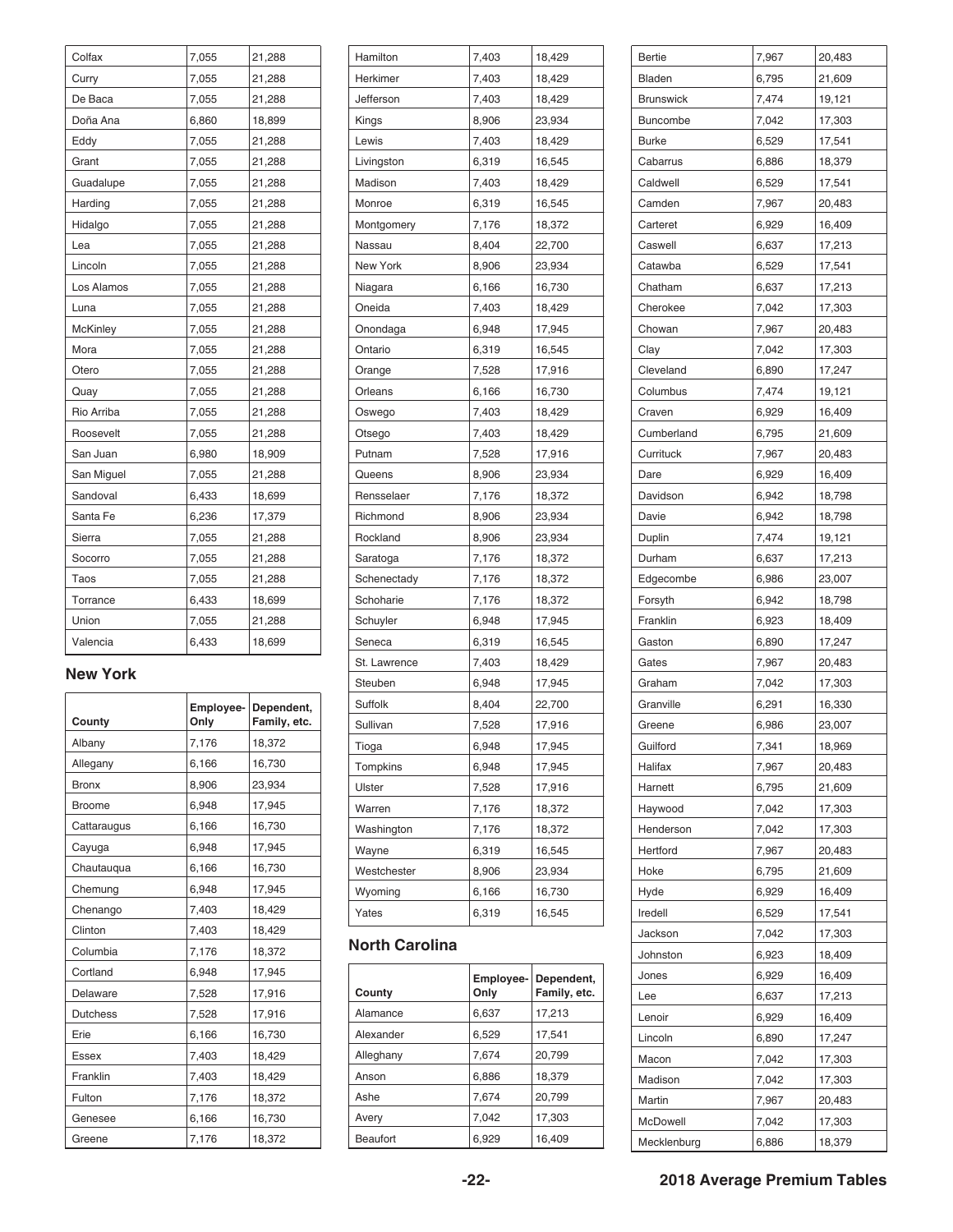| | | |
|---|---|---|
| Colfax | 7,055 | 21,288 |
| Curry | 7,055 | 21,288 |
| De Baca | 7,055 | 21,288 |
| Doña Ana | 6,860 | 18,899 |
| Eddy | 7,055 | 21,288 |
| Grant | 7,055 | 21,288 |
| Guadalupe | 7,055 | 21,288 |
| Harding | 7,055 | 21,288 |
| Hidalgo | 7,055 | 21,288 |
| Lea | 7,055 | 21,288 |
| Lincoln | 7,055 | 21,288 |
| Los Alamos | 7,055 | 21,288 |
| Luna | 7,055 | 21,288 |
| McKinley | 7,055 | 21,288 |
| Mora | 7,055 | 21,288 |
| Otero | 7,055 | 21,288 |
| Quay | 7,055 | 21,288 |
| Rio Arriba | 7,055 | 21,288 |
| Roosevelt | 7,055 | 21,288 |
| San Juan | 6,980 | 18,909 |
| San Miguel | 7,055 | 21,288 |
| Sandoval | 6,433 | 18,699 |
| Santa Fe | 6,236 | 17,379 |
| Sierra | 7,055 | 21,288 |
| Socorro | 7,055 | 21,288 |
| Taos | 7,055 | 21,288 |
| Torrance | 6,433 | 18,699 |
| Union | 7,055 | 21,288 |
| Valencia | 6,433 | 18,699 |

### New York

| County | Employee-Only | Dependent, Family, etc. |
|---|---|---|
| Albany | 7,176 | 18,372 |
| Allegany | 6,166 | 16,730 |
| Bronx | 8,906 | 23,934 |
| Broome | 6,948 | 17,945 |
| Cattaraugus | 6,166 | 16,730 |
| Cayuga | 6,948 | 17,945 |
| Chautauqua | 6,166 | 16,730 |
| Chemung | 6,948 | 17,945 |
| Chenango | 7,403 | 18,429 |
| Clinton | 7,403 | 18,429 |
| Columbia | 7,176 | 18,372 |
| Cortland | 6,948 | 17,945 |
| Delaware | 7,528 | 17,916 |
| Dutchess | 7,528 | 17,916 |
| Erie | 6,166 | 16,730 |
| Essex | 7,403 | 18,429 |
| Franklin | 7,403 | 18,429 |
| Fulton | 7,176 | 18,372 |
| Genesee | 6,166 | 16,730 |
| Greene | 7,176 | 18,372 |
| Hamilton | 7,403 | 18,429 |
| Herkimer | 7,403 | 18,429 |
| Jefferson | 7,403 | 18,429 |
| Kings | 8,906 | 23,934 |
| Lewis | 7,403 | 18,429 |
| Livingston | 6,319 | 16,545 |
| Madison | 7,403 | 18,429 |
| Monroe | 6,319 | 16,545 |
| Montgomery | 7,176 | 18,372 |
| Nassau | 8,404 | 22,700 |
| New York | 8,906 | 23,934 |
| Niagara | 6,166 | 16,730 |
| Oneida | 7,403 | 18,429 |
| Onondaga | 6,948 | 17,945 |
| Ontario | 6,319 | 16,545 |
| Orange | 7,528 | 17,916 |
| Orleans | 6,166 | 16,730 |
| Oswego | 7,403 | 18,429 |
| Otsego | 7,403 | 18,429 |
| Putnam | 7,528 | 17,916 |
| Queens | 8,906 | 23,934 |
| Rensselaer | 7,176 | 18,372 |
| Richmond | 8,906 | 23,934 |
| Rockland | 8,906 | 23,934 |
| Saratoga | 7,176 | 18,372 |
| Schenectady | 7,176 | 18,372 |
| Schoharie | 7,176 | 18,372 |
| Schuyler | 6,948 | 17,945 |
| Seneca | 6,319 | 16,545 |
| St. Lawrence | 7,403 | 18,429 |
| Steuben | 6,948 | 17,945 |
| Suffolk | 8,404 | 22,700 |
| Sullivan | 7,528 | 17,916 |
| Tioga | 6,948 | 17,945 |
| Tompkins | 6,948 | 17,945 |
| Ulster | 7,528 | 17,916 |
| Warren | 7,176 | 18,372 |
| Washington | 7,176 | 18,372 |
| Wayne | 6,319 | 16,545 |
| Westchester | 8,906 | 23,934 |
| Wyoming | 6,166 | 16,730 |
| Yates | 6,319 | 16,545 |

### North Carolina

| County | Employee-Only | Dependent, Family, etc. |
|---|---|---|
| Alamance | 6,637 | 17,213 |
| Alexander | 6,529 | 17,541 |
| Alleghany | 7,674 | 20,799 |
| Anson | 6,886 | 18,379 |
| Ashe | 7,674 | 20,799 |
| Avery | 7,042 | 17,303 |
| Beaufort | 6,929 | 16,409 |
| Bertie | 7,967 | 20,483 |
| Bladen | 6,795 | 21,609 |
| Brunswick | 7,474 | 19,121 |
| Buncombe | 7,042 | 17,303 |
| Burke | 6,529 | 17,541 |
| Cabarrus | 6,886 | 18,379 |
| Caldwell | 6,529 | 17,541 |
| Camden | 7,967 | 20,483 |
| Carteret | 6,929 | 16,409 |
| Caswell | 6,637 | 17,213 |
| Catawba | 6,529 | 17,541 |
| Chatham | 6,637 | 17,213 |
| Cherokee | 7,042 | 17,303 |
| Chowan | 7,967 | 20,483 |
| Clay | 7,042 | 17,303 |
| Cleveland | 6,890 | 17,247 |
| Columbus | 7,474 | 19,121 |
| Craven | 6,929 | 16,409 |
| Cumberland | 6,795 | 21,609 |
| Currituck | 7,967 | 20,483 |
| Dare | 6,929 | 16,409 |
| Davidson | 6,942 | 18,798 |
| Davie | 6,942 | 18,798 |
| Duplin | 7,474 | 19,121 |
| Durham | 6,637 | 17,213 |
| Edgecombe | 6,986 | 23,007 |
| Forsyth | 6,942 | 18,798 |
| Franklin | 6,923 | 18,409 |
| Gaston | 6,890 | 17,247 |
| Gates | 7,967 | 20,483 |
| Graham | 7,042 | 17,303 |
| Granville | 6,291 | 16,330 |
| Greene | 6,986 | 23,007 |
| Guilford | 7,341 | 18,969 |
| Halifax | 7,967 | 20,483 |
| Harnett | 6,795 | 21,609 |
| Haywood | 7,042 | 17,303 |
| Henderson | 7,042 | 17,303 |
| Hertford | 7,967 | 20,483 |
| Hoke | 6,795 | 21,609 |
| Hyde | 6,929 | 16,409 |
| Iredell | 6,529 | 17,541 |
| Jackson | 7,042 | 17,303 |
| Johnston | 6,923 | 18,409 |
| Jones | 6,929 | 16,409 |
| Lee | 6,637 | 17,213 |
| Lenoir | 6,929 | 16,409 |
| Lincoln | 6,890 | 17,247 |
| Macon | 7,042 | 17,303 |
| Madison | 7,042 | 17,303 |
| Martin | 7,967 | 20,483 |
| McDowell | 7,042 | 17,303 |
| Mecklenburg | 6,886 | 18,379 |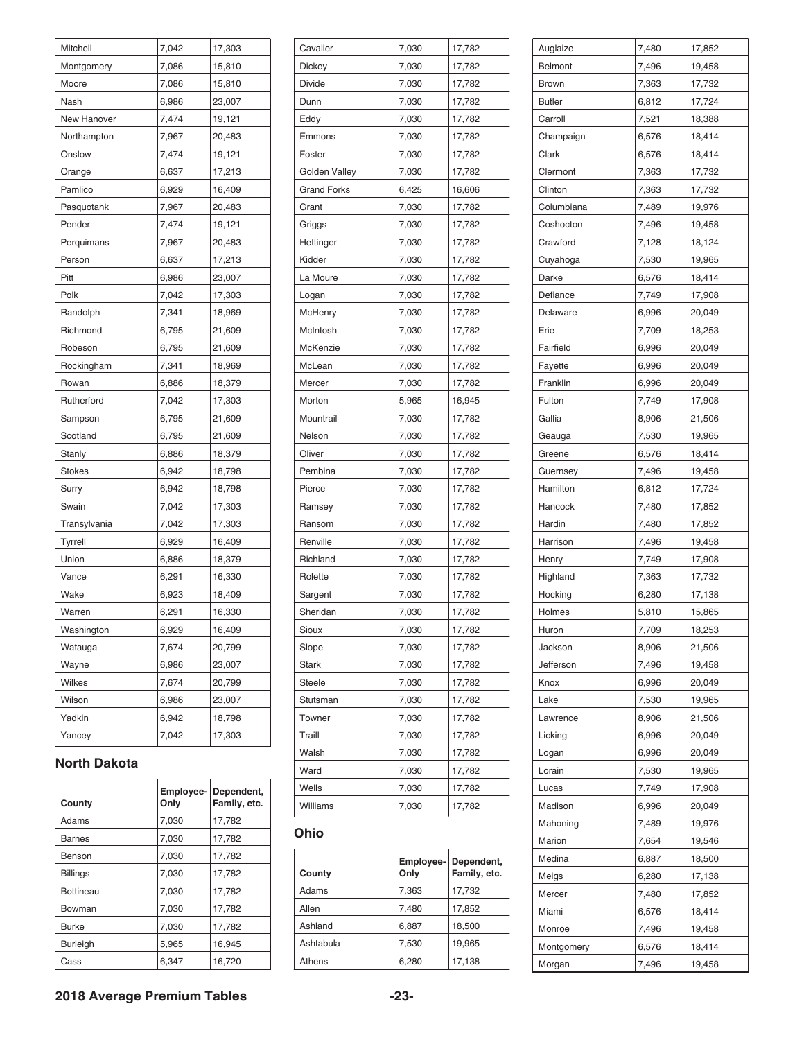| | | |
|---|---|---|
| Mitchell | 7,042 | 17,303 |
| Montgomery | 7,086 | 15,810 |
| Moore | 7,086 | 15,810 |
| Nash | 6,986 | 23,007 |
| New Hanover | 7,474 | 19,121 |
| Northampton | 7,967 | 20,483 |
| Onslow | 7,474 | 19,121 |
| Orange | 6,637 | 17,213 |
| Pamlico | 6,929 | 16,409 |
| Pasquotank | 7,967 | 20,483 |
| Pender | 7,474 | 19,121 |
| Perquimans | 7,967 | 20,483 |
| Person | 6,637 | 17,213 |
| Pitt | 6,986 | 23,007 |
| Polk | 7,042 | 17,303 |
| Randolph | 7,341 | 18,969 |
| Richmond | 6,795 | 21,609 |
| Robeson | 6,795 | 21,609 |
| Rockingham | 7,341 | 18,969 |
| Rowan | 6,886 | 18,379 |
| Rutherford | 7,042 | 17,303 |
| Sampson | 6,795 | 21,609 |
| Scotland | 6,795 | 21,609 |
| Stanly | 6,886 | 18,379 |
| Stokes | 6,942 | 18,798 |
| Surry | 6,942 | 18,798 |
| Swain | 7,042 | 17,303 |
| Transylvania | 7,042 | 17,303 |
| Tyrrell | 6,929 | 16,409 |
| Union | 6,886 | 18,379 |
| Vance | 6,291 | 16,330 |
| Wake | 6,923 | 18,409 |
| Warren | 6,291 | 16,330 |
| Washington | 6,929 | 16,409 |
| Watauga | 7,674 | 20,799 |
| Wayne | 6,986 | 23,007 |
| Wilkes | 7,674 | 20,799 |
| Wilson | 6,986 | 23,007 |
| Yadkin | 6,942 | 18,798 |
| Yancey | 7,042 | 17,303 |

## North Dakota

| County | Employee-Only | Dependent, Family, etc. |
|---|---|---|
| Adams | 7,030 | 17,782 |
| Barnes | 7,030 | 17,782 |
| Benson | 7,030 | 17,782 |
| Billings | 7,030 | 17,782 |
| Bottineau | 7,030 | 17,782 |
| Bowman | 7,030 | 17,782 |
| Burke | 7,030 | 17,782 |
| Burleigh | 5,965 | 16,945 |
| Cass | 6,347 | 16,720 |
| Cavalier | 7,030 | 17,782 |
| Dickey | 7,030 | 17,782 |
| Divide | 7,030 | 17,782 |
| Dunn | 7,030 | 17,782 |
| Eddy | 7,030 | 17,782 |
| Emmons | 7,030 | 17,782 |
| Foster | 7,030 | 17,782 |
| Golden Valley | 7,030 | 17,782 |
| Grand Forks | 6,425 | 16,606 |
| Grant | 7,030 | 17,782 |
| Griggs | 7,030 | 17,782 |
| Hettinger | 7,030 | 17,782 |
| Kidder | 7,030 | 17,782 |
| La Moure | 7,030 | 17,782 |
| Logan | 7,030 | 17,782 |
| McHenry | 7,030 | 17,782 |
| McIntosh | 7,030 | 17,782 |
| McKenzie | 7,030 | 17,782 |
| McLean | 7,030 | 17,782 |
| Mercer | 7,030 | 17,782 |
| Morton | 5,965 | 16,945 |
| Mountrail | 7,030 | 17,782 |
| Nelson | 7,030 | 17,782 |
| Oliver | 7,030 | 17,782 |
| Pembina | 7,030 | 17,782 |
| Pierce | 7,030 | 17,782 |
| Ramsey | 7,030 | 17,782 |
| Ransom | 7,030 | 17,782 |
| Renville | 7,030 | 17,782 |
| Richland | 7,030 | 17,782 |
| Rolette | 7,030 | 17,782 |
| Sargent | 7,030 | 17,782 |
| Sheridan | 7,030 | 17,782 |
| Sioux | 7,030 | 17,782 |
| Slope | 7,030 | 17,782 |
| Stark | 7,030 | 17,782 |
| Steele | 7,030 | 17,782 |
| Stutsman | 7,030 | 17,782 |
| Towner | 7,030 | 17,782 |
| Traill | 7,030 | 17,782 |
| Walsh | 7,030 | 17,782 |
| Ward | 7,030 | 17,782 |
| Wells | 7,030 | 17,782 |
| Williams | 7,030 | 17,782 |

## Ohio

| County | Employee-Only | Dependent, Family, etc. |
|---|---|---|
| Adams | 7,363 | 17,732 |
| Allen | 7,480 | 17,852 |
| Ashland | 6,887 | 18,500 |
| Ashtabula | 7,530 | 19,965 |
| Athens | 6,280 | 17,138 |
| Auglaize | 7,480 | 17,852 |
| Belmont | 7,496 | 19,458 |
| Brown | 7,363 | 17,732 |
| Butler | 6,812 | 17,724 |
| Carroll | 7,521 | 18,388 |
| Champaign | 6,576 | 18,414 |
| Clark | 6,576 | 18,414 |
| Clermont | 7,363 | 17,732 |
| Clinton | 7,363 | 17,732 |
| Columbiana | 7,489 | 19,976 |
| Coshocton | 7,496 | 19,458 |
| Crawford | 7,128 | 18,124 |
| Cuyahoga | 7,530 | 19,965 |
| Darke | 6,576 | 18,414 |
| Defiance | 7,749 | 17,908 |
| Delaware | 6,996 | 20,049 |
| Erie | 7,709 | 18,253 |
| Fairfield | 6,996 | 20,049 |
| Fayette | 6,996 | 20,049 |
| Franklin | 6,996 | 20,049 |
| Fulton | 7,749 | 17,908 |
| Gallia | 8,906 | 21,506 |
| Geauga | 7,530 | 19,965 |
| Greene | 6,576 | 18,414 |
| Guernsey | 7,496 | 19,458 |
| Hamilton | 6,812 | 17,724 |
| Hancock | 7,480 | 17,852 |
| Hardin | 7,480 | 17,852 |
| Harrison | 7,496 | 19,458 |
| Henry | 7,749 | 17,908 |
| Highland | 7,363 | 17,732 |
| Hocking | 6,280 | 17,138 |
| Holmes | 5,810 | 15,865 |
| Huron | 7,709 | 18,253 |
| Jackson | 8,906 | 21,506 |
| Jefferson | 7,496 | 19,458 |
| Knox | 6,996 | 20,049 |
| Lake | 7,530 | 19,965 |
| Lawrence | 8,906 | 21,506 |
| Licking | 6,996 | 20,049 |
| Logan | 6,996 | 20,049 |
| Lorain | 7,530 | 19,965 |
| Lucas | 7,749 | 17,908 |
| Madison | 6,996 | 20,049 |
| Mahoning | 7,489 | 19,976 |
| Marion | 7,654 | 19,546 |
| Medina | 6,887 | 18,500 |
| Meigs | 6,280 | 17,138 |
| Mercer | 7,480 | 17,852 |
| Miami | 6,576 | 18,414 |
| Monroe | 7,496 | 19,458 |
| Montgomery | 6,576 | 18,414 |
| Morgan | 7,496 | 19,458 |

**2018 Average Premium Tables**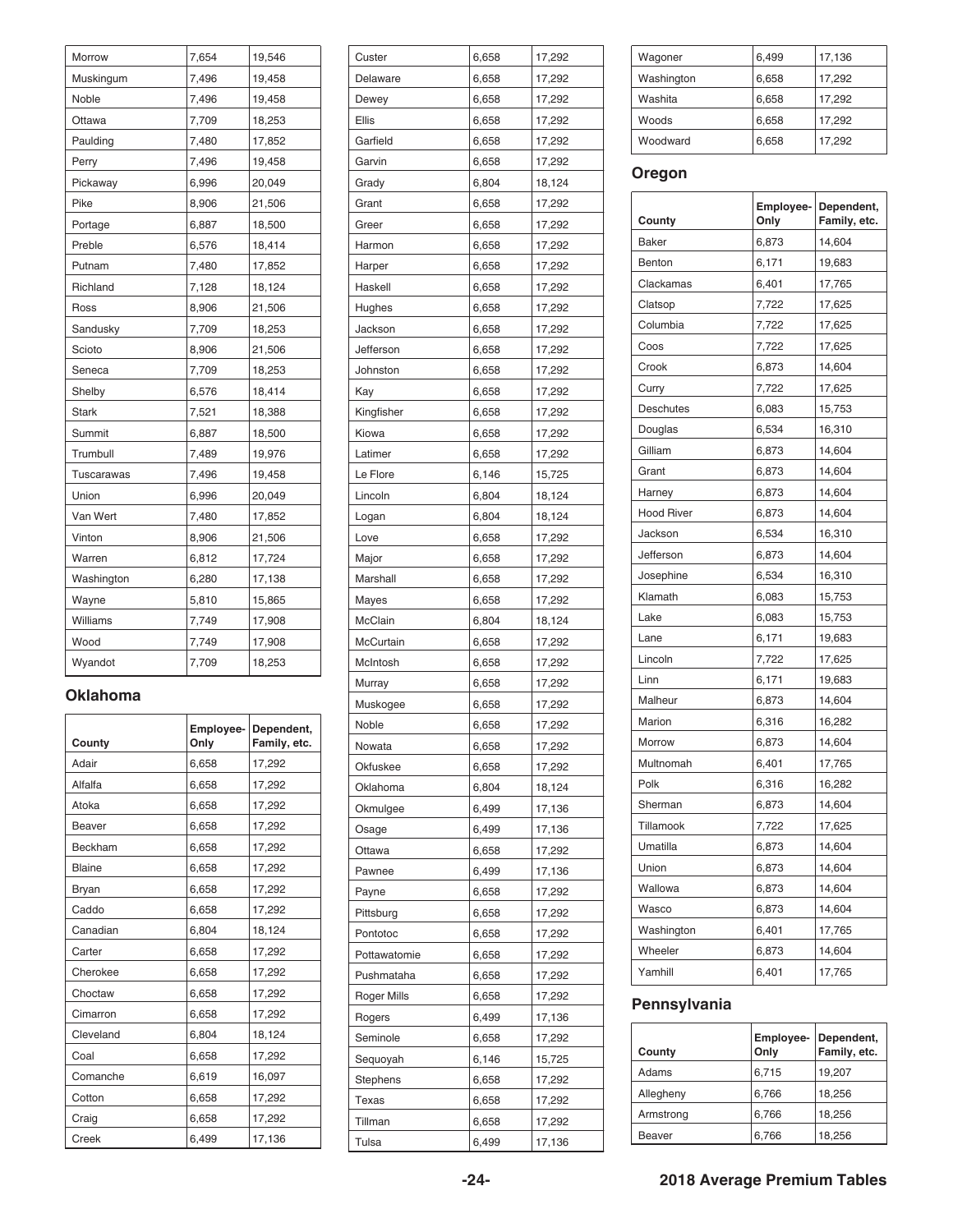| | | |
|---|---|---|
| Morrow | 7,654 | 19,546 |
| Muskingum | 7,496 | 19,458 |
| Noble | 7,496 | 19,458 |
| Ottawa | 7,709 | 18,253 |
| Paulding | 7,480 | 17,852 |
| Perry | 7,496 | 19,458 |
| Pickaway | 6,996 | 20,049 |
| Pike | 8,906 | 21,506 |
| Portage | 6,887 | 18,500 |
| Preble | 6,576 | 18,414 |
| Putnam | 7,480 | 17,852 |
| Richland | 7,128 | 18,124 |
| Ross | 8,906 | 21,506 |
| Sandusky | 7,709 | 18,253 |
| Scioto | 8,906 | 21,506 |
| Seneca | 7,709 | 18,253 |
| Shelby | 6,576 | 18,414 |
| Stark | 7,521 | 18,388 |
| Summit | 6,887 | 18,500 |
| Trumbull | 7,489 | 19,976 |
| Tuscarawas | 7,496 | 19,458 |
| Union | 6,996 | 20,049 |
| Van Wert | 7,480 | 17,852 |
| Vinton | 8,906 | 21,506 |
| Warren | 6,812 | 17,724 |
| Washington | 6,280 | 17,138 |
| Wayne | 5,810 | 15,865 |
| Williams | 7,749 | 17,908 |
| Wood | 7,749 | 17,908 |
| Wyandot | 7,709 | 18,253 |

## Oklahoma

| County | Employee-Only | Dependent, Family, etc. |
|---|---|---|
| Adair | 6,658 | 17,292 |
| Alfalfa | 6,658 | 17,292 |
| Atoka | 6,658 | 17,292 |
| Beaver | 6,658 | 17,292 |
| Beckham | 6,658 | 17,292 |
| Blaine | 6,658 | 17,292 |
| Bryan | 6,658 | 17,292 |
| Caddo | 6,658 | 17,292 |
| Canadian | 6,804 | 18,124 |
| Carter | 6,658 | 17,292 |
| Cherokee | 6,658 | 17,292 |
| Choctaw | 6,658 | 17,292 |
| Cimarron | 6,658 | 17,292 |
| Cleveland | 6,804 | 18,124 |
| Coal | 6,658 | 17,292 |
| Comanche | 6,619 | 16,097 |
| Cotton | 6,658 | 17,292 |
| Craig | 6,658 | 17,292 |
| Creek | 6,499 | 17,136 |
| Custer | 6,658 | 17,292 |
| Delaware | 6,658 | 17,292 |
| Dewey | 6,658 | 17,292 |
| Ellis | 6,658 | 17,292 |
| Garfield | 6,658 | 17,292 |
| Garvin | 6,658 | 17,292 |
| Grady | 6,804 | 18,124 |
| Grant | 6,658 | 17,292 |
| Greer | 6,658 | 17,292 |
| Harmon | 6,658 | 17,292 |
| Harper | 6,658 | 17,292 |
| Haskell | 6,658 | 17,292 |
| Hughes | 6,658 | 17,292 |
| Jackson | 6,658 | 17,292 |
| Jefferson | 6,658 | 17,292 |
| Johnston | 6,658 | 17,292 |
| Kay | 6,658 | 17,292 |
| Kingfisher | 6,658 | 17,292 |
| Kiowa | 6,658 | 17,292 |
| Latimer | 6,658 | 17,292 |
| Le Flore | 6,146 | 15,725 |
| Lincoln | 6,804 | 18,124 |
| Logan | 6,804 | 18,124 |
| Love | 6,658 | 17,292 |
| Major | 6,658 | 17,292 |
| Marshall | 6,658 | 17,292 |
| Mayes | 6,658 | 17,292 |
| McClain | 6,804 | 18,124 |
| McCurtain | 6,658 | 17,292 |
| McIntosh | 6,658 | 17,292 |
| Murray | 6,658 | 17,292 |
| Muskogee | 6,658 | 17,292 |
| Noble | 6,658 | 17,292 |
| Nowata | 6,658 | 17,292 |
| Okfuskee | 6,658 | 17,292 |
| Oklahoma | 6,804 | 18,124 |
| Okmulgee | 6,499 | 17,136 |
| Osage | 6,499 | 17,136 |
| Ottawa | 6,658 | 17,292 |
| Pawnee | 6,499 | 17,136 |
| Payne | 6,658 | 17,292 |
| Pittsburg | 6,658 | 17,292 |
| Pontotoc | 6,658 | 17,292 |
| Pottawatomie | 6,658 | 17,292 |
| Pushmataha | 6,658 | 17,292 |
| Roger Mills | 6,658 | 17,292 |
| Rogers | 6,499 | 17,136 |
| Seminole | 6,658 | 17,292 |
| Sequoyah | 6,146 | 15,725 |
| Stephens | 6,658 | 17,292 |
| Texas | 6,658 | 17,292 |
| Tillman | 6,658 | 17,292 |
| Tulsa | 6,499 | 17,136 |
| Wagoner | 6,499 | 17,136 |
| Washington | 6,658 | 17,292 |
| Washita | 6,658 | 17,292 |
| Woods | 6,658 | 17,292 |
| Woodward | 6,658 | 17,292 |

## Oregon

| County | Employee-Only | Dependent, Family, etc. |
|---|---|---|
| Baker | 6,873 | 14,604 |
| Benton | 6,171 | 19,683 |
| Clackamas | 6,401 | 17,765 |
| Clatsop | 7,722 | 17,625 |
| Columbia | 7,722 | 17,625 |
| Coos | 7,722 | 17,625 |
| Crook | 6,873 | 14,604 |
| Curry | 7,722 | 17,625 |
| Deschutes | 6,083 | 15,753 |
| Douglas | 6,534 | 16,310 |
| Gilliam | 6,873 | 14,604 |
| Grant | 6,873 | 14,604 |
| Harney | 6,873 | 14,604 |
| Hood River | 6,873 | 14,604 |
| Jackson | 6,534 | 16,310 |
| Jefferson | 6,873 | 14,604 |
| Josephine | 6,534 | 16,310 |
| Klamath | 6,083 | 15,753 |
| Lake | 6,083 | 15,753 |
| Lane | 6,171 | 19,683 |
| Lincoln | 7,722 | 17,625 |
| Linn | 6,171 | 19,683 |
| Malheur | 6,873 | 14,604 |
| Marion | 6,316 | 16,282 |
| Morrow | 6,873 | 14,604 |
| Multnomah | 6,401 | 17,765 |
| Polk | 6,316 | 16,282 |
| Sherman | 6,873 | 14,604 |
| Tillamook | 7,722 | 17,625 |
| Umatilla | 6,873 | 14,604 |
| Union | 6,873 | 14,604 |
| Wallowa | 6,873 | 14,604 |
| Wasco | 6,873 | 14,604 |
| Washington | 6,401 | 17,765 |
| Wheeler | 6,873 | 14,604 |
| Yamhill | 6,401 | 17,765 |

## Pennsylvania

| County | Employee-Only | Dependent, Family, etc. |
|---|---|---|
| Adams | 6,715 | 19,207 |
| Allegheny | 6,766 | 18,256 |
| Armstrong | 6,766 | 18,256 |
| Beaver | 6,766 | 18,256 |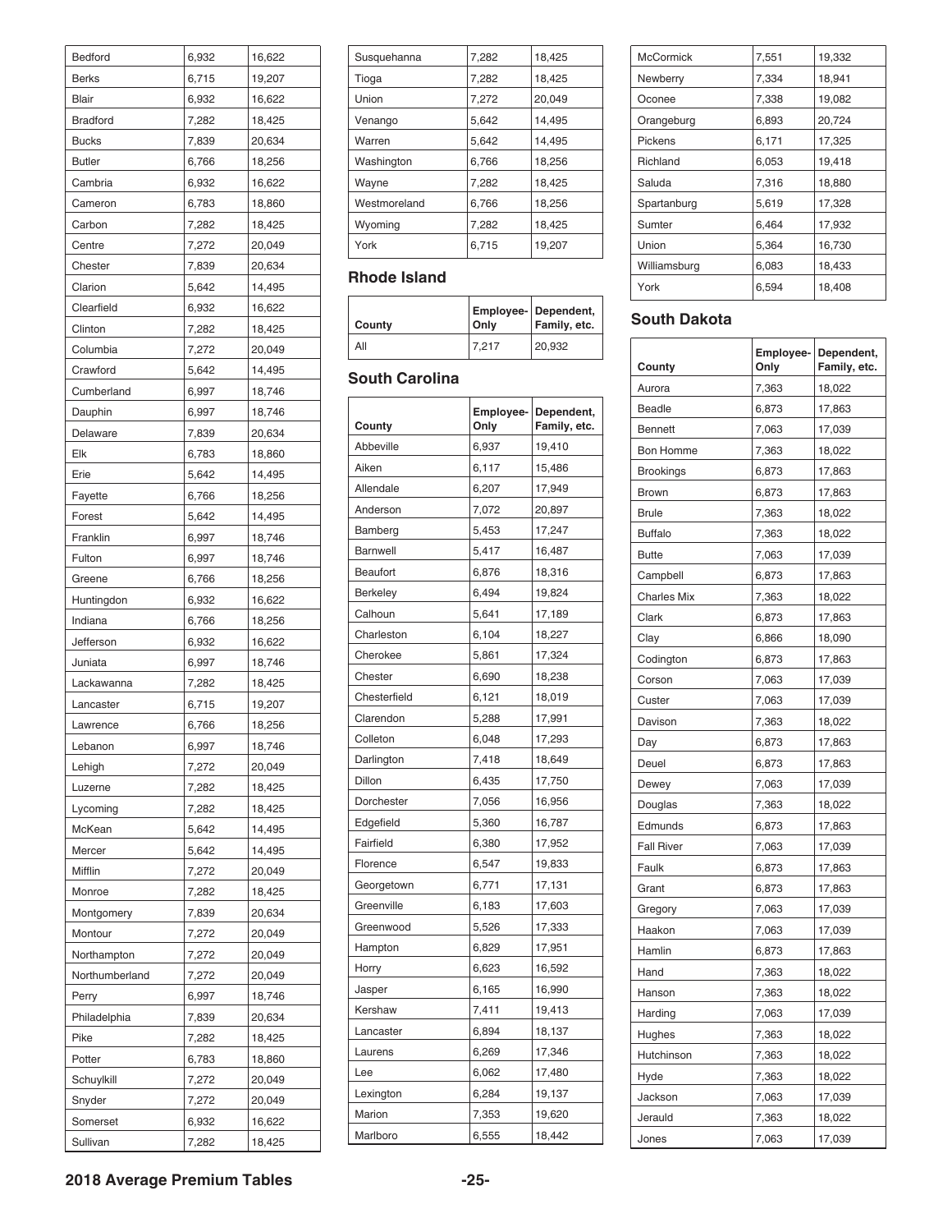| | | |
|---|---|---|
| Bedford | 6,932 | 16,622 |
| Berks | 6,715 | 19,207 |
| Blair | 6,932 | 16,622 |
| Bradford | 7,282 | 18,425 |
| Bucks | 7,839 | 20,634 |
| Butler | 6,766 | 18,256 |
| Cambria | 6,932 | 16,622 |
| Cameron | 6,783 | 18,860 |
| Carbon | 7,282 | 18,425 |
| Centre | 7,272 | 20,049 |
| Chester | 7,839 | 20,634 |
| Clarion | 5,642 | 14,495 |
| Clearfield | 6,932 | 16,622 |
| Clinton | 7,282 | 18,425 |
| Columbia | 7,272 | 20,049 |
| Crawford | 5,642 | 14,495 |
| Cumberland | 6,997 | 18,746 |
| Dauphin | 6,997 | 18,746 |
| Delaware | 7,839 | 20,634 |
| Elk | 6,783 | 18,860 |
| Erie | 5,642 | 14,495 |
| Fayette | 6,766 | 18,256 |
| Forest | 5,642 | 14,495 |
| Franklin | 6,997 | 18,746 |
| Fulton | 6,997 | 18,746 |
| Greene | 6,766 | 18,256 |
| Huntingdon | 6,932 | 16,622 |
| Indiana | 6,766 | 18,256 |
| Jefferson | 6,932 | 16,622 |
| Juniata | 6,997 | 18,746 |
| Lackawanna | 7,282 | 18,425 |
| Lancaster | 6,715 | 19,207 |
| Lawrence | 6,766 | 18,256 |
| Lebanon | 6,997 | 18,746 |
| Lehigh | 7,272 | 20,049 |
| Luzerne | 7,282 | 18,425 |
| Lycoming | 7,282 | 18,425 |
| McKean | 5,642 | 14,495 |
| Mercer | 5,642 | 14,495 |
| Mifflin | 7,272 | 20,049 |
| Monroe | 7,282 | 18,425 |
| Montgomery | 7,839 | 20,634 |
| Montour | 7,272 | 20,049 |
| Northampton | 7,272 | 20,049 |
| Northumberland | 7,272 | 20,049 |
| Perry | 6,997 | 18,746 |
| Philadelphia | 7,839 | 20,634 |
| Pike | 7,282 | 18,425 |
| Potter | 6,783 | 18,860 |
| Schuylkill | 7,272 | 20,049 |
| Snyder | 7,272 | 20,049 |
| Somerset | 6,932 | 16,622 |
| Sullivan | 7,282 | 18,425 |
| Susquehanna | 7,282 | 18,425 |
| Tioga | 7,282 | 18,425 |
| Union | 7,272 | 20,049 |
| Venango | 5,642 | 14,495 |
| Warren | 5,642 | 14,495 |
| Washington | 6,766 | 18,256 |
| Wayne | 7,282 | 18,425 |
| Westmoreland | 6,766 | 18,256 |
| Wyoming | 7,282 | 18,425 |
| York | 6,715 | 19,207 |

## Rhode Island

| County | Employee-Only | Dependent, Family, etc. |
|---|---|---|
| All | 7,217 | 20,932 |

## South Carolina

| County | Employee-Only | Dependent, Family, etc. |
|---|---|---|
| Abbeville | 6,937 | 19,410 |
| Aiken | 6,117 | 15,486 |
| Allendale | 6,207 | 17,949 |
| Anderson | 7,072 | 20,897 |
| Bamberg | 5,453 | 17,247 |
| Barnwell | 5,417 | 16,487 |
| Beaufort | 6,876 | 18,316 |
| Berkeley | 6,494 | 19,824 |
| Calhoun | 5,641 | 17,189 |
| Charleston | 6,104 | 18,227 |
| Cherokee | 5,861 | 17,324 |
| Chester | 6,690 | 18,238 |
| Chesterfield | 6,121 | 18,019 |
| Clarendon | 5,288 | 17,991 |
| Colleton | 6,048 | 17,293 |
| Darlington | 7,418 | 18,649 |
| Dillon | 6,435 | 17,750 |
| Dorchester | 7,056 | 16,956 |
| Edgefield | 5,360 | 16,787 |
| Fairfield | 6,380 | 17,952 |
| Florence | 6,547 | 19,833 |
| Georgetown | 6,771 | 17,131 |
| Greenville | 6,183 | 17,603 |
| Greenwood | 5,526 | 17,333 |
| Hampton | 6,829 | 17,951 |
| Horry | 6,623 | 16,592 |
| Jasper | 6,165 | 16,990 |
| Kershaw | 7,411 | 19,413 |
| Lancaster | 6,894 | 18,137 |
| Laurens | 6,269 | 17,346 |
| Lee | 6,062 | 17,480 |
| Lexington | 6,284 | 19,137 |
| Marion | 7,353 | 19,620 |
| Marlboro | 6,555 | 18,442 |
| McCormick | 7,551 | 19,332 |
| Newberry | 7,334 | 18,941 |
| Oconee | 7,338 | 19,082 |
| Orangeburg | 6,893 | 20,724 |
| Pickens | 6,171 | 17,325 |
| Richland | 6,053 | 19,418 |
| Saluda | 7,316 | 18,880 |
| Spartanburg | 5,619 | 17,328 |
| Sumter | 6,464 | 17,932 |
| Union | 5,364 | 16,730 |
| Williamsburg | 6,083 | 18,433 |
| York | 6,594 | 18,408 |

## South Dakota

| County | Employee-Only | Dependent, Family, etc. |
|---|---|---|
| Aurora | 7,363 | 18,022 |
| Beadle | 6,873 | 17,863 |
| Bennett | 7,063 | 17,039 |
| Bon Homme | 7,363 | 18,022 |
| Brookings | 6,873 | 17,863 |
| Brown | 6,873 | 17,863 |
| Brule | 7,363 | 18,022 |
| Buffalo | 7,363 | 18,022 |
| Butte | 7,063 | 17,039 |
| Campbell | 6,873 | 17,863 |
| Charles Mix | 7,363 | 18,022 |
| Clark | 6,873 | 17,863 |
| Clay | 6,866 | 18,090 |
| Codington | 6,873 | 17,863 |
| Corson | 7,063 | 17,039 |
| Custer | 7,063 | 17,039 |
| Davison | 7,363 | 18,022 |
| Day | 6,873 | 17,863 |
| Deuel | 6,873 | 17,863 |
| Dewey | 7,063 | 17,039 |
| Douglas | 7,363 | 18,022 |
| Edmunds | 6,873 | 17,863 |
| Fall River | 7,063 | 17,039 |
| Faulk | 6,873 | 17,863 |
| Grant | 6,873 | 17,863 |
| Gregory | 7,063 | 17,039 |
| Haakon | 7,063 | 17,039 |
| Hamlin | 6,873 | 17,863 |
| Hand | 7,363 | 18,022 |
| Hanson | 7,363 | 18,022 |
| Harding | 7,063 | 17,039 |
| Hughes | 7,363 | 18,022 |
| Hutchinson | 7,363 | 18,022 |
| Hyde | 7,363 | 18,022 |
| Jackson | 7,063 | 17,039 |
| Jerauld | 7,363 | 18,022 |
| Jones | 7,063 | 17,039 |

**2018 Average Premium Tables**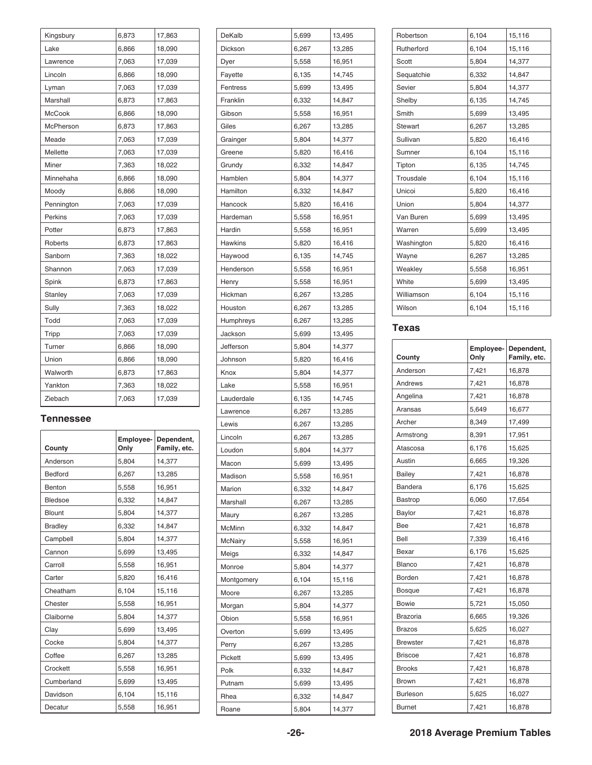| | | |
|---|---|---|
| Kingsbury | 6,873 | 17,863 |
| Lake | 6,866 | 18,090 |
| Lawrence | 7,063 | 17,039 |
| Lincoln | 6,866 | 18,090 |
| Lyman | 7,063 | 17,039 |
| Marshall | 6,873 | 17,863 |
| McCook | 6,866 | 18,090 |
| McPherson | 6,873 | 17,863 |
| Meade | 7,063 | 17,039 |
| Mellette | 7,063 | 17,039 |
| Miner | 7,363 | 18,022 |
| Minnehaha | 6,866 | 18,090 |
| Moody | 6,866 | 18,090 |
| Pennington | 7,063 | 17,039 |
| Perkins | 7,063 | 17,039 |
| Potter | 6,873 | 17,863 |
| Roberts | 6,873 | 17,863 |
| Sanborn | 7,363 | 18,022 |
| Shannon | 7,063 | 17,039 |
| Spink | 6,873 | 17,863 |
| Stanley | 7,063 | 17,039 |
| Sully | 7,363 | 18,022 |
| Todd | 7,063 | 17,039 |
| Tripp | 7,063 | 17,039 |
| Turner | 6,866 | 18,090 |
| Union | 6,866 | 18,090 |
| Walworth | 6,873 | 17,863 |
| Yankton | 7,363 | 18,022 |
| Ziebach | 7,063 | 17,039 |

## Tennessee

| County | Employee-Only | Dependent, Family, etc. |
|---|---|---|
| Anderson | 5,804 | 14,377 |
| Bedford | 6,267 | 13,285 |
| Benton | 5,558 | 16,951 |
| Bledsoe | 6,332 | 14,847 |
| Blount | 5,804 | 14,377 |
| Bradley | 6,332 | 14,847 |
| Campbell | 5,804 | 14,377 |
| Cannon | 5,699 | 13,495 |
| Carroll | 5,558 | 16,951 |
| Carter | 5,820 | 16,416 |
| Cheatham | 6,104 | 15,116 |
| Chester | 5,558 | 16,951 |
| Claiborne | 5,804 | 14,377 |
| Clay | 5,699 | 13,495 |
| Cocke | 5,804 | 14,377 |
| Coffee | 6,267 | 13,285 |
| Crockett | 5,558 | 16,951 |
| Cumberland | 5,699 | 13,495 |
| Davidson | 6,104 | 15,116 |
| Decatur | 5,558 | 16,951 |
| DeKalb | 5,699 | 13,495 |
| Dickson | 6,267 | 13,285 |
| Dyer | 5,558 | 16,951 |
| Fayette | 6,135 | 14,745 |
| Fentress | 5,699 | 13,495 |
| Franklin | 6,332 | 14,847 |
| Gibson | 5,558 | 16,951 |
| Giles | 6,267 | 13,285 |
| Grainger | 5,804 | 14,377 |
| Greene | 5,820 | 16,416 |
| Grundy | 6,332 | 14,847 |
| Hamblen | 5,804 | 14,377 |
| Hamilton | 6,332 | 14,847 |
| Hancock | 5,820 | 16,416 |
| Hardeman | 5,558 | 16,951 |
| Hardin | 5,558 | 16,951 |
| Hawkins | 5,820 | 16,416 |
| Haywood | 6,135 | 14,745 |
| Henderson | 5,558 | 16,951 |
| Henry | 5,558 | 16,951 |
| Hickman | 6,267 | 13,285 |
| Houston | 6,267 | 13,285 |
| Humphreys | 6,267 | 13,285 |
| Jackson | 5,699 | 13,495 |
| Jefferson | 5,804 | 14,377 |
| Johnson | 5,820 | 16,416 |
| Knox | 5,804 | 14,377 |
| Lake | 5,558 | 16,951 |
| Lauderdale | 6,135 | 14,745 |
| Lawrence | 6,267 | 13,285 |
| Lewis | 6,267 | 13,285 |
| Lincoln | 6,267 | 13,285 |
| Loudon | 5,804 | 14,377 |
| Macon | 5,699 | 13,495 |
| Madison | 5,558 | 16,951 |
| Marion | 6,332 | 14,847 |
| Marshall | 6,267 | 13,285 |
| Maury | 6,267 | 13,285 |
| McMinn | 6,332 | 14,847 |
| McNairy | 5,558 | 16,951 |
| Meigs | 6,332 | 14,847 |
| Monroe | 5,804 | 14,377 |
| Montgomery | 6,104 | 15,116 |
| Moore | 6,267 | 13,285 |
| Morgan | 5,804 | 14,377 |
| Obion | 5,558 | 16,951 |
| Overton | 5,699 | 13,495 |
| Perry | 6,267 | 13,285 |
| Pickett | 5,699 | 13,495 |
| Polk | 6,332 | 14,847 |
| Putnam | 5,699 | 13,495 |
| Rhea | 6,332 | 14,847 |
| Roane | 5,804 | 14,377 |
| Robertson | 6,104 | 15,116 |
| Rutherford | 6,104 | 15,116 |
| Scott | 5,804 | 14,377 |
| Sequatchie | 6,332 | 14,847 |
| Sevier | 5,804 | 14,377 |
| Shelby | 6,135 | 14,745 |
| Smith | 5,699 | 13,495 |
| Stewart | 6,267 | 13,285 |
| Sullivan | 5,820 | 16,416 |
| Sumner | 6,104 | 15,116 |
| Tipton | 6,135 | 14,745 |
| Trousdale | 6,104 | 15,116 |
| Unicoi | 5,820 | 16,416 |
| Union | 5,804 | 14,377 |
| Van Buren | 5,699 | 13,495 |
| Warren | 5,699 | 13,495 |
| Washington | 5,820 | 16,416 |
| Wayne | 6,267 | 13,285 |
| Weakley | 5,558 | 16,951 |
| White | 5,699 | 13,495 |
| Williamson | 6,104 | 15,116 |
| Wilson | 6,104 | 15,116 |

## Texas

| County | Employee-Only | Dependent, Family, etc. |
|---|---|---|
| Anderson | 7,421 | 16,878 |
| Andrews | 7,421 | 16,878 |
| Angelina | 7,421 | 16,878 |
| Aransas | 5,649 | 16,677 |
| Archer | 8,349 | 17,499 |
| Armstrong | 8,391 | 17,951 |
| Atascosa | 6,176 | 15,625 |
| Austin | 6,665 | 19,326 |
| Bailey | 7,421 | 16,878 |
| Bandera | 6,176 | 15,625 |
| Bastrop | 6,060 | 17,654 |
| Baylor | 7,421 | 16,878 |
| Bee | 7,421 | 16,878 |
| Bell | 7,339 | 16,416 |
| Bexar | 6,176 | 15,625 |
| Blanco | 7,421 | 16,878 |
| Borden | 7,421 | 16,878 |
| Bosque | 7,421 | 16,878 |
| Bowie | 5,721 | 15,050 |
| Brazoria | 6,665 | 19,326 |
| Brazos | 5,625 | 16,027 |
| Brewster | 7,421 | 16,878 |
| Briscoe | 7,421 | 16,878 |
| Brooks | 7,421 | 16,878 |
| Brown | 7,421 | 16,878 |
| Burleson | 5,625 | 16,027 |
| Burnet | 7,421 | 16,878 |

2018 Average Premium Tables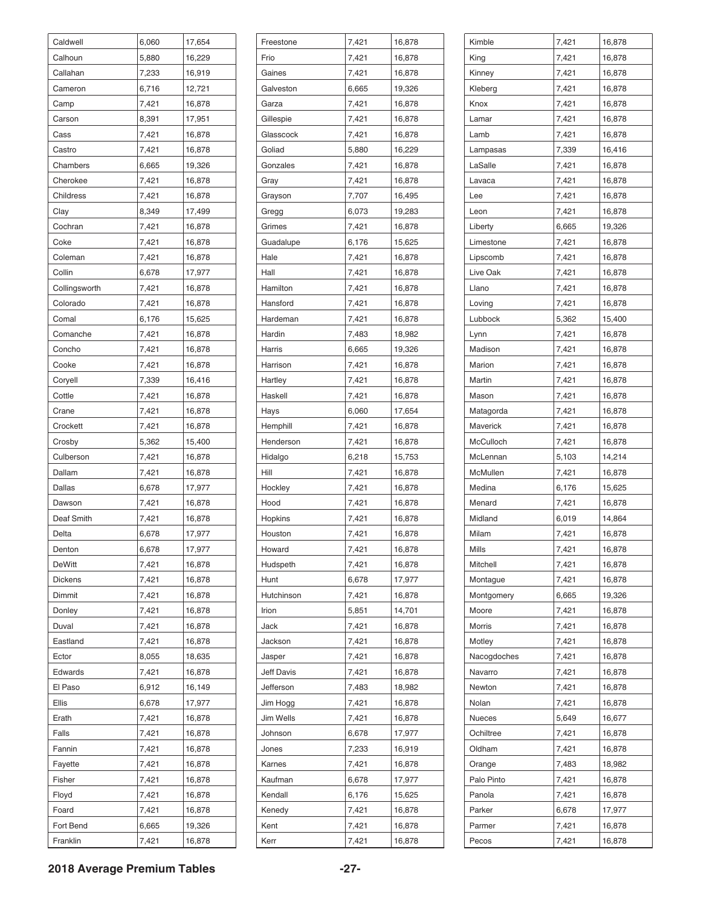| | | |
|---|---|---|
| Caldwell | 6,060 | 17,654 |
| Calhoun | 5,880 | 16,229 |
| Callahan | 7,233 | 16,919 |
| Cameron | 6,716 | 12,721 |
| Camp | 7,421 | 16,878 |
| Carson | 8,391 | 17,951 |
| Cass | 7,421 | 16,878 |
| Castro | 7,421 | 16,878 |
| Chambers | 6,665 | 19,326 |
| Cherokee | 7,421 | 16,878 |
| Childress | 7,421 | 16,878 |
| Clay | 8,349 | 17,499 |
| Cochran | 7,421 | 16,878 |
| Coke | 7,421 | 16,878 |
| Coleman | 7,421 | 16,878 |
| Collin | 6,678 | 17,977 |
| Collingsworth | 7,421 | 16,878 |
| Colorado | 7,421 | 16,878 |
| Comal | 6,176 | 15,625 |
| Comanche | 7,421 | 16,878 |
| Concho | 7,421 | 16,878 |
| Cooke | 7,421 | 16,878 |
| Coryell | 7,339 | 16,416 |
| Cottle | 7,421 | 16,878 |
| Crane | 7,421 | 16,878 |
| Crockett | 7,421 | 16,878 |
| Crosby | 5,362 | 15,400 |
| Culberson | 7,421 | 16,878 |
| Dallam | 7,421 | 16,878 |
| Dallas | 6,678 | 17,977 |
| Dawson | 7,421 | 16,878 |
| Deaf Smith | 7,421 | 16,878 |
| Delta | 6,678 | 17,977 |
| Denton | 6,678 | 17,977 |
| DeWitt | 7,421 | 16,878 |
| Dickens | 7,421 | 16,878 |
| Dimmit | 7,421 | 16,878 |
| Donley | 7,421 | 16,878 |
| Duval | 7,421 | 16,878 |
| Eastland | 7,421 | 16,878 |
| Ector | 8,055 | 18,635 |
| Edwards | 7,421 | 16,878 |
| El Paso | 6,912 | 16,149 |
| Ellis | 6,678 | 17,977 |
| Erath | 7,421 | 16,878 |
| Falls | 7,421 | 16,878 |
| Fannin | 7,421 | 16,878 |
| Fayette | 7,421 | 16,878 |
| Fisher | 7,421 | 16,878 |
| Floyd | 7,421 | 16,878 |
| Foard | 7,421 | 16,878 |
| Fort Bend | 6,665 | 19,326 |
| Franklin | 7,421 | 16,878 |
| Freestone | 7,421 | 16,878 |
| Frio | 7,421 | 16,878 |
| Gaines | 7,421 | 16,878 |
| Galveston | 6,665 | 19,326 |
| Garza | 7,421 | 16,878 |
| Gillespie | 7,421 | 16,878 |
| Glasscock | 7,421 | 16,878 |
| Goliad | 5,880 | 16,229 |
| Gonzales | 7,421 | 16,878 |
| Gray | 7,421 | 16,878 |
| Grayson | 7,707 | 16,495 |
| Gregg | 6,073 | 19,283 |
| Grimes | 7,421 | 16,878 |
| Guadalupe | 6,176 | 15,625 |
| Hale | 7,421 | 16,878 |
| Hall | 7,421 | 16,878 |
| Hamilton | 7,421 | 16,878 |
| Hansford | 7,421 | 16,878 |
| Hardeman | 7,421 | 16,878 |
| Hardin | 7,483 | 18,982 |
| Harris | 6,665 | 19,326 |
| Harrison | 7,421 | 16,878 |
| Hartley | 7,421 | 16,878 |
| Haskell | 7,421 | 16,878 |
| Hays | 6,060 | 17,654 |
| Hemphill | 7,421 | 16,878 |
| Henderson | 7,421 | 16,878 |
| Hidalgo | 6,218 | 15,753 |
| Hill | 7,421 | 16,878 |
| Hockley | 7,421 | 16,878 |
| Hood | 7,421 | 16,878 |
| Hopkins | 7,421 | 16,878 |
| Houston | 7,421 | 16,878 |
| Howard | 7,421 | 16,878 |
| Hudspeth | 7,421 | 16,878 |
| Hunt | 6,678 | 17,977 |
| Hutchinson | 7,421 | 16,878 |
| Irion | 5,851 | 14,701 |
| Jack | 7,421 | 16,878 |
| Jackson | 7,421 | 16,878 |
| Jasper | 7,421 | 16,878 |
| Jeff Davis | 7,421 | 16,878 |
| Jefferson | 7,483 | 18,982 |
| Jim Hogg | 7,421 | 16,878 |
| Jim Wells | 7,421 | 16,878 |
| Johnson | 6,678 | 17,977 |
| Jones | 7,233 | 16,919 |
| Karnes | 7,421 | 16,878 |
| Kaufman | 6,678 | 17,977 |
| Kendall | 6,176 | 15,625 |
| Kenedy | 7,421 | 16,878 |
| Kent | 7,421 | 16,878 |
| Kerr | 7,421 | 16,878 |
| Kimble | 7,421 | 16,878 |
| King | 7,421 | 16,878 |
| Kinney | 7,421 | 16,878 |
| Kleberg | 7,421 | 16,878 |
| Knox | 7,421 | 16,878 |
| Lamar | 7,421 | 16,878 |
| Lamb | 7,421 | 16,878 |
| Lampasas | 7,339 | 16,416 |
| LaSalle | 7,421 | 16,878 |
| Lavaca | 7,421 | 16,878 |
| Lee | 7,421 | 16,878 |
| Leon | 7,421 | 16,878 |
| Liberty | 6,665 | 19,326 |
| Limestone | 7,421 | 16,878 |
| Lipscomb | 7,421 | 16,878 |
| Live Oak | 7,421 | 16,878 |
| Llano | 7,421 | 16,878 |
| Loving | 7,421 | 16,878 |
| Lubbock | 5,362 | 15,400 |
| Lynn | 7,421 | 16,878 |
| Madison | 7,421 | 16,878 |
| Marion | 7,421 | 16,878 |
| Martin | 7,421 | 16,878 |
| Mason | 7,421 | 16,878 |
| Matagorda | 7,421 | 16,878 |
| Maverick | 7,421 | 16,878 |
| McCulloch | 7,421 | 16,878 |
| McLennan | 5,103 | 14,214 |
| McMullen | 7,421 | 16,878 |
| Medina | 6,176 | 15,625 |
| Menard | 7,421 | 16,878 |
| Midland | 6,019 | 14,864 |
| Milam | 7,421 | 16,878 |
| Mills | 7,421 | 16,878 |
| Mitchell | 7,421 | 16,878 |
| Montague | 7,421 | 16,878 |
| Montgomery | 6,665 | 19,326 |
| Moore | 7,421 | 16,878 |
| Morris | 7,421 | 16,878 |
| Motley | 7,421 | 16,878 |
| Nacogdoches | 7,421 | 16,878 |
| Navarro | 7,421 | 16,878 |
| Newton | 7,421 | 16,878 |
| Nolan | 7,421 | 16,878 |
| Nueces | 5,649 | 16,677 |
| Ochiltree | 7,421 | 16,878 |
| Oldham | 7,421 | 16,878 |
| Orange | 7,483 | 18,982 |
| Palo Pinto | 7,421 | 16,878 |
| Panola | 7,421 | 16,878 |
| Parker | 6,678 | 17,977 |
| Parmer | 7,421 | 16,878 |
| Pecos | 7,421 | 16,878 |

**2018 Average Premium Tables**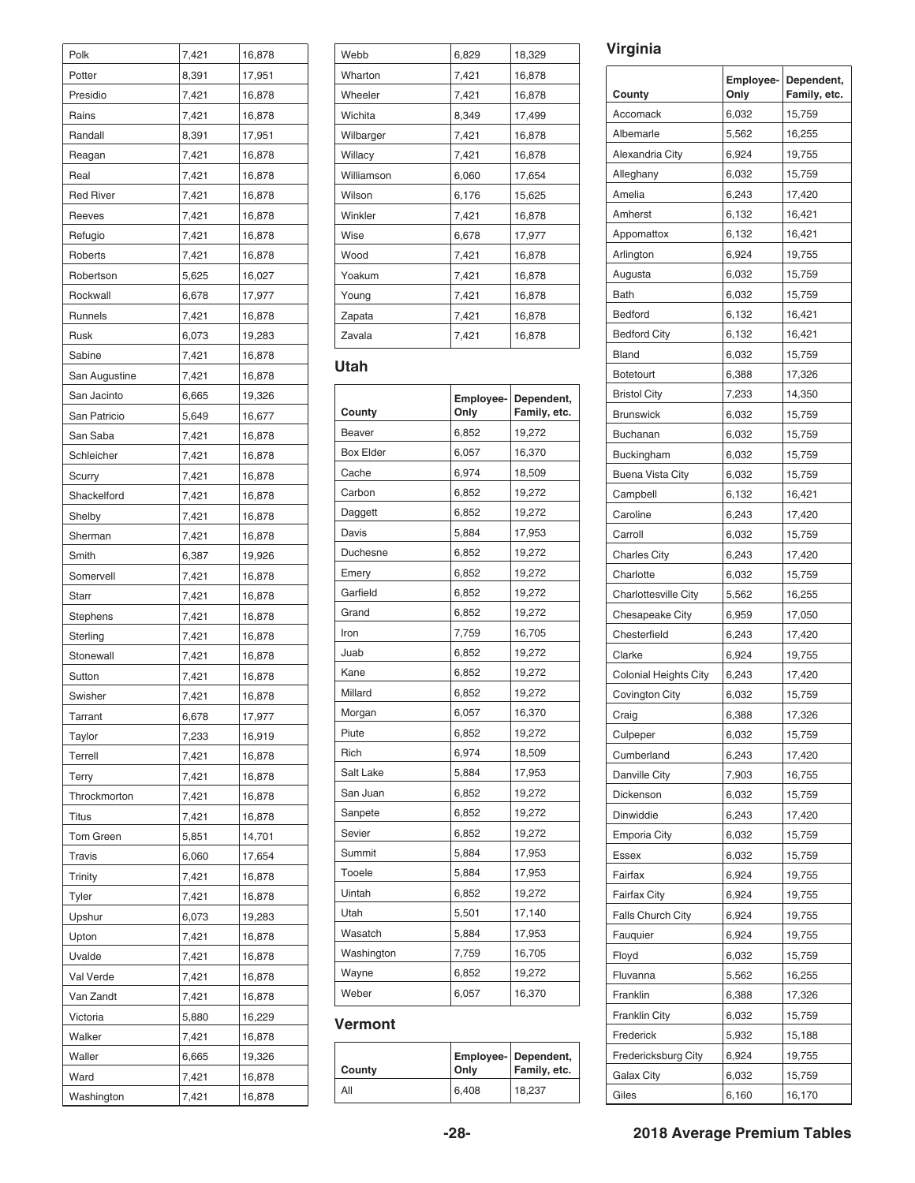| | | |
|---|---|---|
| Polk | 7,421 | 16,878 |
| Potter | 8,391 | 17,951 |
| Presidio | 7,421 | 16,878 |
| Rains | 7,421 | 16,878 |
| Randall | 8,391 | 17,951 |
| Reagan | 7,421 | 16,878 |
| Real | 7,421 | 16,878 |
| Red River | 7,421 | 16,878 |
| Reeves | 7,421 | 16,878 |
| Refugio | 7,421 | 16,878 |
| Roberts | 7,421 | 16,878 |
| Robertson | 5,625 | 16,027 |
| Rockwall | 6,678 | 17,977 |
| Runnels | 7,421 | 16,878 |
| Rusk | 6,073 | 19,283 |
| Sabine | 7,421 | 16,878 |
| San Augustine | 7,421 | 16,878 |
| San Jacinto | 6,665 | 19,326 |
| San Patricio | 5,649 | 16,677 |
| San Saba | 7,421 | 16,878 |
| Schleicher | 7,421 | 16,878 |
| Scurry | 7,421 | 16,878 |
| Shackelford | 7,421 | 16,878 |
| Shelby | 7,421 | 16,878 |
| Sherman | 7,421 | 16,878 |
| Smith | 6,387 | 19,926 |
| Somervell | 7,421 | 16,878 |
| Starr | 7,421 | 16,878 |
| Stephens | 7,421 | 16,878 |
| Sterling | 7,421 | 16,878 |
| Stonewall | 7,421 | 16,878 |
| Sutton | 7,421 | 16,878 |
| Swisher | 7,421 | 16,878 |
| Tarrant | 6,678 | 17,977 |
| Taylor | 7,233 | 16,919 |
| Terrell | 7,421 | 16,878 |
| Terry | 7,421 | 16,878 |
| Throckmorton | 7,421 | 16,878 |
| Titus | 7,421 | 16,878 |
| Tom Green | 5,851 | 14,701 |
| Travis | 6,060 | 17,654 |
| Trinity | 7,421 | 16,878 |
| Tyler | 7,421 | 16,878 |
| Upshur | 6,073 | 19,283 |
| Upton | 7,421 | 16,878 |
| Uvalde | 7,421 | 16,878 |
| Val Verde | 7,421 | 16,878 |
| Van Zandt | 7,421 | 16,878 |
| Victoria | 5,880 | 16,229 |
| Walker | 7,421 | 16,878 |
| Waller | 6,665 | 19,326 |
| Ward | 7,421 | 16,878 |
| Washington | 7,421 | 16,878 |
| Webb | 6,829 | 18,329 |
| Wharton | 7,421 | 16,878 |
| Wheeler | 7,421 | 16,878 |
| Wichita | 8,349 | 17,499 |
| Wilbarger | 7,421 | 16,878 |
| Willacy | 7,421 | 16,878 |
| Williamson | 6,060 | 17,654 |
| Wilson | 6,176 | 15,625 |
| Winkler | 7,421 | 16,878 |
| Wise | 6,678 | 17,977 |
| Wood | 7,421 | 16,878 |
| Yoakum | 7,421 | 16,878 |
| Young | 7,421 | 16,878 |
| Zapata | 7,421 | 16,878 |
| Zavala | 7,421 | 16,878 |

## Utah

| County | Employee-Only | Dependent, Family, etc. |
|---|---|---|
| Beaver | 6,852 | 19,272 |
| Box Elder | 6,057 | 16,370 |
| Cache | 6,974 | 18,509 |
| Carbon | 6,852 | 19,272 |
| Daggett | 6,852 | 19,272 |
| Davis | 5,884 | 17,953 |
| Duchesne | 6,852 | 19,272 |
| Emery | 6,852 | 19,272 |
| Garfield | 6,852 | 19,272 |
| Grand | 6,852 | 19,272 |
| Iron | 7,759 | 16,705 |
| Juab | 6,852 | 19,272 |
| Kane | 6,852 | 19,272 |
| Millard | 6,852 | 19,272 |
| Morgan | 6,057 | 16,370 |
| Piute | 6,852 | 19,272 |
| Rich | 6,974 | 18,509 |
| Salt Lake | 5,884 | 17,953 |
| San Juan | 6,852 | 19,272 |
| Sanpete | 6,852 | 19,272 |
| Sevier | 6,852 | 19,272 |
| Summit | 5,884 | 17,953 |
| Tooele | 5,884 | 17,953 |
| Uintah | 6,852 | 19,272 |
| Utah | 5,501 | 17,140 |
| Wasatch | 5,884 | 17,953 |
| Washington | 7,759 | 16,705 |
| Wayne | 6,852 | 19,272 |
| Weber | 6,057 | 16,370 |

## Vermont

| County | Employee-Only | Dependent, Family, etc. |
|---|---|---|
| All | 6,408 | 18,237 |

## Virginia

| County | Employee-Only | Dependent, Family, etc. |
|---|---|---|
| Accomack | 6,032 | 15,759 |
| Albemarle | 5,562 | 16,255 |
| Alexandria City | 6,924 | 19,755 |
| Alleghany | 6,032 | 15,759 |
| Amelia | 6,243 | 17,420 |
| Amherst | 6,132 | 16,421 |
| Appomattox | 6,132 | 16,421 |
| Arlington | 6,924 | 19,755 |
| Augusta | 6,032 | 15,759 |
| Bath | 6,032 | 15,759 |
| Bedford | 6,132 | 16,421 |
| Bedford City | 6,132 | 16,421 |
| Bland | 6,032 | 15,759 |
| Botetourt | 6,388 | 17,326 |
| Bristol City | 7,233 | 14,350 |
| Brunswick | 6,032 | 15,759 |
| Buchanan | 6,032 | 15,759 |
| Buckingham | 6,032 | 15,759 |
| Buena Vista City | 6,032 | 15,759 |
| Campbell | 6,132 | 16,421 |
| Caroline | 6,243 | 17,420 |
| Carroll | 6,032 | 15,759 |
| Charles City | 6,243 | 17,420 |
| Charlotte | 6,032 | 15,759 |
| Charlottesville City | 5,562 | 16,255 |
| Chesapeake City | 6,959 | 17,050 |
| Chesterfield | 6,243 | 17,420 |
| Clarke | 6,924 | 19,755 |
| Colonial Heights City | 6,243 | 17,420 |
| Covington City | 6,032 | 15,759 |
| Craig | 6,388 | 17,326 |
| Culpeper | 6,032 | 15,759 |
| Cumberland | 6,243 | 17,420 |
| Danville City | 7,903 | 16,755 |
| Dickenson | 6,032 | 15,759 |
| Dinwiddie | 6,243 | 17,420 |
| Emporia City | 6,032 | 15,759 |
| Essex | 6,032 | 15,759 |
| Fairfax | 6,924 | 19,755 |
| Fairfax City | 6,924 | 19,755 |
| Falls Church City | 6,924 | 19,755 |
| Fauquier | 6,924 | 19,755 |
| Floyd | 6,032 | 15,759 |
| Fluvanna | 5,562 | 16,255 |
| Franklin | 6,388 | 17,326 |
| Franklin City | 6,032 | 15,759 |
| Frederick | 5,932 | 15,188 |
| Fredericksburg City | 6,924 | 19,755 |
| Galax City | 6,032 | 15,759 |
| Giles | 6,160 | 16,170 |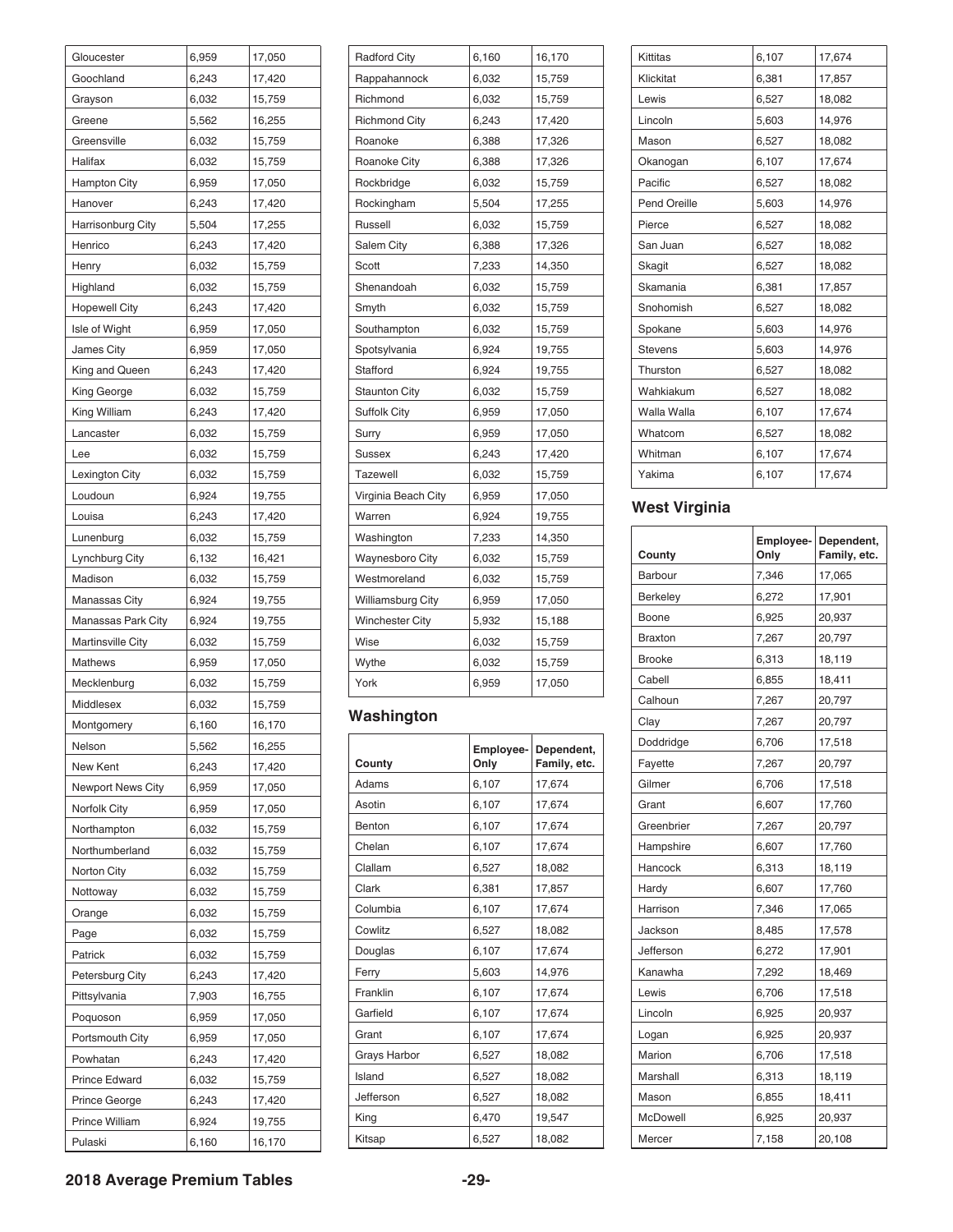| | | |
|---|---|---|
| Gloucester | 6,959 | 17,050 |
| Goochland | 6,243 | 17,420 |
| Grayson | 6,032 | 15,759 |
| Greene | 5,562 | 16,255 |
| Greensville | 6,032 | 15,759 |
| Halifax | 6,032 | 15,759 |
| Hampton City | 6,959 | 17,050 |
| Hanover | 6,243 | 17,420 |
| Harrisonburg City | 5,504 | 17,255 |
| Henrico | 6,243 | 17,420 |
| Henry | 6,032 | 15,759 |
| Highland | 6,032 | 15,759 |
| Hopewell City | 6,243 | 17,420 |
| Isle of Wight | 6,959 | 17,050 |
| James City | 6,959 | 17,050 |
| King and Queen | 6,243 | 17,420 |
| King George | 6,032 | 15,759 |
| King William | 6,243 | 17,420 |
| Lancaster | 6,032 | 15,759 |
| Lee | 6,032 | 15,759 |
| Lexington City | 6,032 | 15,759 |
| Loudoun | 6,924 | 19,755 |
| Louisa | 6,243 | 17,420 |
| Lunenburg | 6,032 | 15,759 |
| Lynchburg City | 6,132 | 16,421 |
| Madison | 6,032 | 15,759 |
| Manassas City | 6,924 | 19,755 |
| Manassas Park City | 6,924 | 19,755 |
| Martinsville City | 6,032 | 15,759 |
| Mathews | 6,959 | 17,050 |
| Mecklenburg | 6,032 | 15,759 |
| Middlesex | 6,032 | 15,759 |
| Montgomery | 6,160 | 16,170 |
| Nelson | 5,562 | 16,255 |
| New Kent | 6,243 | 17,420 |
| Newport News City | 6,959 | 17,050 |
| Norfolk City | 6,959 | 17,050 |
| Northampton | 6,032 | 15,759 |
| Northumberland | 6,032 | 15,759 |
| Norton City | 6,032 | 15,759 |
| Nottoway | 6,032 | 15,759 |
| Orange | 6,032 | 15,759 |
| Page | 6,032 | 15,759 |
| Patrick | 6,032 | 15,759 |
| Petersburg City | 6,243 | 17,420 |
| Pittsylvania | 7,903 | 16,755 |
| Poquoson | 6,959 | 17,050 |
| Portsmouth City | 6,959 | 17,050 |
| Powhatan | 6,243 | 17,420 |
| Prince Edward | 6,032 | 15,759 |
| Prince George | 6,243 | 17,420 |
| Prince William | 6,924 | 19,755 |
| Pulaski | 6,160 | 16,170 |
| Radford City | 6,160 | 16,170 |
| Rappahannock | 6,032 | 15,759 |
| Richmond | 6,032 | 15,759 |
| Richmond City | 6,243 | 17,420 |
| Roanoke | 6,388 | 17,326 |
| Roanoke City | 6,388 | 17,326 |
| Rockbridge | 6,032 | 15,759 |
| Rockingham | 5,504 | 17,255 |
| Russell | 6,032 | 15,759 |
| Salem City | 6,388 | 17,326 |
| Scott | 7,233 | 14,350 |
| Shenandoah | 6,032 | 15,759 |
| Smyth | 6,032 | 15,759 |
| Southampton | 6,032 | 15,759 |
| Spotsylvania | 6,924 | 19,755 |
| Stafford | 6,924 | 19,755 |
| Staunton City | 6,032 | 15,759 |
| Suffolk City | 6,959 | 17,050 |
| Surry | 6,959 | 17,050 |
| Sussex | 6,243 | 17,420 |
| Tazewell | 6,032 | 15,759 |
| Virginia Beach City | 6,959 | 17,050 |
| Warren | 6,924 | 19,755 |
| Washington | 7,233 | 14,350 |
| Waynesboro City | 6,032 | 15,759 |
| Westmoreland | 6,032 | 15,759 |
| Williamsburg City | 6,959 | 17,050 |
| Winchester City | 5,932 | 15,188 |
| Wise | 6,032 | 15,759 |
| Wythe | 6,032 | 15,759 |
| York | 6,959 | 17,050 |

## Washington

| County | Employee-Only | Dependent, Family, etc. |
|---|---|---|
| Adams | 6,107 | 17,674 |
| Asotin | 6,107 | 17,674 |
| Benton | 6,107 | 17,674 |
| Chelan | 6,107 | 17,674 |
| Clallam | 6,527 | 18,082 |
| Clark | 6,381 | 17,857 |
| Columbia | 6,107 | 17,674 |
| Cowlitz | 6,527 | 18,082 |
| Douglas | 6,107 | 17,674 |
| Ferry | 5,603 | 14,976 |
| Franklin | 6,107 | 17,674 |
| Garfield | 6,107 | 17,674 |
| Grant | 6,107 | 17,674 |
| Grays Harbor | 6,527 | 18,082 |
| Island | 6,527 | 18,082 |
| Jefferson | 6,527 | 18,082 |
| King | 6,470 | 19,547 |
| Kitsap | 6,527 | 18,082 |
| Kittitas | 6,107 | 17,674 |
| Klickitat | 6,381 | 17,857 |
| Lewis | 6,527 | 18,082 |
| Lincoln | 5,603 | 14,976 |
| Mason | 6,527 | 18,082 |
| Okanogan | 6,107 | 17,674 |
| Pacific | 6,527 | 18,082 |
| Pend Oreille | 5,603 | 14,976 |
| Pierce | 6,527 | 18,082 |
| San Juan | 6,527 | 18,082 |
| Skagit | 6,527 | 18,082 |
| Skamania | 6,381 | 17,857 |
| Snohomish | 6,527 | 18,082 |
| Spokane | 5,603 | 14,976 |
| Stevens | 5,603 | 14,976 |
| Thurston | 6,527 | 18,082 |
| Wahkiakum | 6,527 | 18,082 |
| Walla Walla | 6,107 | 17,674 |
| Whatcom | 6,527 | 18,082 |
| Whitman | 6,107 | 17,674 |
| Yakima | 6,107 | 17,674 |

## West Virginia

| County | Employee-Only | Dependent, Family, etc. |
|---|---|---|
| Barbour | 7,346 | 17,065 |
| Berkeley | 6,272 | 17,901 |
| Boone | 6,925 | 20,937 |
| Braxton | 7,267 | 20,797 |
| Brooke | 6,313 | 18,119 |
| Cabell | 6,855 | 18,411 |
| Calhoun | 7,267 | 20,797 |
| Clay | 7,267 | 20,797 |
| Doddridge | 6,706 | 17,518 |
| Fayette | 7,267 | 20,797 |
| Gilmer | 6,706 | 17,518 |
| Grant | 6,607 | 17,760 |
| Greenbrier | 7,267 | 20,797 |
| Hampshire | 6,607 | 17,760 |
| Hancock | 6,313 | 18,119 |
| Hardy | 6,607 | 17,760 |
| Harrison | 7,346 | 17,065 |
| Jackson | 8,485 | 17,578 |
| Jefferson | 6,272 | 17,901 |
| Kanawha | 7,292 | 18,469 |
| Lewis | 6,706 | 17,518 |
| Lincoln | 6,925 | 20,937 |
| Logan | 6,925 | 20,937 |
| Marion | 6,706 | 17,518 |
| Marshall | 6,313 | 18,119 |
| Mason | 6,855 | 18,411 |
| McDowell | 6,925 | 20,937 |
| Mercer | 7,158 | 20,108 |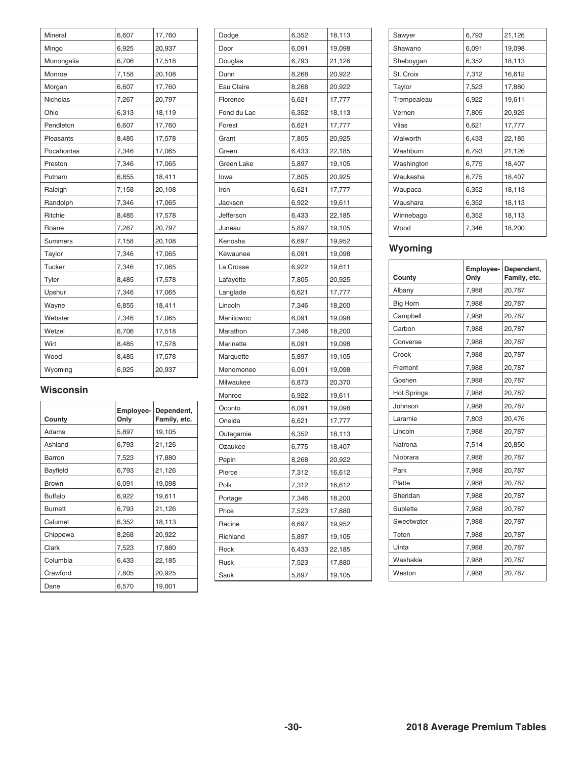| | | |
|---|---|---|
| Mineral | 6,607 | 17,760 |
| Mingo | 6,925 | 20,937 |
| Monongalia | 6,706 | 17,518 |
| Monroe | 7,158 | 20,108 |
| Morgan | 6,607 | 17,760 |
| Nicholas | 7,267 | 20,797 |
| Ohio | 6,313 | 18,119 |
| Pendleton | 6,607 | 17,760 |
| Pleasants | 8,485 | 17,578 |
| Pocahontas | 7,346 | 17,065 |
| Preston | 7,346 | 17,065 |
| Putnam | 6,855 | 18,411 |
| Raleigh | 7,158 | 20,108 |
| Randolph | 7,346 | 17,065 |
| Ritchie | 8,485 | 17,578 |
| Roane | 7,267 | 20,797 |
| Summers | 7,158 | 20,108 |
| Taylor | 7,346 | 17,065 |
| Tucker | 7,346 | 17,065 |
| Tyler | 8,485 | 17,578 |
| Upshur | 7,346 | 17,065 |
| Wayne | 6,855 | 18,411 |
| Webster | 7,346 | 17,065 |
| Wetzel | 6,706 | 17,518 |
| Wirt | 8,485 | 17,578 |
| Wood | 8,485 | 17,578 |
| Wyoming | 6,925 | 20,937 |

## Wisconsin

| County | Employee-Only | Dependent, Family, etc. |
|---|---|---|
| Adams | 5,897 | 19,105 |
| Ashland | 6,793 | 21,126 |
| Barron | 7,523 | 17,880 |
| Bayfield | 6,793 | 21,126 |
| Brown | 6,091 | 19,098 |
| Buffalo | 6,922 | 19,611 |
| Burnett | 6,793 | 21,126 |
| Calumet | 6,352 | 18,113 |
| Chippewa | 8,268 | 20,922 |
| Clark | 7,523 | 17,880 |
| Columbia | 6,433 | 22,185 |
| Crawford | 7,805 | 20,925 |
| Dane | 6,570 | 19,001 |
| Dodge | 6,352 | 18,113 |
| Door | 6,091 | 19,098 |
| Douglas | 6,793 | 21,126 |
| Dunn | 8,268 | 20,922 |
| Eau Claire | 8,268 | 20,922 |
| Florence | 6,621 | 17,777 |
| Fond du Lac | 6,352 | 18,113 |
| Forest | 6,621 | 17,777 |
| Grant | 7,805 | 20,925 |
| Green | 6,433 | 22,185 |
| Green Lake | 5,897 | 19,105 |
| Iowa | 7,805 | 20,925 |
| Iron | 6,621 | 17,777 |
| Jackson | 6,922 | 19,611 |
| Jefferson | 6,433 | 22,185 |
| Juneau | 5,897 | 19,105 |
| Kenosha | 6,697 | 19,952 |
| Kewaunee | 6,091 | 19,098 |
| La Crosse | 6,922 | 19,611 |
| Lafayette | 7,805 | 20,925 |
| Langlade | 6,621 | 17,777 |
| Lincoln | 7,346 | 18,200 |
| Manitowoc | 6,091 | 19,098 |
| Marathon | 7,346 | 18,200 |
| Marinette | 6,091 | 19,098 |
| Marquette | 5,897 | 19,105 |
| Menomonee | 6,091 | 19,098 |
| Milwaukee | 6,873 | 20,370 |
| Monroe | 6,922 | 19,611 |
| Oconto | 6,091 | 19,098 |
| Oneida | 6,621 | 17,777 |
| Outagamie | 6,352 | 18,113 |
| Ozaukee | 6,775 | 18,407 |
| Pepin | 8,268 | 20,922 |
| Pierce | 7,312 | 16,612 |
| Polk | 7,312 | 16,612 |
| Portage | 7,346 | 18,200 |
| Price | 7,523 | 17,880 |
| Racine | 6,697 | 19,952 |
| Richland | 5,897 | 19,105 |
| Rock | 6,433 | 22,185 |
| Rusk | 7,523 | 17,880 |
| Sauk | 5,897 | 19,105 |
| Sawyer | 6,793 | 21,126 |
| Shawano | 6,091 | 19,098 |
| Sheboygan | 6,352 | 18,113 |
| St. Croix | 7,312 | 16,612 |
| Taylor | 7,523 | 17,880 |
| Trempealeau | 6,922 | 19,611 |
| Vernon | 7,805 | 20,925 |
| Vilas | 6,621 | 17,777 |
| Walworth | 6,433 | 22,185 |
| Washburn | 6,793 | 21,126 |
| Washington | 6,775 | 18,407 |
| Waukesha | 6,775 | 18,407 |
| Waupaca | 6,352 | 18,113 |
| Waushara | 6,352 | 18,113 |
| Winnebago | 6,352 | 18,113 |
| Wood | 7,346 | 18,200 |

## Wyoming

| County | Employee-Only | Dependent, Family, etc. |
|---|---|---|
| Albany | 7,988 | 20,787 |
| Big Horn | 7,988 | 20,787 |
| Campbell | 7,988 | 20,787 |
| Carbon | 7,988 | 20,787 |
| Converse | 7,988 | 20,787 |
| Crook | 7,988 | 20,787 |
| Fremont | 7,988 | 20,787 |
| Goshen | 7,988 | 20,787 |
| Hot Springs | 7,988 | 20,787 |
| Johnson | 7,988 | 20,787 |
| Laramie | 7,803 | 20,476 |
| Lincoln | 7,988 | 20,787 |
| Natrona | 7,514 | 20,850 |
| Niobrara | 7,988 | 20,787 |
| Park | 7,988 | 20,787 |
| Platte | 7,988 | 20,787 |
| Sheridan | 7,988 | 20,787 |
| Sublette | 7,988 | 20,787 |
| Sweetwater | 7,988 | 20,787 |
| Teton | 7,988 | 20,787 |
| Uinta | 7,988 | 20,787 |
| Washakie | 7,988 | 20,787 |
| Weston | 7,988 | 20,787 |